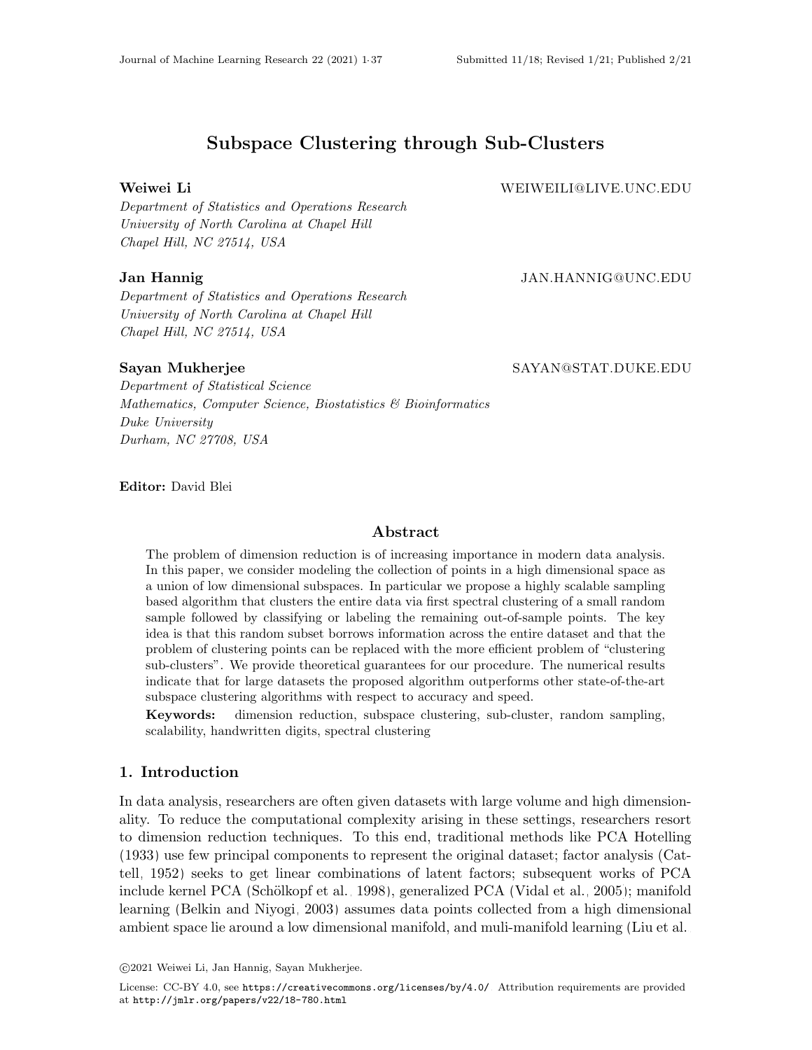# Subspace Clustering through Sub-Clusters

**Weiwei Li** WEIWEILI@LIVE.UNC.EDU

*Department of Statistics and Operations Research*
*University of North Carolina at Chapel Hill*
*Chapel Hill, NC 27514, USA*

**Jan Hannig** JAN.HANNIG@UNC.EDU

*Department of Statistics and Operations Research*
*University of North Carolina at Chapel Hill*
*Chapel Hill, NC 27514, USA*

**Sayan Mukherjee** SAYAN@STAT.DUKE.EDU

*Department of Statistical Science*
*Mathematics, Computer Science, Biostatistics & Bioinformatics*
*Duke University*
*Durham, NC 27708, USA*

**Editor:** David Blei

## Abstract

The problem of dimension reduction is of increasing importance in modern data analysis. In this paper, we consider modeling the collection of points in a high dimensional space as a union of low dimensional subspaces. In particular we propose a highly scalable sampling based algorithm that clusters the entire data via first spectral clustering of a small random sample followed by classifying or labeling the remaining out-of-sample points. The key idea is that this random subset borrows information across the entire dataset and that the problem of clustering points can be replaced with the more efficient problem of "clustering sub-clusters". We provide theoretical guarantees for our procedure. The numerical results indicate that for large datasets the proposed algorithm outperforms other state-of-the-art subspace clustering algorithms with respect to accuracy and speed.

**Keywords:** dimension reduction, subspace clustering, sub-cluster, random sampling, scalability, handwritten digits, spectral clustering

## 1. Introduction

In data analysis, researchers are often given datasets with large volume and high dimensionality. To reduce the computational complexity arising in these settings, researchers resort to dimension reduction techniques. To this end, traditional methods like PCA Hotelling (1933) use few principal components to represent the original dataset; factor analysis (Cattell, 1952) seeks to get linear combinations of latent factors; subsequent works of PCA include kernel PCA (Schölkopf et al., 1998), generalized PCA (Vidal et al., 2005); manifold learning (Belkin and Niyogi, 2003) assumes data points collected from a high dimensional ambient space lie around a low dimensional manifold, and muli-manifold learning (Liu et al.

©2021 Weiwei Li, Jan Hannig, Sayan Mukherjee.

License: CC-BY 4.0, see https://creativecommons.org/licenses/by/4.0/. Attribution requirements are provided at http://jmlr.org/papers/v22/18-780.html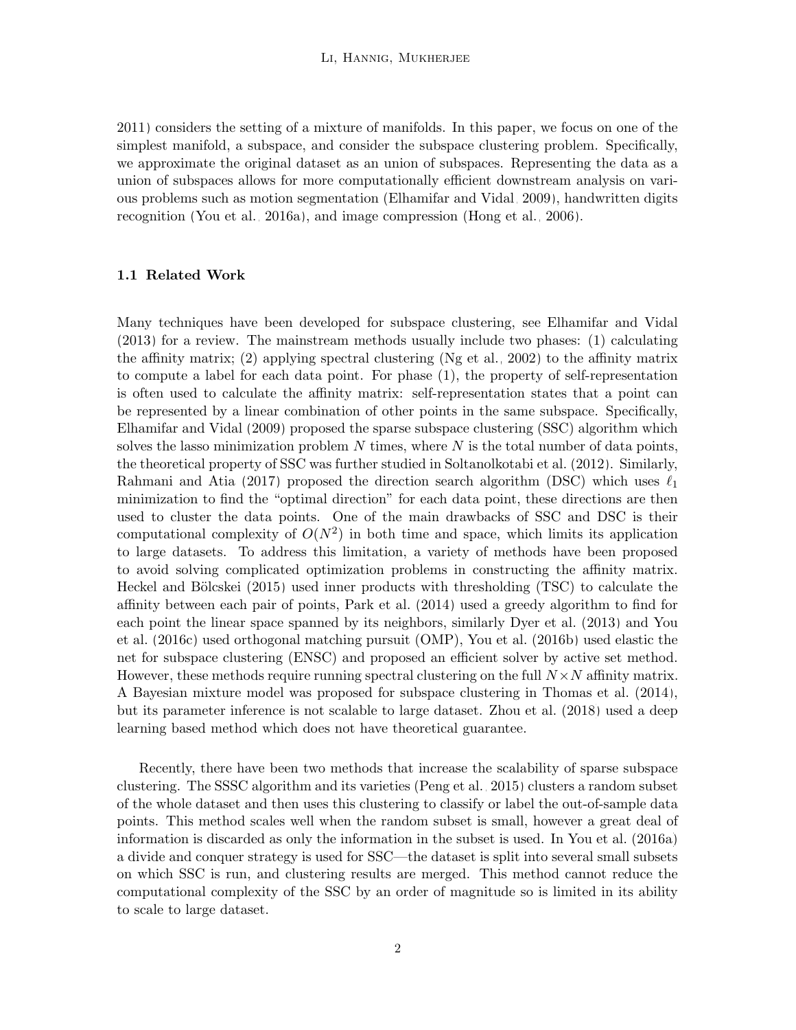2011) considers the setting of a mixture of manifolds. In this paper, we focus on one of the simplest manifold, a subspace, and consider the subspace clustering problem. Specifically, we approximate the original dataset as an union of subspaces. Representing the data as a union of subspaces allows for more computationally efficient downstream analysis on various problems such as motion segmentation (Elhamifar and Vidal, 2009), handwritten digits recognition (You et al., 2016a), and image compression (Hong et al., 2006).

### 1.1 Related Work

Many techniques have been developed for subspace clustering, see Elhamifar and Vidal (2013) for a review. The mainstream methods usually include two phases: (1) calculating the affinity matrix; (2) applying spectral clustering (Ng et al., 2002) to the affinity matrix to compute a label for each data point. For phase (1), the property of self-representation is often used to calculate the affinity matrix: self-representation states that a point can be represented by a linear combination of other points in the same subspace. Specifically, Elhamifar and Vidal (2009) proposed the sparse subspace clustering (SSC) algorithm which solves the lasso minimization problem $N$ times, where $N$ is the total number of data points, the theoretical property of SSC was further studied in Soltanolkotabi et al. (2012). Similarly, Rahmani and Atia (2017) proposed the direction search algorithm (DSC) which uses $\ell_1$ minimization to find the "optimal direction" for each data point, these directions are then used to cluster the data points. One of the main drawbacks of SSC and DSC is their computational complexity of $O(N^2)$ in both time and space, which limits its application to large datasets. To address this limitation, a variety of methods have been proposed to avoid solving complicated optimization problems in constructing the affinity matrix. Heckel and Bölcskei (2015) used inner products with thresholding (TSC) to calculate the affinity between each pair of points, Park et al. (2014) used a greedy algorithm to find for each point the linear space spanned by its neighbors, similarly Dyer et al. (2013) and You et al. (2016c) used orthogonal matching pursuit (OMP), You et al. (2016b) used elastic the net for subspace clustering (ENSC) and proposed an efficient solver by active set method. However, these methods require running spectral clustering on the full $N \times N$ affinity matrix. A Bayesian mixture model was proposed for subspace clustering in Thomas et al. (2014), but its parameter inference is not scalable to large dataset. Zhou et al. (2018) used a deep learning based method which does not have theoretical guarantee.

Recently, there have been two methods that increase the scalability of sparse subspace clustering. The SSSC algorithm and its varieties (Peng et al., 2015) clusters a random subset of the whole dataset and then uses this clustering to classify or label the out-of-sample data points. This method scales well when the random subset is small, however a great deal of information is discarded as only the information in the subset is used. In You et al. (2016a) a divide and conquer strategy is used for SSC—the dataset is split into several small subsets on which SSC is run, and clustering results are merged. This method cannot reduce the computational complexity of the SSC by an order of magnitude so is limited in its ability to scale to large dataset.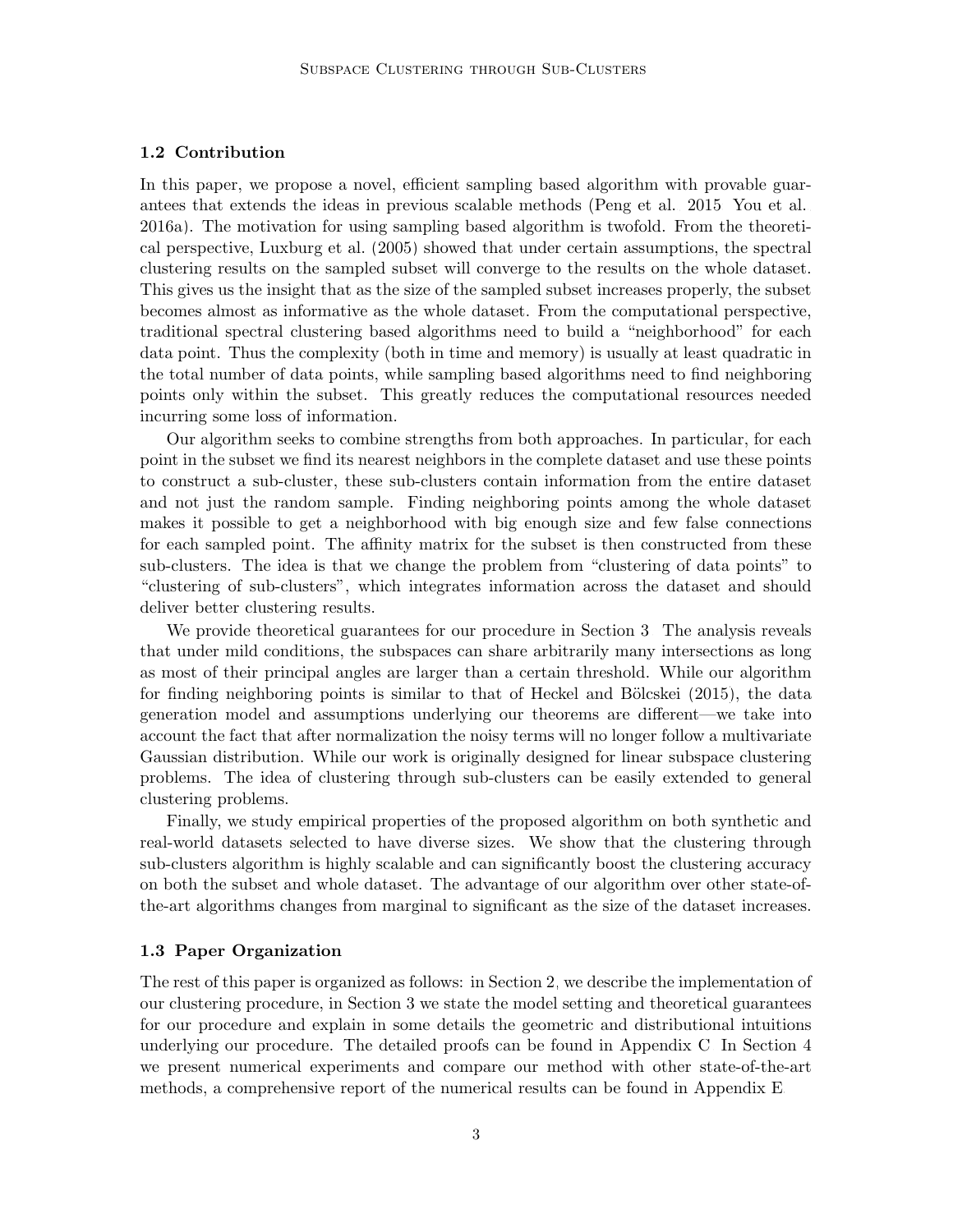### 1.2 Contribution

In this paper, we propose a novel, efficient sampling based algorithm with provable guarantees that extends the ideas in previous scalable methods (Peng et al. 2015 You et al. 2016a). The motivation for using sampling based algorithm is twofold. From the theoretical perspective, Luxburg et al. (2005) showed that under certain assumptions, the spectral clustering results on the sampled subset will converge to the results on the whole dataset. This gives us the insight that as the size of the sampled subset increases properly, the subset becomes almost as informative as the whole dataset. From the computational perspective, traditional spectral clustering based algorithms need to build a "neighborhood" for each data point. Thus the complexity (both in time and memory) is usually at least quadratic in the total number of data points, while sampling based algorithms need to find neighboring points only within the subset. This greatly reduces the computational resources needed incurring some loss of information.

Our algorithm seeks to combine strengths from both approaches. In particular, for each point in the subset we find its nearest neighbors in the complete dataset and use these points to construct a sub-cluster, these sub-clusters contain information from the entire dataset and not just the random sample. Finding neighboring points among the whole dataset makes it possible to get a neighborhood with big enough size and few false connections for each sampled point. The affinity matrix for the subset is then constructed from these sub-clusters. The idea is that we change the problem from "clustering of data points" to "clustering of sub-clusters", which integrates information across the dataset and should deliver better clustering results.

We provide theoretical guarantees for our procedure in Section 3 The analysis reveals that under mild conditions, the subspaces can share arbitrarily many intersections as long as most of their principal angles are larger than a certain threshold. While our algorithm for finding neighboring points is similar to that of Heckel and Bölcskei (2015), the data generation model and assumptions underlying our theorems are different—we take into account the fact that after normalization the noisy terms will no longer follow a multivariate Gaussian distribution. While our work is originally designed for linear subspace clustering problems. The idea of clustering through sub-clusters can be easily extended to general clustering problems.

Finally, we study empirical properties of the proposed algorithm on both synthetic and real-world datasets selected to have diverse sizes. We show that the clustering through sub-clusters algorithm is highly scalable and can significantly boost the clustering accuracy on both the subset and whole dataset. The advantage of our algorithm over other state-of-the-art algorithms changes from marginal to significant as the size of the dataset increases.

### 1.3 Paper Organization

The rest of this paper is organized as follows: in Section 2, we describe the implementation of our clustering procedure, in Section 3 we state the model setting and theoretical guarantees for our procedure and explain in some details the geometric and distributional intuitions underlying our procedure. The detailed proofs can be found in Appendix C In Section 4 we present numerical experiments and compare our method with other state-of-the-art methods, a comprehensive report of the numerical results can be found in Appendix E.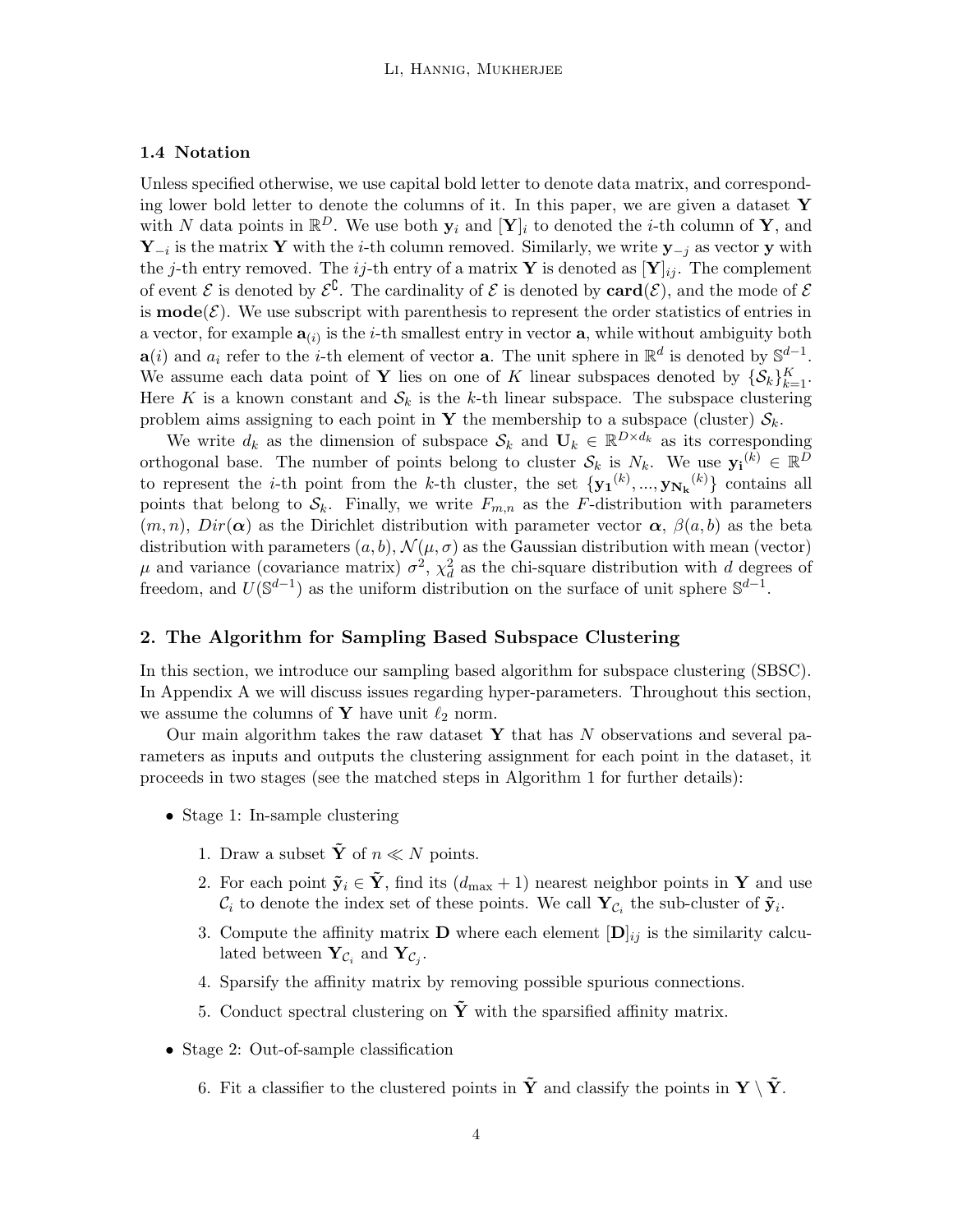### 1.4 Notation

Unless specified otherwise, we use capital bold letter to denote data matrix, and corresponding lower bold letter to denote the columns of it. In this paper, we are given a dataset $\mathbf{Y}$ with $N$ data points in $\mathbb{R}^D$. We use both $\mathbf{y}_i$ and $[\mathbf{Y}]_i$ to denoted the $i$-th column of $\mathbf{Y}$, and $\mathbf{Y}_{-i}$ is the matrix $\mathbf{Y}$ with the $i$-th column removed. Similarly, we write $\mathbf{y}_{-j}$ as vector $\mathbf{y}$ with the $j$-th entry removed. The $ij$-th entry of a matrix $\mathbf{Y}$ is denoted as $[\mathbf{Y}]_{ij}$. The complement of event $\mathcal{E}$ is denoted by $\mathcal{E}^{\complement}$. The cardinality of $\mathcal{E}$ is denoted by $\mathbf{card}(\mathcal{E})$, and the mode of $\mathcal{E}$ is $\mathbf{mode}(\mathcal{E})$. We use subscript with parenthesis to represent the order statistics of entries in a vector, for example $\mathbf{a}_{(i)}$ is the $i$-th smallest entry in vector $\mathbf{a}$, while without ambiguity both $\mathbf{a}(i)$ and $a_i$ refer to the $i$-th element of vector $\mathbf{a}$. The unit sphere in $\mathbb{R}^d$ is denoted by $\mathbb{S}^{d-1}$. We assume each data point of $\mathbf{Y}$ lies on one of $K$ linear subspaces denoted by $\{\mathcal{S}_k\}_{k=1}^K$. Here $K$ is a known constant and $\mathcal{S}_k$ is the $k$-th linear subspace. The subspace clustering problem aims assigning to each point in $\mathbf{Y}$ the membership to a subspace (cluster) $\mathcal{S}_k$.

We write $d_k$ as the dimension of subspace $\mathcal{S}_k$ and $\mathbf{U}_k \in \mathbb{R}^{D \times d_k}$ as its corresponding orthogonal base. The number of points belong to cluster $\mathcal{S}_k$ is $N_k$. We use $\mathbf{y_i}^{(k)} \in \mathbb{R}^D$ to represent the $i$-th point from the $k$-th cluster, the set $\{\mathbf{y_1}^{(k)}, ..., \mathbf{y_{N_k}}^{(k)}\}$ contains all points that belong to $\mathcal{S}_k$. Finally, we write $F_{m,n}$ as the $F$-distribution with parameters $(m, n)$, $Dir(\boldsymbol{\alpha})$ as the Dirichlet distribution with parameter vector $\boldsymbol{\alpha}$, $\beta(a, b)$ as the beta distribution with parameters $(a, b)$, $\mathcal{N}(\mu, \sigma)$ as the Gaussian distribution with mean (vector) $\mu$ and variance (covariance matrix) $\sigma^2$, $\chi_d^2$ as the chi-square distribution with $d$ degrees of freedom, and $U(\mathbb{S}^{d-1})$ as the uniform distribution on the surface of unit sphere $\mathbb{S}^{d-1}$.

## 2. The Algorithm for Sampling Based Subspace Clustering

In this section, we introduce our sampling based algorithm for subspace clustering (SBSC). In Appendix A we will discuss issues regarding hyper-parameters. Throughout this section, we assume the columns of $\mathbf{Y}$ have unit $\ell_2$ norm.

Our main algorithm takes the raw dataset $\mathbf{Y}$ that has $N$ observations and several parameters as inputs and outputs the clustering assignment for each point in the dataset, it proceeds in two stages (see the matched steps in Algorithm 1 for further details):

- Stage 1: In-sample clustering
  1. Draw a subset $\tilde{\mathbf{Y}}$ of $n \ll N$ points.
  2. For each point $\tilde{\mathbf{y}}_i \in \tilde{\mathbf{Y}}$, find its $(d_{\max} + 1)$ nearest neighbor points in $\mathbf{Y}$ and use $\mathcal{C}_i$ to denote the index set of these points. We call $\mathbf{Y}_{\mathcal{C}_i}$ the sub-cluster of $\tilde{\mathbf{y}}_i$.
  3. Compute the affinity matrix $\mathbf{D}$ where each element $[\mathbf{D}]_{ij}$ is the similarity calculated between $\mathbf{Y}_{\mathcal{C}_i}$ and $\mathbf{Y}_{\mathcal{C}_j}$.
  4. Sparsify the affinity matrix by removing possible spurious connections.
  5. Conduct spectral clustering on $\tilde{\mathbf{Y}}$ with the sparsified affinity matrix.
- Stage 2: Out-of-sample classification
  6. Fit a classifier to the clustered points in $\tilde{\mathbf{Y}}$ and classify the points in $\mathbf{Y} \setminus \tilde{\mathbf{Y}}$.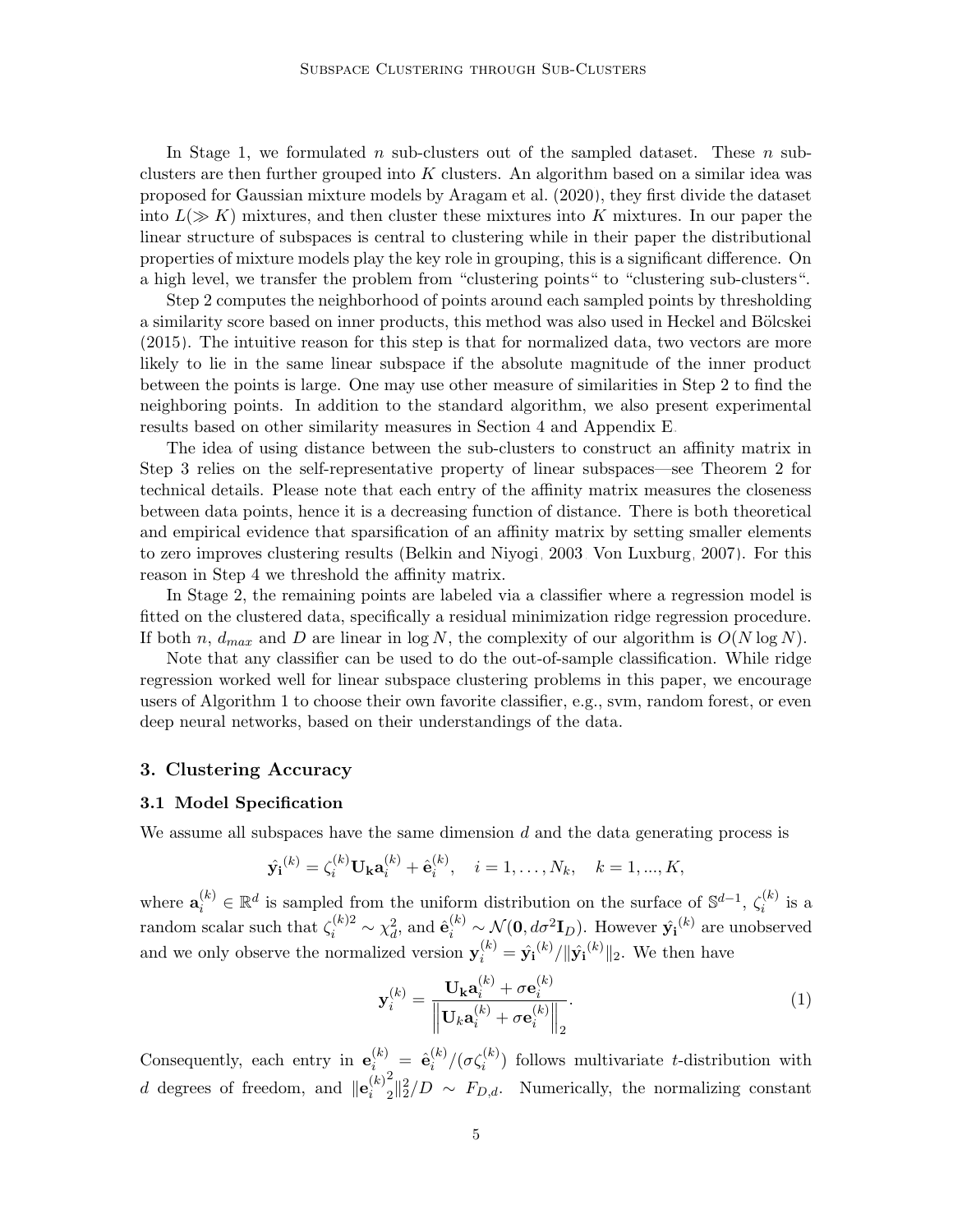In Stage 1, we formulated $n$ sub-clusters out of the sampled dataset. These $n$ sub-clusters are then further grouped into $K$ clusters. An algorithm based on a similar idea was proposed for Gaussian mixture models by Aragam et al. (2020), they first divide the dataset into $L(\gg K)$ mixtures, and then cluster these mixtures into $K$ mixtures. In our paper the linear structure of subspaces is central to clustering while in their paper the distributional properties of mixture models play the key role in grouping, this is a significant difference. On a high level, we transfer the problem from "clustering points" to "clustering sub-clusters".

Step 2 computes the neighborhood of points around each sampled points by thresholding a similarity score based on inner products, this method was also used in Heckel and Bölcskei (2015). The intuitive reason for this step is that for normalized data, two vectors are more likely to lie in the same linear subspace if the absolute magnitude of the inner product between the points is large. One may use other measure of similarities in Step 2 to find the neighboring points. In addition to the standard algorithm, we also present experimental results based on other similarity measures in Section 4 and Appendix E.

The idea of using distance between the sub-clusters to construct an affinity matrix in Step 3 relies on the self-representative property of linear subspaces—see Theorem 2 for technical details. Please note that each entry of the affinity matrix measures the closeness between data points, hence it is a decreasing function of distance. There is both theoretical and empirical evidence that sparsification of an affinity matrix by setting smaller elements to zero improves clustering results (Belkin and Niyogi, 2003; Von Luxburg, 2007). For this reason in Step 4 we threshold the affinity matrix.

In Stage 2, the remaining points are labeled via a classifier where a regression model is fitted on the clustered data, specifically a residual minimization ridge regression procedure. If both $n$, $d_{max}$ and $D$ are linear in $\log N$, the complexity of our algorithm is $O(N \log N)$.

Note that any classifier can be used to do the out-of-sample classification. While ridge regression worked well for linear subspace clustering problems in this paper, we encourage users of Algorithm 1 to choose their own favorite classifier, e.g., svm, random forest, or even deep neural networks, based on their understandings of the data.

## 3. Clustering Accuracy

### 3.1 Model Specification

We assume all subspaces have the same dimension $d$ and the data generating process is

$$\hat{\mathbf{y}}_{\mathbf{i}}^{(k)} = \zeta_i^{(k)} \mathbf{U}_{\mathbf{k}} \mathbf{a}_i^{(k)} + \hat{\mathbf{e}}_i^{(k)}, \quad i = 1, \ldots, N_k, \quad k = 1, ..., K,$$

where $\mathbf{a}_i^{(k)} \in \mathbb{R}^d$ is sampled from the uniform distribution on the surface of $\mathbb{S}^{d-1}$, $\zeta_i^{(k)}$ is a random scalar such that $\zeta_i^{(k)2} \sim \chi_d^2$, and $\hat{\mathbf{e}}_i^{(k)} \sim \mathcal{N}(\mathbf{0}, d\sigma^2 \mathbf{I}_D)$. However $\hat{\mathbf{y}}_{\mathbf{i}}^{(k)}$ are unobserved and we only observe the normalized version $\mathbf{y}_i^{(k)} = \hat{\mathbf{y}}_{\mathbf{i}}^{(k)} / \|\hat{\mathbf{y}}_{\mathbf{i}}^{(k)}\|_2$. We then have

$$\mathbf{y}_i^{(k)} = \frac{\mathbf{U}_{\mathbf{k}} \mathbf{a}_i^{(k)} + \sigma \mathbf{e}_i^{(k)}}{\left\| \mathbf{U}_k \mathbf{a}_i^{(k)} + \sigma \mathbf{e}_i^{(k)} \right\|_2}. \tag{1}$$

Consequently, each entry in $\mathbf{e}_i^{(k)} = \hat{\mathbf{e}}_i^{(k)} / (\sigma \zeta_i^{(k)})$ follows multivariate $t$-distribution with $d$ degrees of freedom, and $\|\mathbf{e}_i^{(k)2}\|_2^2 / D \sim F_{D,d}$. Numerically, the normalizing constant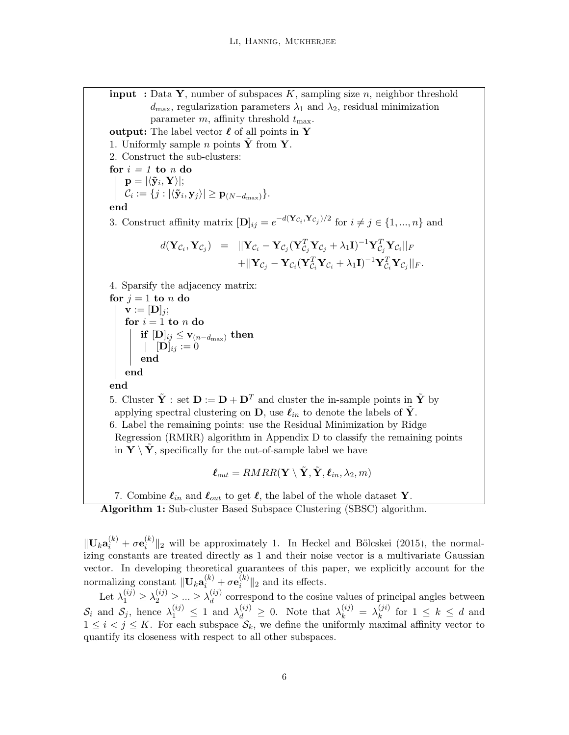**input :** Data $\mathbf{Y}$, number of subspaces $K$, sampling size $n$, neighbor threshold $d_{\max}$, regularization parameters $\lambda_1$ and $\lambda_2$, residual minimization parameter $m$, affinity threshold $t_{\max}$.

**output:** The label vector $\boldsymbol{\ell}$ of all points in $\mathbf{Y}$

1. Uniformly sample $n$ points $\tilde{\mathbf{Y}}$ from $\mathbf{Y}$.
2. Construct the sub-clusters:

```
for i = 1 to n do
    p = |⟨ỹ_i, Y⟩|;
    C_i := {j : |⟨ỹ_i, y_j⟩| ≥ p_(N−d_max)}.
end
```

3. Construct affinity matrix $[\mathbf{D}]_{ij} = e^{-d(\mathbf{Y}_{\mathcal{C}_i}, \mathbf{Y}_{\mathcal{C}_j})/2}$ for $i \neq j \in \{1, ..., n\}$ and

$$
\begin{aligned}
d(\mathbf{Y}_{\mathcal{C}_i}, \mathbf{Y}_{\mathcal{C}_j}) &= ||\mathbf{Y}_{\mathcal{C}_i} - \mathbf{Y}_{\mathcal{C}_j}(\mathbf{Y}_{\mathcal{C}_j}^T \mathbf{Y}_{\mathcal{C}_j} + \lambda_1 \mathbf{I})^{-1} \mathbf{Y}_{\mathcal{C}_j}^T \mathbf{Y}_{\mathcal{C}_i}||_F \\
&\quad + ||\mathbf{Y}_{\mathcal{C}_j} - \mathbf{Y}_{\mathcal{C}_i}(\mathbf{Y}_{\mathcal{C}_i}^T \mathbf{Y}_{\mathcal{C}_i} + \lambda_1 \mathbf{I})^{-1} \mathbf{Y}_{\mathcal{C}_i}^T \mathbf{Y}_{\mathcal{C}_j}||_F.
\end{aligned}
$$

4. Sparsify the adjacency matrix:

```
for j = 1 to n do
    v := [D]_j;
    for i = 1 to n do
        if [D]_ij ≤ v_(n−d_max) then
            [D]_ij := 0
        end
    end
end
```

5. Cluster $\tilde{\mathbf{Y}}$ : set $\mathbf{D} := \mathbf{D} + \mathbf{D}^T$ and cluster the in-sample points in $\tilde{\mathbf{Y}}$ by applying spectral clustering on $\mathbf{D}$, use $\boldsymbol{\ell}_{in}$ to denote the labels of $\tilde{\mathbf{Y}}$.
6. Label the remaining points: use the Residual Minimization by Ridge Regression (RMRR) algorithm in Appendix D to classify the remaining points in $\mathbf{Y} \setminus \tilde{\mathbf{Y}}$, specifically for the out-of-sample label we have

$$
\boldsymbol{\ell}_{out} = RMRR(\mathbf{Y} \setminus \tilde{\mathbf{Y}}, \tilde{\mathbf{Y}}, \boldsymbol{\ell}_{in}, \lambda_2, m)
$$

7. Combine $\boldsymbol{\ell}_{in}$ and $\boldsymbol{\ell}_{out}$ to get $\boldsymbol{\ell}$, the label of the whole dataset $\mathbf{Y}$.

**Algorithm 1:** Sub-cluster Based Subspace Clustering (SBSC) algorithm.

$\|\mathbf{U}_k \mathbf{a}_i^{(k)} + \sigma \mathbf{e}_i^{(k)}\|_2$ will be approximately 1. In Heckel and Bölcskei (2015), the normalizing constants are treated directly as 1 and their noise vector is a multivariate Gaussian vector. In developing theoretical guarantees of this paper, we explicitly account for the normalizing constant $\|\mathbf{U}_k \mathbf{a}_i^{(k)} + \sigma \mathbf{e}_i^{(k)}\|_2$ and its effects.

Let $\lambda_1^{(ij)} \geq \lambda_2^{(ij)} \geq ... \geq \lambda_d^{(ij)}$ correspond to the cosine values of principal angles between $\mathcal{S}_i$ and $\mathcal{S}_j$, hence $\lambda_1^{(ij)} \leq 1$ and $\lambda_d^{(ij)} \geq 0$. Note that $\lambda_k^{(ij)} = \lambda_k^{(ji)}$ for $1 \leq k \leq d$ and $1 \leq i < j \leq K$. For each subspace $\mathcal{S}_k$, we define the uniformly maximal affinity vector to quantify its closeness with respect to all other subspaces.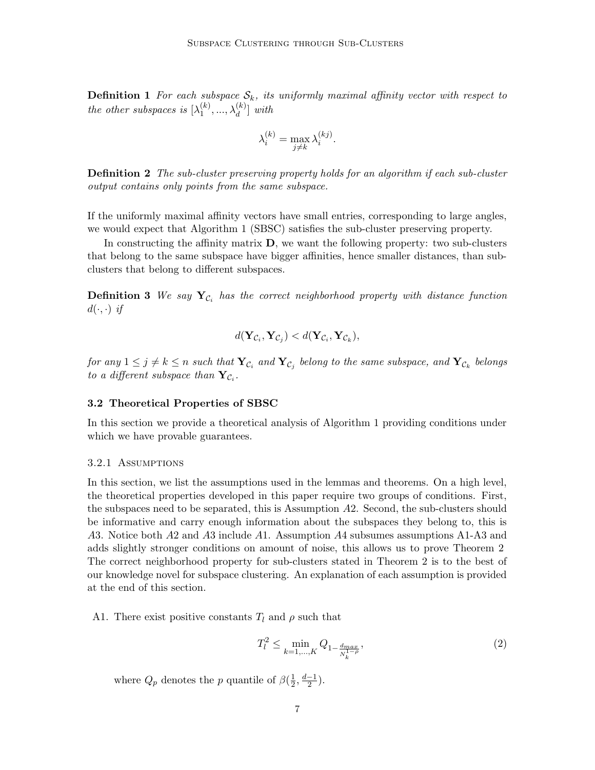**Definition 1** *For each subspace $\mathcal{S}_k$, its uniformly maximal affinity vector with respect to the other subspaces is $[\lambda_1^{(k)}, ..., \lambda_d^{(k)}]$ with*

$$\lambda_i^{(k)} = \max_{j \neq k} \lambda_i^{(kj)}.$$

**Definition 2** *The sub-cluster preserving property holds for an algorithm if each sub-cluster output contains only points from the same subspace.*

If the uniformly maximal affinity vectors have small entries, corresponding to large angles, we would expect that Algorithm 1 (SBSC) satisfies the sub-cluster preserving property.

In constructing the affinity matrix $\mathbf{D}$, we want the following property: two sub-clusters that belong to the same subspace have bigger affinities, hence smaller distances, than sub-clusters that belong to different subspaces.

**Definition 3** *We say $\mathbf{Y}_{\mathcal{C}_i}$ has the correct neighborhood property with distance function $d(\cdot, \cdot)$ if*

$$d(\mathbf{Y}_{\mathcal{C}_i}, \mathbf{Y}_{\mathcal{C}_j}) < d(\mathbf{Y}_{\mathcal{C}_i}, \mathbf{Y}_{\mathcal{C}_k}),$$

*for any $1 \leq j \neq k \leq n$ such that $\mathbf{Y}_{\mathcal{C}_i}$ and $\mathbf{Y}_{\mathcal{C}_j}$ belong to the same subspace, and $\mathbf{Y}_{\mathcal{C}_k}$ belongs to a different subspace than $\mathbf{Y}_{\mathcal{C}_i}$.*

### 3.2 Theoretical Properties of SBSC

In this section we provide a theoretical analysis of Algorithm 1 providing conditions under which we have provable guarantees.

#### 3.2.1 Assumptions

In this section, we list the assumptions used in the lemmas and theorems. On a high level, the theoretical properties developed in this paper require two groups of conditions. First, the subspaces need to be separated, this is Assumption *A*2. Second, the sub-clusters should be informative and carry enough information about the subspaces they belong to, this is *A*3. Notice both *A*2 and *A*3 include *A*1. Assumption *A*4 subsumes assumptions A1-A3 and adds slightly stronger conditions on amount of noise, this allows us to prove Theorem 2 The correct neighborhood property for sub-clusters stated in Theorem 2 is to the best of our knowledge novel for subspace clustering. An explanation of each assumption is provided at the end of this section.

A1. There exist positive constants $T_l$ and $\rho$ such that

$$T_l^2 \leq \min_{k=1,...,K} Q_{1-\frac{d_{max}}{N_k^{1-\rho}}}, \tag{2}$$

where $Q_p$ denotes the $p$ quantile of $\beta(\frac{1}{2}, \frac{d-1}{2})$.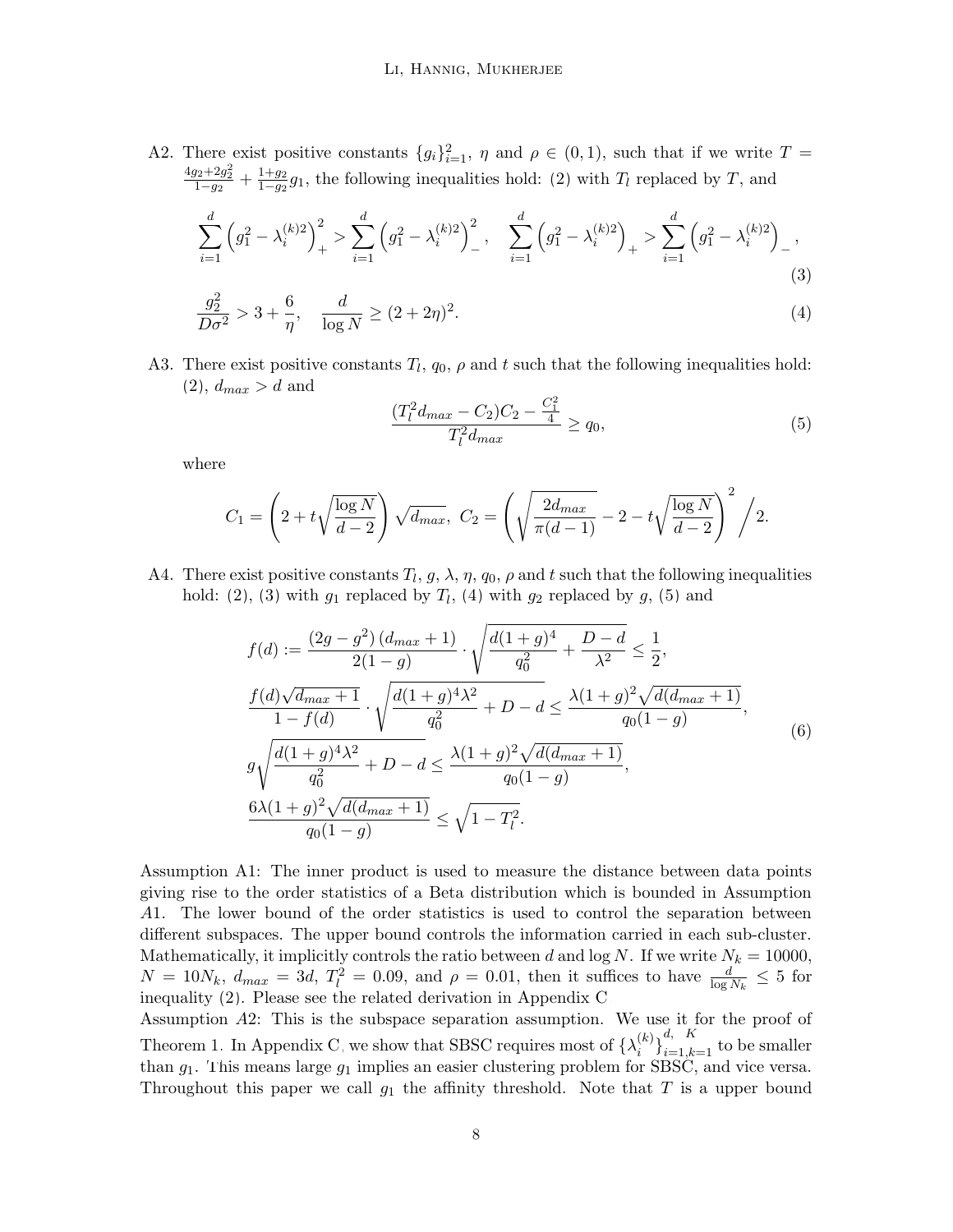A2. There exist positive constants $\{g_i\}_{i=1}^2$, $\eta$ and $\rho \in (0,1)$, such that if we write $T = \frac{4g_2+2g_2^2}{1-g_2} + \frac{1+g_2}{1-g_2} g_1$, the following inequalities hold: (2) with $T_l$ replaced by $T$, and

$$\sum_{i=1}^{d} \left(g_1^2 - \lambda_i^{(k)2}\right)_+^2 > \sum_{i=1}^{d} \left(g_1^2 - \lambda_i^{(k)2}\right)_-^2, \quad \sum_{i=1}^{d} \left(g_1^2 - \lambda_i^{(k)2}\right)_+ > \sum_{i=1}^{d} \left(g_1^2 - \lambda_i^{(k)2}\right)_-, \tag{3}$$

$$\frac{g_2^2}{D\sigma^2} > 3 + \frac{6}{\eta}, \quad \frac{d}{\log N} \geq (2+2\eta)^2. \tag{4}$$

A3. There exist positive constants $T_l$, $q_0$, $\rho$ and $t$ such that the following inequalities hold: (2), $d_{max} > d$ and

$$\frac{(T_l^2 d_{max} - C_2)C_2 - \frac{C_1^2}{4}}{T_l^2 d_{max}} \geq q_0, \tag{5}$$

where

$$C_1 = \left(2 + t\sqrt{\frac{\log N}{d-2}}\right)\sqrt{d_{max}}, \; C_2 = \left(\sqrt{\frac{2d_{max}}{\pi(d-1)}} - 2 - t\sqrt{\frac{\log N}{d-2}}\right)^2 \Big/ 2.$$

A4. There exist positive constants $T_l$, $g$, $\lambda$, $\eta$, $q_0$, $\rho$ and $t$ such that the following inequalities hold: (2), (3) with $g_1$ replaced by $T_l$, (4) with $g_2$ replaced by $g$, (5) and

$$\begin{aligned}
&f(d) := \frac{(2g-g^2)(d_{max}+1)}{2(1-g)} \cdot \sqrt{\frac{d(1+g)^4}{q_0^2} + \frac{D-d}{\lambda^2}} \leq \frac{1}{2}, \\
&\frac{f(d)\sqrt{d_{max}+1}}{1-f(d)} \cdot \sqrt{\frac{d(1+g)^4\lambda^2}{q_0^2} + D - d} \leq \frac{\lambda(1+g)^2\sqrt{d(d_{max}+1)}}{q_0(1-g)}, \\
&g\sqrt{\frac{d(1+g)^4\lambda^2}{q_0^2} + D - d} \leq \frac{\lambda(1+g)^2\sqrt{d(d_{max}+1)}}{q_0(1-g)}, \\
&\frac{6\lambda(1+g)^2\sqrt{d(d_{max}+1)}}{q_0(1-g)} \leq \sqrt{1-T_l^2}.
\end{aligned} \tag{6}$$

Assumption A1: The inner product is used to measure the distance between data points giving rise to the order statistics of a Beta distribution which is bounded in Assumption A1. The lower bound of the order statistics is used to control the separation between different subspaces. The upper bound controls the information carried in each sub-cluster. Mathematically, it implicitly controls the ratio between $d$ and $\log N$. If we write $N_k = 10000$, $N = 10N_k$, $d_{max} = 3d$, $T_l^2 = 0.09$, and $\rho = 0.01$, then it suffices to have $\frac{d}{\log N_k} \leq 5$ for inequality (2). Please see the related derivation in Appendix C

Assumption A2: This is the subspace separation assumption. We use it for the proof of Theorem 1. In Appendix C, we show that SBSC requires most of $\{\lambda_i^{(k)}\}_{i=1,k=1}^{d,\;K}$ to be smaller than $g_1$. This means large $g_1$ implies an easier clustering problem for SBSC, and vice versa. Throughout this paper we call $g_1$ the affinity threshold. Note that $T$ is a upper bound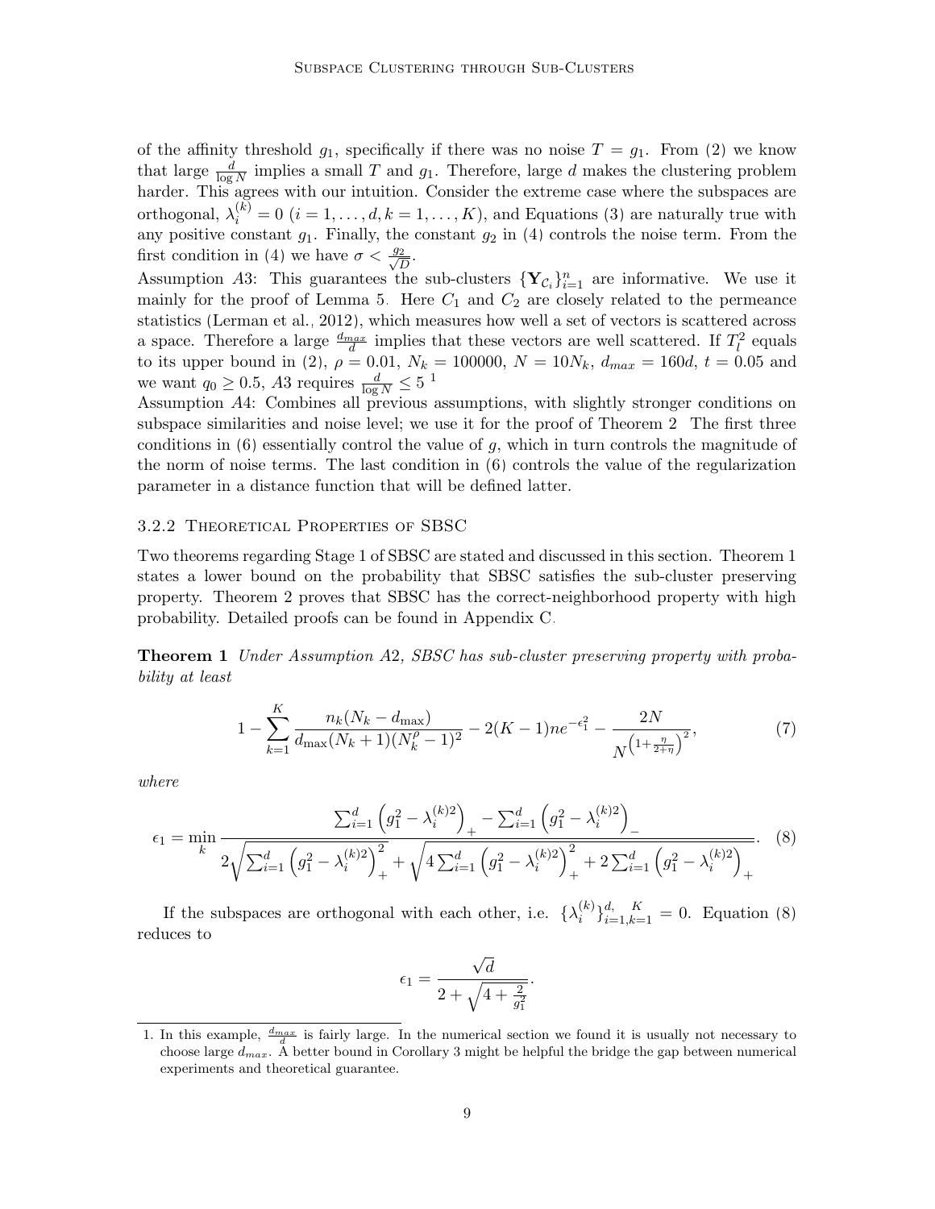of the affinity threshold $g_1$, specifically if there was no noise $T = g_1$. From (2) we know that large $\frac{d}{\log N}$ implies a small $T$ and $g_1$. Therefore, large $d$ makes the clustering problem harder. This agrees with our intuition. Consider the extreme case where the subspaces are orthogonal, $\lambda_i^{(k)} = 0$ $(i = 1, \ldots, d, k = 1, \ldots, K)$, and Equations (3) are naturally true with any positive constant $g_1$. Finally, the constant $g_2$ in (4) controls the noise term. From the first condition in (4) we have $\sigma < \frac{g_2}{\sqrt{D}}$.

Assumption $A3$: This guarantees the sub-clusters $\{\mathbf{Y}_{\mathcal{C}_i}\}_{i=1}^n$ are informative. We use it mainly for the proof of Lemma 5. Here $C_1$ and $C_2$ are closely related to the permeance statistics (Lerman et al., 2012), which measures how well a set of vectors is scattered across a space. Therefore a large $\frac{d_{max}}{d}$ implies that these vectors are well scattered. If $T_l^2$ equals to its upper bound in (2), $\rho = 0.01$, $N_k = 100000$, $N = 10N_k$, $d_{max} = 160d$, $t = 0.05$ and we want $q_0 \geq 0.5$, $A3$ requires $\frac{d}{\log N} \leq 5$ [1]

Assumption $A4$: Combines all previous assumptions, with slightly stronger conditions on subspace similarities and noise level; we use it for the proof of Theorem 2. The first three conditions in (6) essentially control the value of $g$, which in turn controls the magnitude of the norm of noise terms. The last condition in (6) controls the value of the regularization parameter in a distance function that will be defined latter.

### 3.2.2 Theoretical Properties of SBSC

Two theorems regarding Stage 1 of SBSC are stated and discussed in this section. Theorem 1 states a lower bound on the probability that SBSC satisfies the sub-cluster preserving property. Theorem 2 proves that SBSC has the correct-neighborhood property with high probability. Detailed proofs can be found in Appendix C.

**Theorem 1** *Under Assumption A2, SBSC has sub-cluster preserving property with probability at least*

$$1 - \sum_{k=1}^{K} \frac{n_k(N_k - d_{\max})}{d_{\max}(N_k + 1)(N_k^{\rho} - 1)^2} - 2(K-1)ne^{-\epsilon_1^2} - \frac{2N}{N^{\left(1+\frac{\eta}{2+\eta}\right)^2}}, \tag{7}$$

*where*

$$\epsilon_1 = \min_k \frac{\sum_{i=1}^d \left(g_1^2 - \lambda_i^{(k)2}\right)_+ - \sum_{i=1}^d \left(g_1^2 - \lambda_i^{(k)2}\right)_-}{2\sqrt{\sum_{i=1}^d \left(g_1^2 - \lambda_i^{(k)2}\right)_+^2} + \sqrt{4\sum_{i=1}^d \left(g_1^2 - \lambda_i^{(k)2}\right)_+^2 + 2\sum_{i=1}^d \left(g_1^2 - \lambda_i^{(k)2}\right)_+}}. \tag{8}$$

If the subspaces are orthogonal with each other, i.e. $\{\lambda_i^{(k)}\}_{i=1,k=1}^{d,\ K} = 0$. Equation (8) reduces to

$$\epsilon_1 = \frac{\sqrt{d}}{2 + \sqrt{4 + \frac{2}{g_1^2}}}.$$

---

1. In this example, $\frac{d_{max}}{d}$ is fairly large. In the numerical section we found it is usually not necessary to choose large $d_{max}$. A better bound in Corollary 3 might be helpful the bridge the gap between numerical experiments and theoretical guarantee.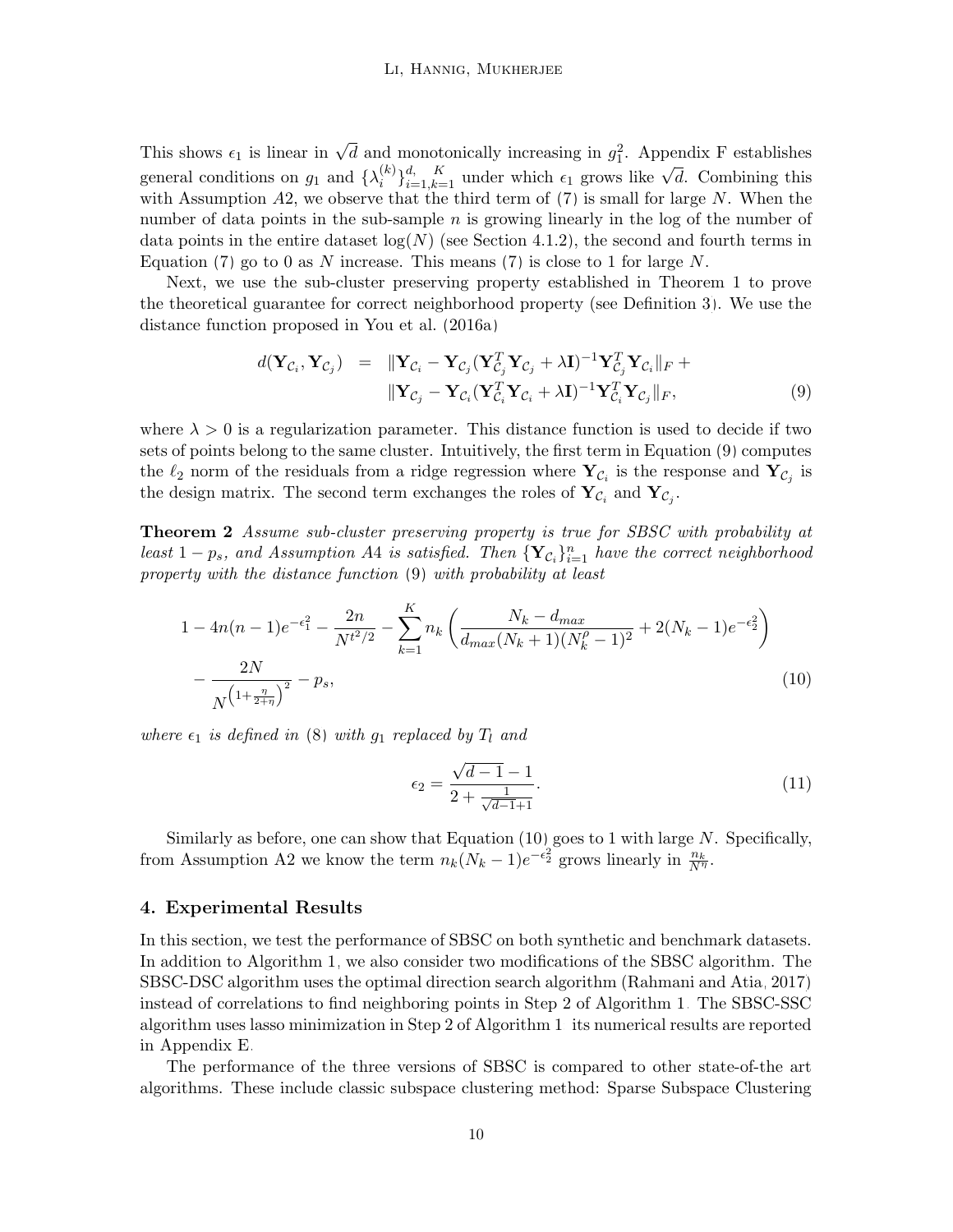This shows $\epsilon_1$ is linear in $\sqrt{d}$ and monotonically increasing in $g_1^2$. Appendix F establishes general conditions on $g_1$ and $\{\lambda_i^{(k)}\}_{i=1,k=1}^{d,\ \ K}$ under which $\epsilon_1$ grows like $\sqrt{d}$. Combining this with Assumption *A*2, we observe that the third term of (7) is small for large $N$. When the number of data points in the sub-sample $n$ is growing linearly in the log of the number of data points in the entire dataset $\log(N)$ (see Section 4.1.2), the second and fourth terms in Equation (7) go to 0 as $N$ increase. This means (7) is close to 1 for large $N$.

Next, we use the sub-cluster preserving property established in Theorem 1 to prove the theoretical guarantee for correct neighborhood property (see Definition 3). We use the distance function proposed in You et al. (2016a)

$$
\begin{aligned}
d(\mathbf{Y}_{\mathcal{C}_i}, \mathbf{Y}_{\mathcal{C}_j}) \;\; = \;\; & \|\mathbf{Y}_{\mathcal{C}_i} - \mathbf{Y}_{\mathcal{C}_j}(\mathbf{Y}_{\mathcal{C}_j}^T \mathbf{Y}_{\mathcal{C}_j} + \lambda \mathbf{I})^{-1} \mathbf{Y}_{\mathcal{C}_j}^T \mathbf{Y}_{\mathcal{C}_i}\|_F + \\
& \|\mathbf{Y}_{\mathcal{C}_j} - \mathbf{Y}_{\mathcal{C}_i}(\mathbf{Y}_{\mathcal{C}_i}^T \mathbf{Y}_{\mathcal{C}_i} + \lambda \mathbf{I})^{-1} \mathbf{Y}_{\mathcal{C}_i}^T \mathbf{Y}_{\mathcal{C}_j}\|_F, \qquad (9)
\end{aligned}
$$

where $\lambda > 0$ is a regularization parameter. This distance function is used to decide if two sets of points belong to the same cluster. Intuitively, the first term in Equation (9) computes the $\ell_2$ norm of the residuals from a ridge regression where $\mathbf{Y}_{\mathcal{C}_i}$ is the response and $\mathbf{Y}_{\mathcal{C}_j}$ is the design matrix. The second term exchanges the roles of $\mathbf{Y}_{\mathcal{C}_i}$ and $\mathbf{Y}_{\mathcal{C}_j}$.

**Theorem 2** *Assume sub-cluster preserving property is true for SBSC with probability at least $1 - p_s$, and Assumption A4 is satisfied. Then $\{\mathbf{Y}_{\mathcal{C}_i}\}_{i=1}^n$ have the correct neighborhood property with the distance function* (9) *with probability at least*

$$
\begin{aligned}
& 1 - 4n(n-1)e^{-\epsilon_1^2} - \frac{2n}{N^{t^2/2}} - \sum_{k=1}^{K} n_k \left( \frac{N_k - d_{max}}{d_{max}(N_k+1)(N_k^{\rho}-1)^2} + 2(N_k-1)e^{-\epsilon_2^2} \right) \\
& - \frac{2N}{N^{\left(1+\frac{\eta}{2+\eta}\right)^2}} - p_s, \qquad (10)
\end{aligned}
$$

*where $\epsilon_1$ is defined in* (8) *with $g_1$ replaced by $T_l$ and*

$$
\epsilon_2 = \frac{\sqrt{d-1} - 1}{2 + \frac{1}{\sqrt{d-1}+1}}. \qquad (11)
$$

Similarly as before, one can show that Equation (10) goes to 1 with large $N$. Specifically, from Assumption A2 we know the term $n_k(N_k-1)e^{-\epsilon_2^2}$ grows linearly in $\frac{n_k}{N^{\eta}}$.

## 4. Experimental Results

In this section, we test the performance of SBSC on both synthetic and benchmark datasets. In addition to Algorithm 1, we also consider two modifications of the SBSC algorithm. The SBSC-DSC algorithm uses the optimal direction search algorithm (Rahmani and Atia, 2017) instead of correlations to find neighboring points in Step 2 of Algorithm 1. The SBSC-SSC algorithm uses lasso minimization in Step 2 of Algorithm 1 its numerical results are reported in Appendix E.

The performance of the three versions of SBSC is compared to other state-of-the art algorithms. These include classic subspace clustering method: Sparse Subspace Clustering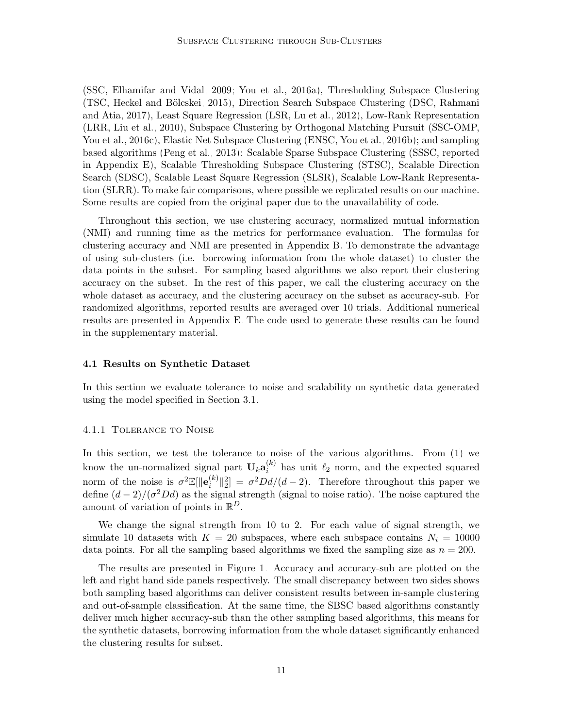(SSC, Elhamifar and Vidal, 2009; You et al., 2016a), Thresholding Subspace Clustering (TSC, Heckel and Bölcskei, 2015), Direction Search Subspace Clustering (DSC, Rahmani and Atia, 2017), Least Square Regression (LSR, Lu et al., 2012), Low-Rank Representation (LRR, Liu et al., 2010), Subspace Clustering by Orthogonal Matching Pursuit (SSC-OMP, You et al., 2016c), Elastic Net Subspace Clustering (ENSC, You et al., 2016b); and sampling based algorithms (Peng et al., 2013): Scalable Sparse Subspace Clustering (SSSC, reported in Appendix E), Scalable Thresholding Subspace Clustering (STSC), Scalable Direction Search (SDSC), Scalable Least Square Regression (SLSR), Scalable Low-Rank Representation (SLRR). To make fair comparisons, where possible we replicated results on our machine. Some results are copied from the original paper due to the unavailability of code.

Throughout this section, we use clustering accuracy, normalized mutual information (NMI) and running time as the metrics for performance evaluation. The formulas for clustering accuracy and NMI are presented in Appendix B. To demonstrate the advantage of using sub-clusters (i.e. borrowing information from the whole dataset) to cluster the data points in the subset. For sampling based algorithms we also report their clustering accuracy on the subset. In the rest of this paper, we call the clustering accuracy on the whole dataset as accuracy, and the clustering accuracy on the subset as accuracy-sub. For randomized algorithms, reported results are averaged over 10 trials. Additional numerical results are presented in Appendix E The code used to generate these results can be found in the supplementary material.

### 4.1 Results on Synthetic Dataset

In this section we evaluate tolerance to noise and scalability on synthetic data generated using the model specified in Section 3.1.

#### 4.1.1 Tolerance to Noise

In this section, we test the tolerance to noise of the various algorithms. From (1) we know the un-normalized signal part $\mathbf{U}_k\mathbf{a}_i^{(k)}$ has unit $\ell_2$ norm, and the expected squared norm of the noise is $\sigma^2\mathbb{E}[\|\mathbf{e}_i^{(k)}\|_2^2] = \sigma^2 Dd/(d-2)$. Therefore throughout this paper we define $(d-2)/(\sigma^2 Dd)$ as the signal strength (signal to noise ratio). The noise captured the amount of variation of points in $\mathbb{R}^D$.

We change the signal strength from 10 to 2. For each value of signal strength, we simulate 10 datasets with $K = 20$ subspaces, where each subspace contains $N_i = 10000$ data points. For all the sampling based algorithms we fixed the sampling size as $n = 200$.

The results are presented in Figure 1. Accuracy and accuracy-sub are plotted on the left and right hand side panels respectively. The small discrepancy between two sides shows both sampling based algorithms can deliver consistent results between in-sample clustering and out-of-sample classification. At the same time, the SBSC based algorithms constantly deliver much higher accuracy-sub than the other sampling based algorithms, this means for the synthetic datasets, borrowing information from the whole dataset significantly enhanced the clustering results for subset.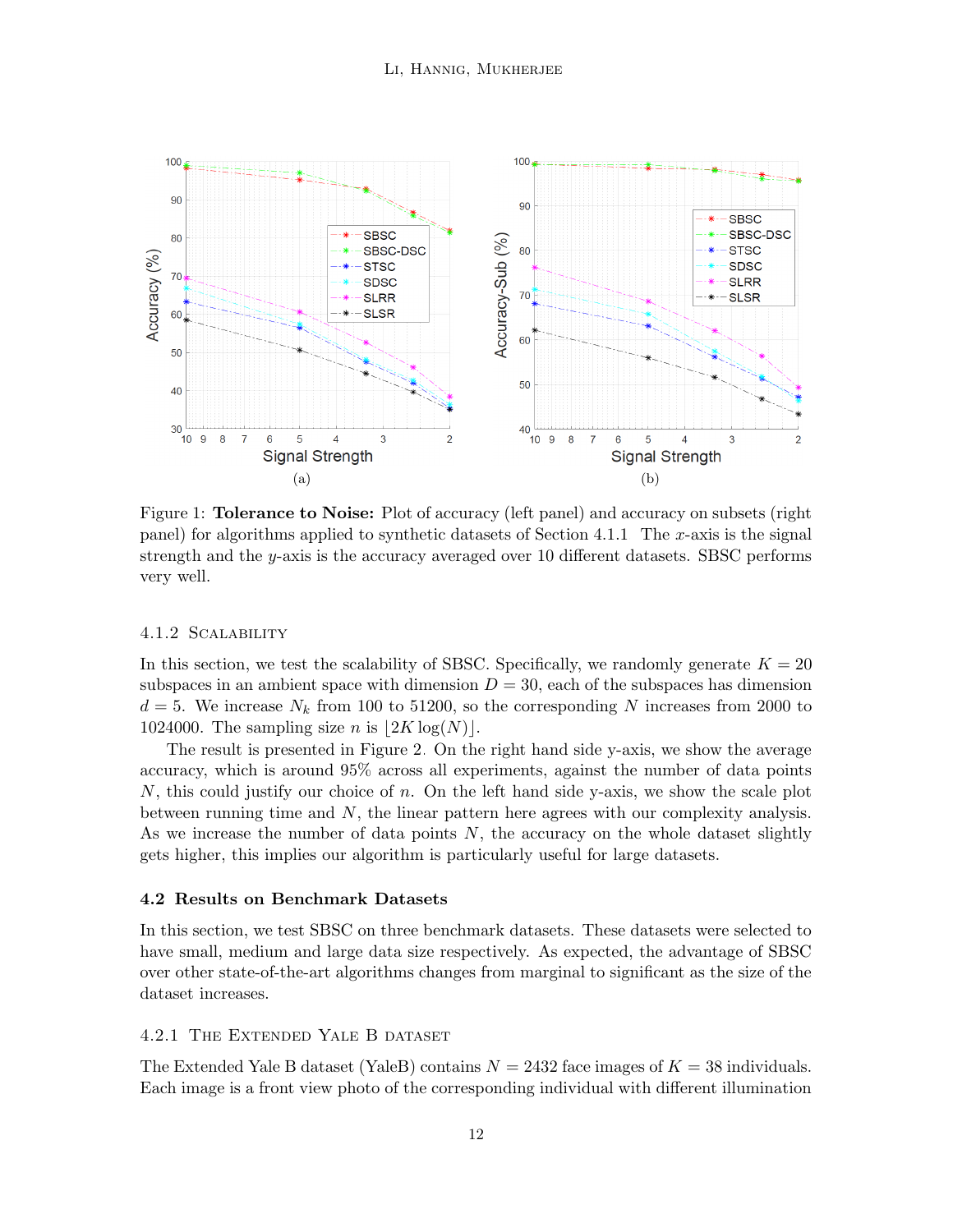Figure 1: **Tolerance to Noise:** Plot of accuracy (left panel) and accuracy on subsets (right panel) for algorithms applied to synthetic datasets of Section 4.1.1 The $x$-axis is the signal strength and the $y$-axis is the accuracy averaged over 10 different datasets. SBSC performs very well.

#### 4.1.2 Scalability

In this section, we test the scalability of SBSC. Specifically, we randomly generate $K = 20$ subspaces in an ambient space with dimension $D = 30$, each of the subspaces has dimension $d = 5$. We increase $N_k$ from 100 to 51200, so the corresponding $N$ increases from 2000 to 1024000. The sampling size $n$ is $\lfloor 2K \log(N) \rfloor$.

The result is presented in Figure 2. On the right hand side y-axis, we show the average accuracy, which is around 95% across all experiments, against the number of data points $N$, this could justify our choice of $n$. On the left hand side y-axis, we show the scale plot between running time and $N$, the linear pattern here agrees with our complexity analysis. As we increase the number of data points $N$, the accuracy on the whole dataset slightly gets higher, this implies our algorithm is particularly useful for large datasets.

### 4.2 Results on Benchmark Datasets

In this section, we test SBSC on three benchmark datasets. These datasets were selected to have small, medium and large data size respectively. As expected, the advantage of SBSC over other state-of-the-art algorithms changes from marginal to significant as the size of the dataset increases.

#### 4.2.1 The Extended Yale B dataset

The Extended Yale B dataset (YaleB) contains $N = 2432$ face images of $K = 38$ individuals. Each image is a front view photo of the corresponding individual with different illumination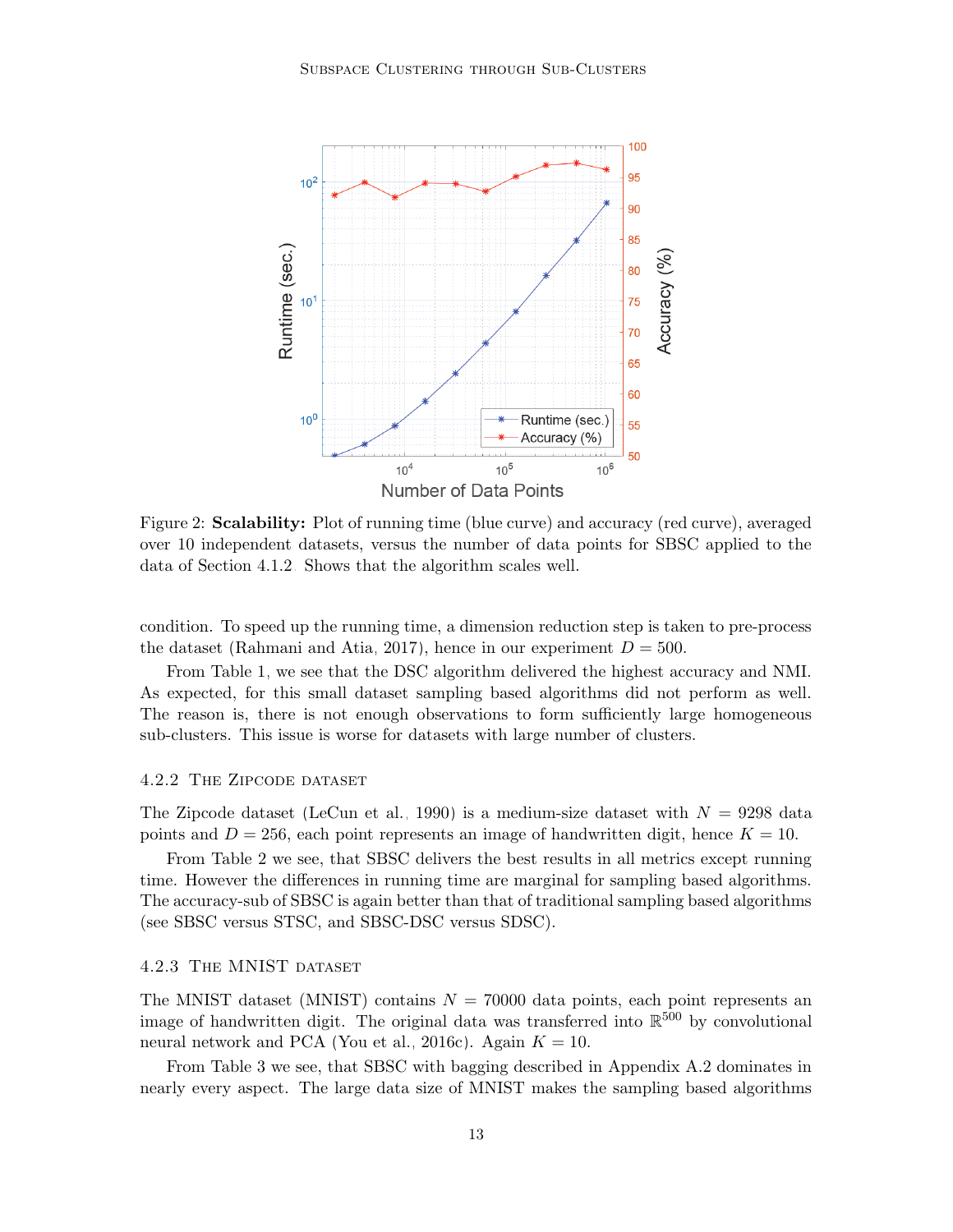Figure 2: **Scalability:** Plot of running time (blue curve) and accuracy (red curve), averaged over 10 independent datasets, versus the number of data points for SBSC applied to the data of Section 4.1.2. Shows that the algorithm scales well.

condition. To speed up the running time, a dimension reduction step is taken to pre-process the dataset (Rahmani and Atia, 2017), hence in our experiment $D = 500$.

From Table 1, we see that the DSC algorithm delivered the highest accuracy and NMI. As expected, for this small dataset sampling based algorithms did not perform as well. The reason is, there is not enough observations to form sufficiently large homogeneous sub-clusters. This issue is worse for datasets with large number of clusters.

#### 4.2.2 The Zipcode dataset

The Zipcode dataset (LeCun et al., 1990) is a medium-size dataset with $N = 9298$ data points and $D = 256$, each point represents an image of handwritten digit, hence $K = 10$.

From Table 2 we see, that SBSC delivers the best results in all metrics except running time. However the differences in running time are marginal for sampling based algorithms. The accuracy-sub of SBSC is again better than that of traditional sampling based algorithms (see SBSC versus STSC, and SBSC-DSC versus SDSC).

#### 4.2.3 The MNIST dataset

The MNIST dataset (MNIST) contains $N = 70000$ data points, each point represents an image of handwritten digit. The original data was transferred into $\mathbb{R}^{500}$ by convolutional neural network and PCA (You et al., 2016c). Again $K = 10$.

From Table 3 we see, that SBSC with bagging described in Appendix A.2 dominates in nearly every aspect. The large data size of MNIST makes the sampling based algorithms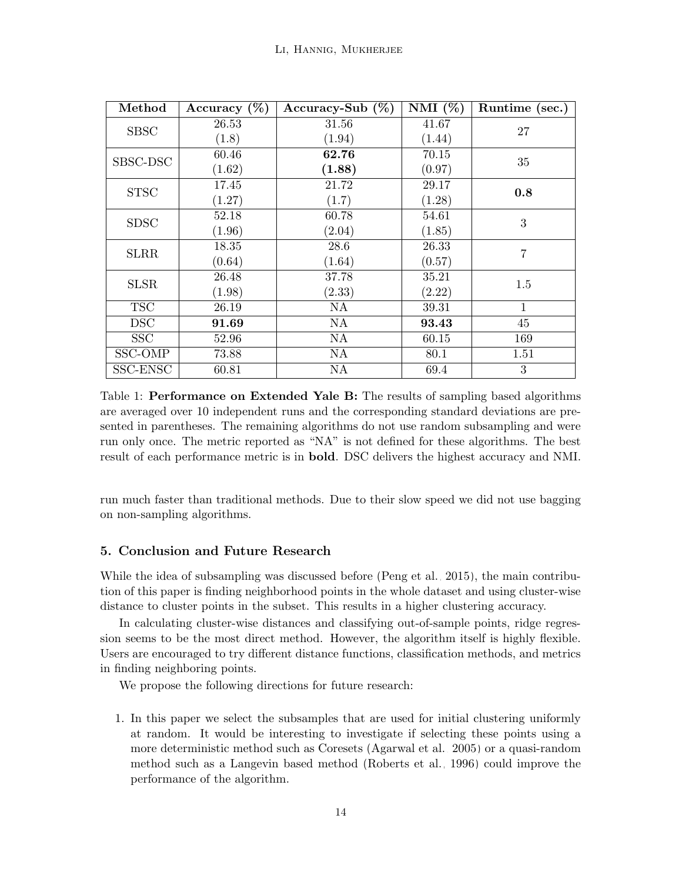| Method | Accuracy (%) | Accuracy-Sub (%) | NMI (%) | Runtime (sec.) |
|---|---|---|---|---|
| SBSC | 26.53 (1.8) | 31.56 (1.94) | 41.67 (1.44) | 27 |
| SBSC-DSC | 60.46 (1.62) | **62.76 (1.88)** | 70.15 (0.97) | 35 |
| STSC | 17.45 (1.27) | 21.72 (1.7) | 29.17 (1.28) | **0.8** |
| SDSC | 52.18 (1.96) | 60.78 (2.04) | 54.61 (1.85) | 3 |
| SLRR | 18.35 (0.64) | 28.6 (1.64) | 26.33 (0.57) | 7 |
| SLSR | 26.48 (1.98) | 37.78 (2.33) | 35.21 (2.22) | 1.5 |
| TSC | 26.19 | NA | 39.31 | 1 |
| DSC | **91.69** | NA | **93.43** | 45 |
| SSC | 52.96 | NA | 60.15 | 169 |
| SSC-OMP | 73.88 | NA | 80.1 | 1.51 |
| SSC-ENSC | 60.81 | NA | 69.4 | 3 |

Table 1: **Performance on Extended Yale B:** The results of sampling based algorithms are averaged over 10 independent runs and the corresponding standard deviations are presented in parentheses. The remaining algorithms do not use random subsampling and were run only once. The metric reported as "NA" is not defined for these algorithms. The best result of each performance metric is in **bold**. DSC delivers the highest accuracy and NMI.

run much faster than traditional methods. Due to their slow speed we did not use bagging on non-sampling algorithms.

## 5. Conclusion and Future Research

While the idea of subsampling was discussed before (Peng et al., 2015), the main contribution of this paper is finding neighborhood points in the whole dataset and using cluster-wise distance to cluster points in the subset. This results in a higher clustering accuracy.

In calculating cluster-wise distances and classifying out-of-sample points, ridge regression seems to be the most direct method. However, the algorithm itself is highly flexible. Users are encouraged to try different distance functions, classification methods, and metrics in finding neighboring points.

We propose the following directions for future research:

1. In this paper we select the subsamples that are used for initial clustering uniformly at random. It would be interesting to investigate if selecting these points using a more deterministic method such as Coresets (Agarwal et al., 2005) or a quasi-random method such as a Langevin based method (Roberts et al., 1996) could improve the performance of the algorithm.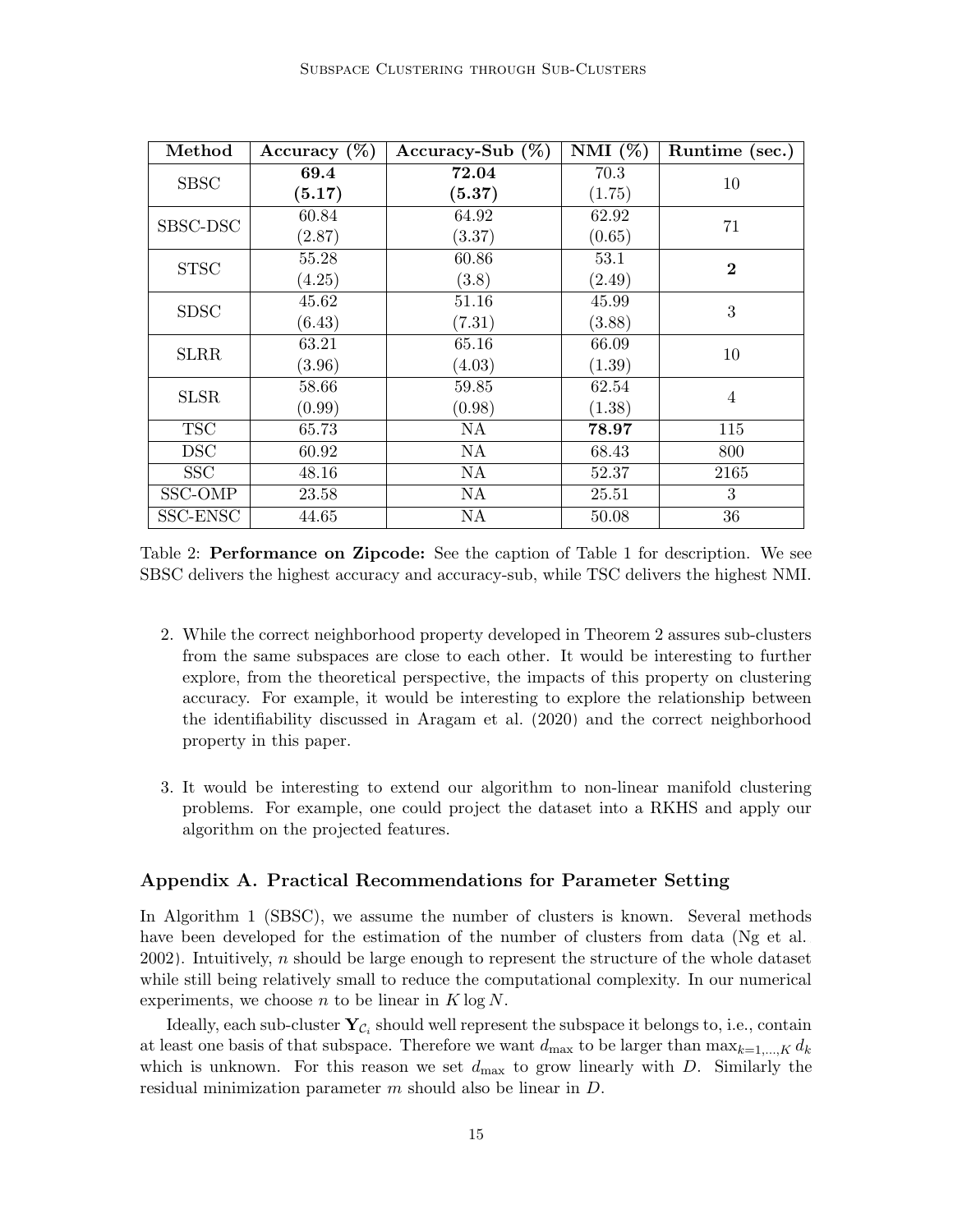| Method | Accuracy (%) | Accuracy-Sub (%) | NMI (%) | Runtime (sec.) |
|---|---|---|---|---|
| SBSC | **69.4** **(5.17)** | **72.04** **(5.37)** | 70.3 (1.75) | 10 |
| SBSC-DSC | 60.84 (2.87) | 64.92 (3.37) | 62.92 (0.65) | 71 |
| STSC | 55.28 (4.25) | 60.86 (3.8) | 53.1 (2.49) | **2** |
| SDSC | 45.62 (6.43) | 51.16 (7.31) | 45.99 (3.88) | 3 |
| SLRR | 63.21 (3.96) | 65.16 (4.03) | 66.09 (1.39) | 10 |
| SLSR | 58.66 (0.99) | 59.85 (0.98) | 62.54 (1.38) | 4 |
| TSC | 65.73 | NA | **78.97** | 115 |
| DSC | 60.92 | NA | 68.43 | 800 |
| SSC | 48.16 | NA | 52.37 | 2165 |
| SSC-OMP | 23.58 | NA | 25.51 | 3 |
| SSC-ENSC | 44.65 | NA | 50.08 | 36 |

Table 2: **Performance on Zipcode:** See the caption of Table 1 for description. We see SBSC delivers the highest accuracy and accuracy-sub, while TSC delivers the highest NMI.

2. While the correct neighborhood property developed in Theorem 2 assures sub-clusters from the same subspaces are close to each other. It would be interesting to further explore, from the theoretical perspective, the impacts of this property on clustering accuracy. For example, it would be interesting to explore the relationship between the identifiability discussed in Aragam et al. (2020) and the correct neighborhood property in this paper.

3. It would be interesting to extend our algorithm to non-linear manifold clustering problems. For example, one could project the dataset into a RKHS and apply our algorithm on the projected features.

## Appendix A. Practical Recommendations for Parameter Setting

In Algorithm 1 (SBSC), we assume the number of clusters is known. Several methods have been developed for the estimation of the number of clusters from data (Ng et al. 2002). Intuitively, $n$ should be large enough to represent the structure of the whole dataset while still being relatively small to reduce the computational complexity. In our numerical experiments, we choose $n$ to be linear in $K \log N$.

Ideally, each sub-cluster $\mathbf{Y}_{\mathcal{C}_i}$ should well represent the subspace it belongs to, i.e., contain at least one basis of that subspace. Therefore we want $d_{\max}$ to be larger than $\max_{k=1,\ldots,K} d_k$ which is unknown. For this reason we set $d_{\max}$ to grow linearly with $D$. Similarly the residual minimization parameter $m$ should also be linear in $D$.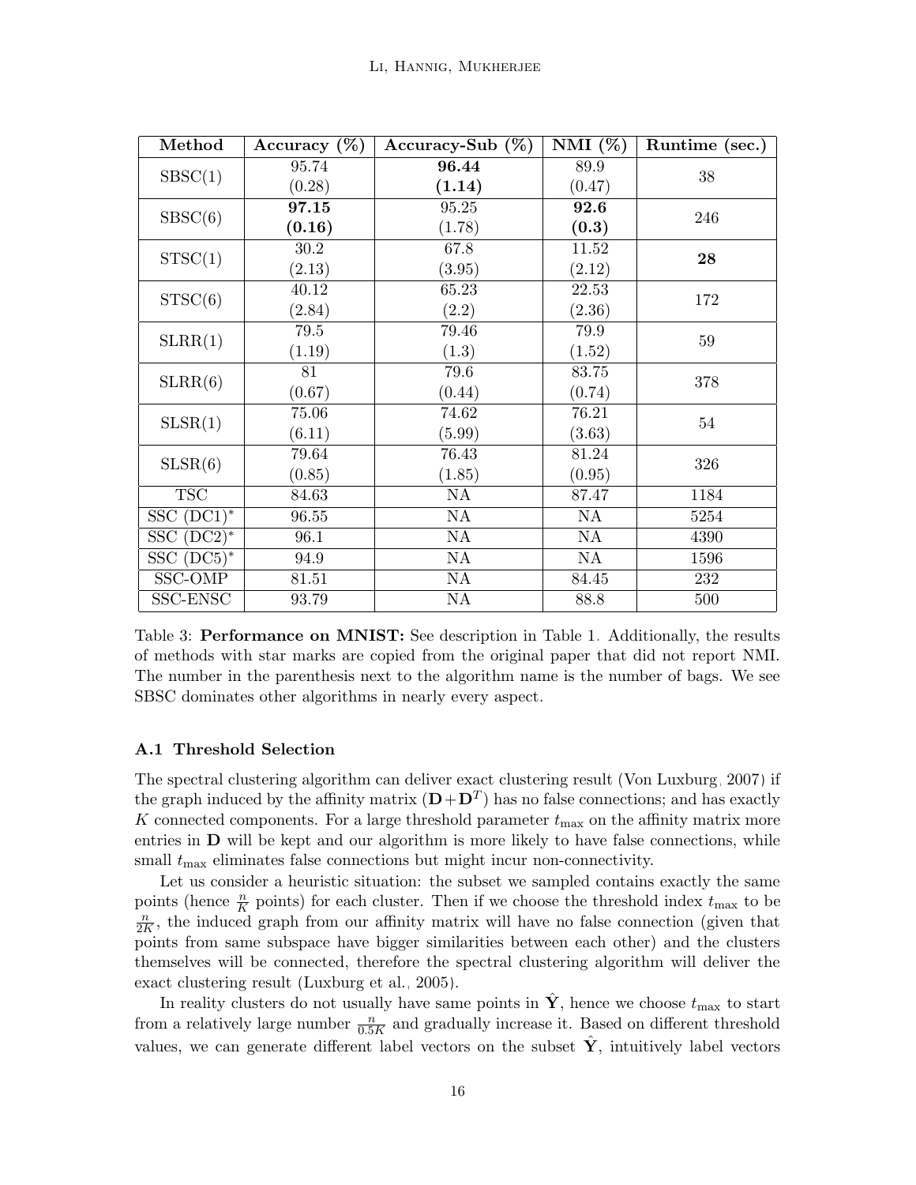| Method | Accuracy (%) | Accuracy-Sub (%) | NMI (%) | Runtime (sec.) |
|---|---|---|---|---|
| SBSC(1) | 95.74 (0.28) | **96.44 (1.14)** | 89.9 (0.47) | 38 |
| SBSC(6) | **97.15 (0.16)** | 95.25 (1.78) | **92.6 (0.3)** | 246 |
| STSC(1) | 30.2 (2.13) | 67.8 (3.95) | 11.52 (2.12) | **28** |
| STSC(6) | 40.12 (2.84) | 65.23 (2.2) | 22.53 (2.36) | 172 |
| SLRR(1) | 79.5 (1.19) | 79.46 (1.3) | 79.9 (1.52) | 59 |
| SLRR(6) | 81 (0.67) | 79.6 (0.44) | 83.75 (0.74) | 378 |
| SLSR(1) | 75.06 (6.11) | 74.62 (5.99) | 76.21 (3.63) | 54 |
| SLSR(6) | 79.64 (0.85) | 76.43 (1.85) | 81.24 (0.95) | 326 |
| TSC | 84.63 | NA | 87.47 | 1184 |
| SSC (DC1)* | 96.55 | NA | NA | 5254 |
| SSC (DC2)* | 96.1 | NA | NA | 4390 |
| SSC (DC5)* | 94.9 | NA | NA | 1596 |
| SSC-OMP | 81.51 | NA | 84.45 | 232 |
| SSC-ENSC | 93.79 | NA | 88.8 | 500 |

Table 3: **Performance on MNIST:** See description in Table 1. Additionally, the results of methods with star marks are copied from the original paper that did not report NMI. The number in the parenthesis next to the algorithm name is the number of bags. We see SBSC dominates other algorithms in nearly every aspect.

### A.1 Threshold Selection

The spectral clustering algorithm can deliver exact clustering result (Von Luxburg, 2007) if the graph induced by the affinity matrix $(\mathbf{D}+\mathbf{D}^T)$ has no false connections; and has exactly $K$ connected components. For a large threshold parameter $t_{\max}$ on the affinity matrix more entries in $\mathbf{D}$ will be kept and our algorithm is more likely to have false connections, while small $t_{\max}$ eliminates false connections but might incur non-connectivity.

Let us consider a heuristic situation: the subset we sampled contains exactly the same points (hence $\frac{n}{K}$ points) for each cluster. Then if we choose the threshold index $t_{\max}$ to be $\frac{n}{2K}$, the induced graph from our affinity matrix will have no false connection (given that points from same subspace have bigger similarities between each other) and the clusters themselves will be connected, therefore the spectral clustering algorithm will deliver the exact clustering result (Luxburg et al., 2005).

In reality clusters do not usually have same points in $\hat{\mathbf{Y}}$, hence we choose $t_{\max}$ to start from a relatively large number $\frac{n}{0.5K}$ and gradually increase it. Based on different threshold values, we can generate different label vectors on the subset $\hat{\mathbf{Y}}$, intuitively label vectors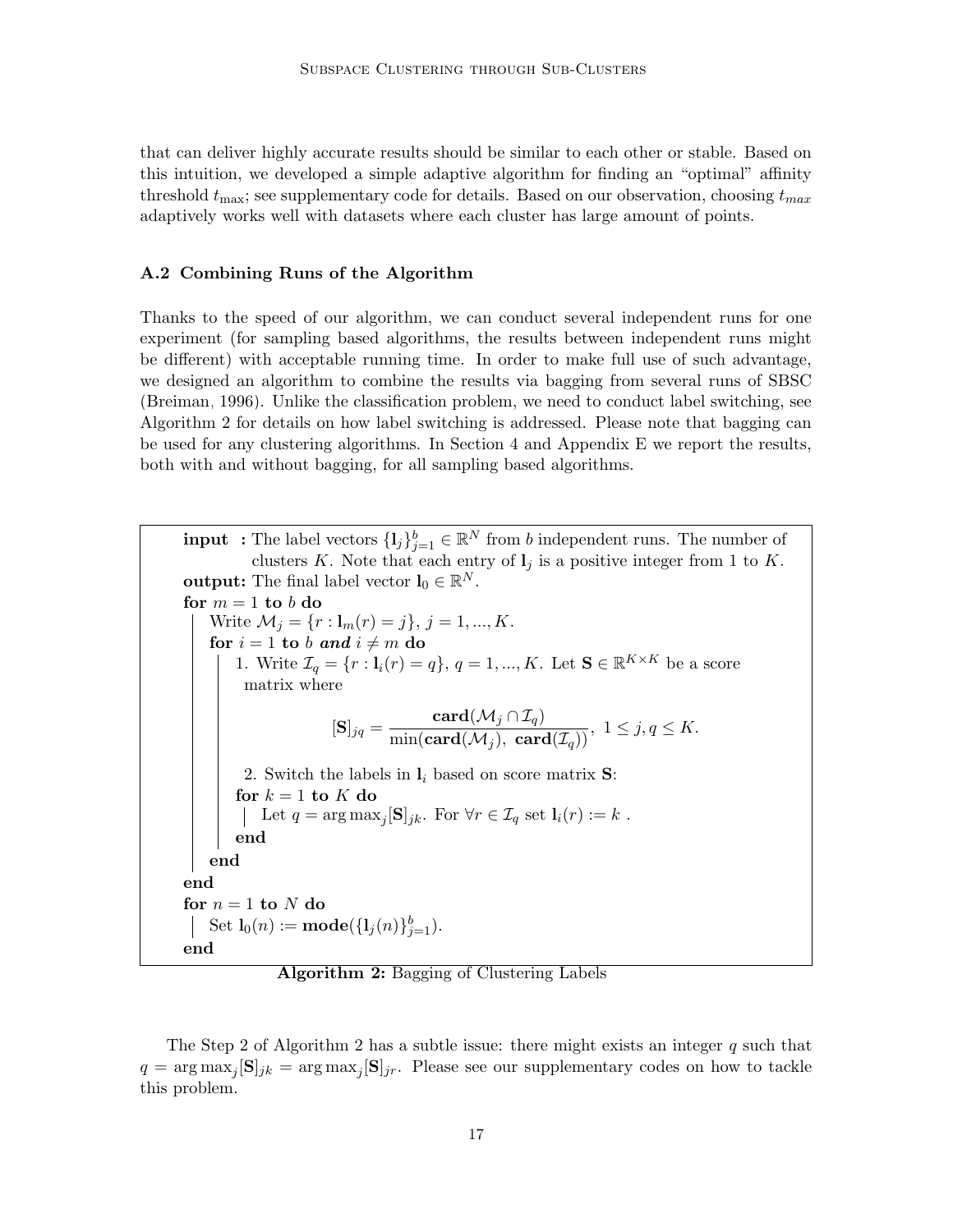that can deliver highly accurate results should be similar to each other or stable. Based on this intuition, we developed a simple adaptive algorithm for finding an "optimal" affinity threshold $t_{\max}$; see supplementary code for details. Based on our observation, choosing $t_{max}$ adaptively works well with datasets where each cluster has large amount of points.

### A.2 Combining Runs of the Algorithm

Thanks to the speed of our algorithm, we can conduct several independent runs for one experiment (for sampling based algorithms, the results between independent runs might be different) with acceptable running time. In order to make full use of such advantage, we designed an algorithm to combine the results via bagging from several runs of SBSC (Breiman, 1996). Unlike the classification problem, we need to conduct label switching, see Algorithm 2 for details on how label switching is addressed. Please note that bagging can be used for any clustering algorithms. In Section 4 and Appendix E we report the results, both with and without bagging, for all sampling based algorithms.

```
input  : The label vectors {l_j}_{j=1}^b ∈ R^N from b independent runs. The number of
         clusters K. Note that each entry of l_j is a positive integer from 1 to K.
output: The final label vector l_0 ∈ R^N.
for m = 1 to b do
    Write M_j = {r : l_m(r) = j}, j = 1, ..., K.
    for i = 1 to b and i ≠ m do
        1. Write I_q = {r : l_i(r) = q}, q = 1, ..., K. Let S ∈ R^{K×K} be a score
           matrix where

              [S]_{jq} = card(M_j ∩ I_q) / min(card(M_j), card(I_q)),  1 ≤ j, q ≤ K.

        2. Switch the labels in l_i based on score matrix S:
        for k = 1 to K do
            Let q = argmax_j [S]_{jk}. For ∀r ∈ I_q set l_i(r) := k .
        end
    end
end
for n = 1 to N do
    Set l_0(n) := mode({l_j(n)}_{j=1}^b).
end
```

Where

$$[\mathbf{S}]_{jq} = \frac{\mathbf{card}(\mathcal{M}_j \cap \mathcal{I}_q)}{\min(\mathbf{card}(\mathcal{M}_j),\ \mathbf{card}(\mathcal{I}_q))},\ 1 \leq j, q \leq K.$$

**Algorithm 2:** Bagging of Clustering Labels

The Step 2 of Algorithm 2 has a subtle issue: there might exists an integer $q$ such that $q = \arg\max_j [\mathbf{S}]_{jk} = \arg\max_j [\mathbf{S}]_{jr}$. Please see our supplementary codes on how to tackle this problem.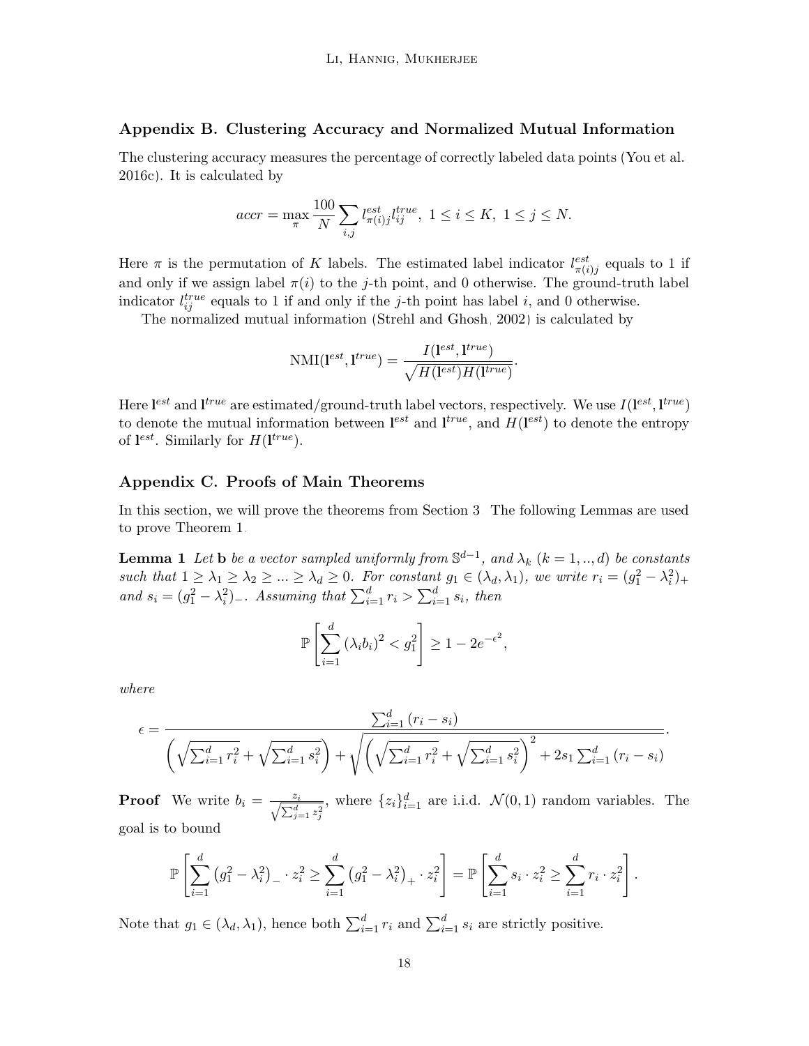## Appendix B. Clustering Accuracy and Normalized Mutual Information

The clustering accuracy measures the percentage of correctly labeled data points (You et al. 2016c). It is calculated by

$$accr = \max_{\pi} \frac{100}{N} \sum_{i,j} l^{est}_{\pi(i)j} l^{true}_{ij}, \ 1 \leq i \leq K, \ 1 \leq j \leq N.$$

Here $\pi$ is the permutation of $K$ labels. The estimated label indicator $l^{est}_{\pi(i)j}$ equals to 1 if and only if we assign label $\pi(i)$ to the $j$-th point, and 0 otherwise. The ground-truth label indicator $l^{true}_{ij}$ equals to 1 if and only if the $j$-th point has label $i$, and 0 otherwise.

The normalized mutual information (Strehl and Ghosh, 2002) is calculated by

$$\text{NMI}(\mathbf{l}^{est}, \mathbf{l}^{true}) = \frac{I(\mathbf{l}^{est}, \mathbf{l}^{true})}{\sqrt{H(\mathbf{l}^{est})H(\mathbf{l}^{true})}}.$$

Here $\mathbf{l}^{est}$ and $\mathbf{l}^{true}$ are estimated/ground-truth label vectors, respectively. We use $I(\mathbf{l}^{est}, \mathbf{l}^{true})$ to denote the mutual information between $\mathbf{l}^{est}$ and $\mathbf{l}^{true}$, and $H(\mathbf{l}^{est})$ to denote the entropy of $\mathbf{l}^{est}$. Similarly for $H(\mathbf{l}^{true})$.

## Appendix C. Proofs of Main Theorems

In this section, we will prove the theorems from Section 3. The following Lemmas are used to prove Theorem 1.

**Lemma 1** *Let* $\mathbf{b}$ *be a vector sampled uniformly from* $\mathbb{S}^{d-1}$, *and* $\lambda_k$ $(k = 1, .., d)$ *be constants such that* $1 \geq \lambda_1 \geq \lambda_2 \geq ... \geq \lambda_d \geq 0$. *For constant* $g_1 \in (\lambda_d, \lambda_1)$, *we write* $r_i = (g_1^2 - \lambda_i^2)_+$ *and* $s_i = (g_1^2 - \lambda_i^2)_-$. *Assuming that* $\sum_{i=1}^d r_i > \sum_{i=1}^d s_i$, *then*

$$\mathbb{P}\left[\sum_{i=1}^{d} (\lambda_i b_i)^2 < g_1^2\right] \geq 1 - 2e^{-\epsilon^2},$$

*where*

$$\epsilon = \frac{\sum_{i=1}^d (r_i - s_i)}{\left(\sqrt{\sum_{i=1}^d r_i^2} + \sqrt{\sum_{i=1}^d s_i^2}\right) + \sqrt{\left(\sqrt{\sum_{i=1}^d r_i^2} + \sqrt{\sum_{i=1}^d s_i^2}\right)^2 + 2s_1 \sum_{i=1}^d (r_i - s_i)}}.$$

**Proof** We write $b_i = \frac{z_i}{\sqrt{\sum_{j=1}^d z_j^2}}$, where $\{z_i\}_{i=1}^d$ are i.i.d. $\mathcal{N}(0, 1)$ random variables. The goal is to bound

$$\mathbb{P}\left[\sum_{i=1}^{d} \left(g_1^2 - \lambda_i^2\right)_- \cdot z_i^2 \geq \sum_{i=1}^{d} \left(g_1^2 - \lambda_i^2\right)_+ \cdot z_i^2\right] = \mathbb{P}\left[\sum_{i=1}^{d} s_i \cdot z_i^2 \geq \sum_{i=1}^{d} r_i \cdot z_i^2\right].$$

Note that $g_1 \in (\lambda_d, \lambda_1)$, hence both $\sum_{i=1}^d r_i$ and $\sum_{i=1}^d s_i$ are strictly positive.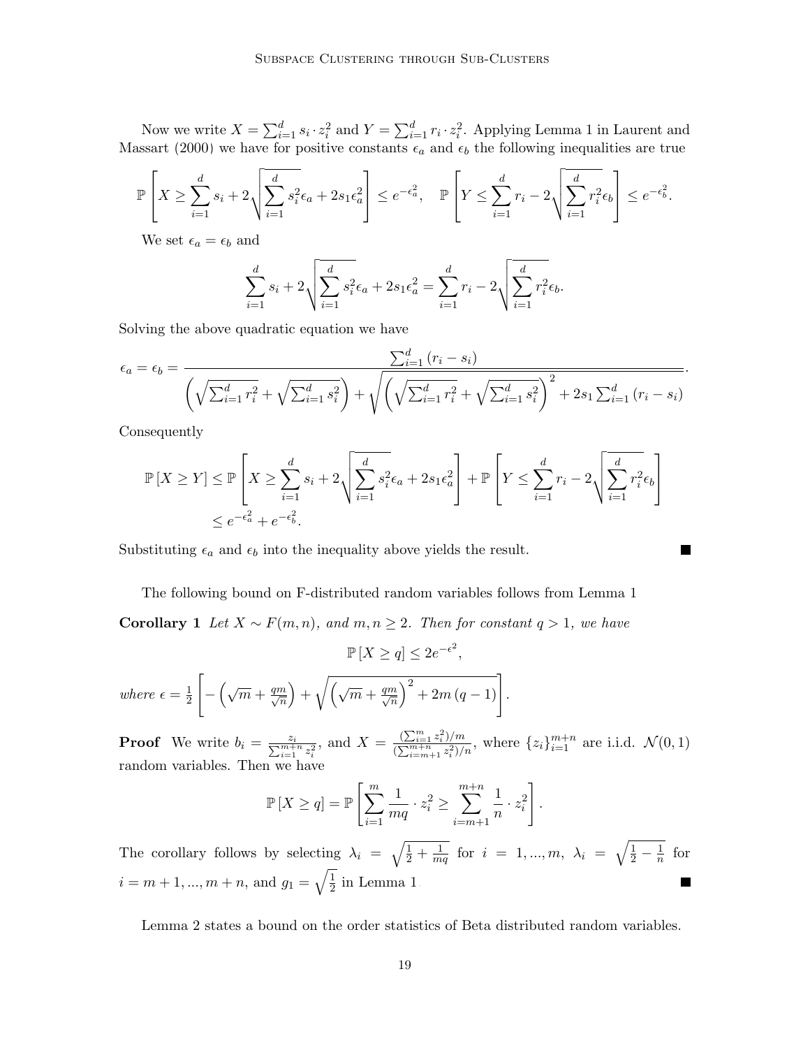Now we write $X = \sum_{i=1}^{d} s_i \cdot z_i^2$ and $Y = \sum_{i=1}^{d} r_i \cdot z_i^2$. Applying Lemma 1 in Laurent and Massart (2000) we have for positive constants $\epsilon_a$ and $\epsilon_b$ the following inequalities are true

$$\mathbb{P}\left[X \geq \sum_{i=1}^{d} s_i + 2\sqrt{\sum_{i=1}^{d} s_i^2}\epsilon_a + 2s_1\epsilon_a^2\right] \leq e^{-\epsilon_a^2}, \quad \mathbb{P}\left[Y \leq \sum_{i=1}^{d} r_i - 2\sqrt{\sum_{i=1}^{d} r_i^2}\epsilon_b\right] \leq e^{-\epsilon_b^2}.$$

We set $\epsilon_a = \epsilon_b$ and

$$\sum_{i=1}^{d} s_i + 2\sqrt{\sum_{i=1}^{d} s_i^2}\epsilon_a + 2s_1\epsilon_a^2 = \sum_{i=1}^{d} r_i - 2\sqrt{\sum_{i=1}^{d} r_i^2}\epsilon_b.$$

Solving the above quadratic equation we have

$$\epsilon_a = \epsilon_b = \frac{\sum_{i=1}^{d}(r_i - s_i)}{\left(\sqrt{\sum_{i=1}^{d} r_i^2} + \sqrt{\sum_{i=1}^{d} s_i^2}\right) + \sqrt{\left(\sqrt{\sum_{i=1}^{d} r_i^2} + \sqrt{\sum_{i=1}^{d} s_i^2}\right)^2 + 2s_1\sum_{i=1}^{d}(r_i - s_i)}}.$$

Consequently

$$\begin{aligned}
\mathbb{P}[X \geq Y] &\leq \mathbb{P}\left[X \geq \sum_{i=1}^{d} s_i + 2\sqrt{\sum_{i=1}^{d} s_i^2}\epsilon_a + 2s_1\epsilon_a^2\right] + \mathbb{P}\left[Y \leq \sum_{i=1}^{d} r_i - 2\sqrt{\sum_{i=1}^{d} r_i^2}\epsilon_b\right] \\
&\leq e^{-\epsilon_a^2} + e^{-\epsilon_b^2}.
\end{aligned}$$

Substituting $\epsilon_a$ and $\epsilon_b$ into the inequality above yields the result. ■

The following bound on F-distributed random variables follows from Lemma 1

**Corollary 1** *Let $X \sim F(m, n)$, and $m, n \geq 2$. Then for constant $q > 1$, we have*

$$\mathbb{P}[X \geq q] \leq 2e^{-\epsilon^2},$$

*where* $\epsilon = \frac{1}{2}\left[-\left(\sqrt{m} + \frac{qm}{\sqrt{n}}\right) + \sqrt{\left(\sqrt{m} + \frac{qm}{\sqrt{n}}\right)^2 + 2m(q-1)}\right]$.

**Proof** We write $b_i = \frac{z_i}{\sum_{i=1}^{m+n} z_i^2}$, and $X = \frac{(\sum_{i=1}^{m} z_i^2)/m}{(\sum_{i=m+1}^{m+n} z_i^2)/n}$, where $\{z_i\}_{i=1}^{m+n}$ are i.i.d. $\mathcal{N}(0,1)$ random variables. Then we have

$$\mathbb{P}[X \geq q] = \mathbb{P}\left[\sum_{i=1}^{m} \frac{1}{mq} \cdot z_i^2 \geq \sum_{i=m+1}^{m+n} \frac{1}{n} \cdot z_i^2\right].$$

The corollary follows by selecting $\lambda_i = \sqrt{\frac{1}{2} + \frac{1}{mq}}$ for $i = 1, ..., m$, $\lambda_i = \sqrt{\frac{1}{2} - \frac{1}{n}}$ for $i = m+1, ..., m+n$, and $g_1 = \sqrt{\frac{1}{2}}$ in Lemma 1. ■

Lemma 2 states a bound on the order statistics of Beta distributed random variables.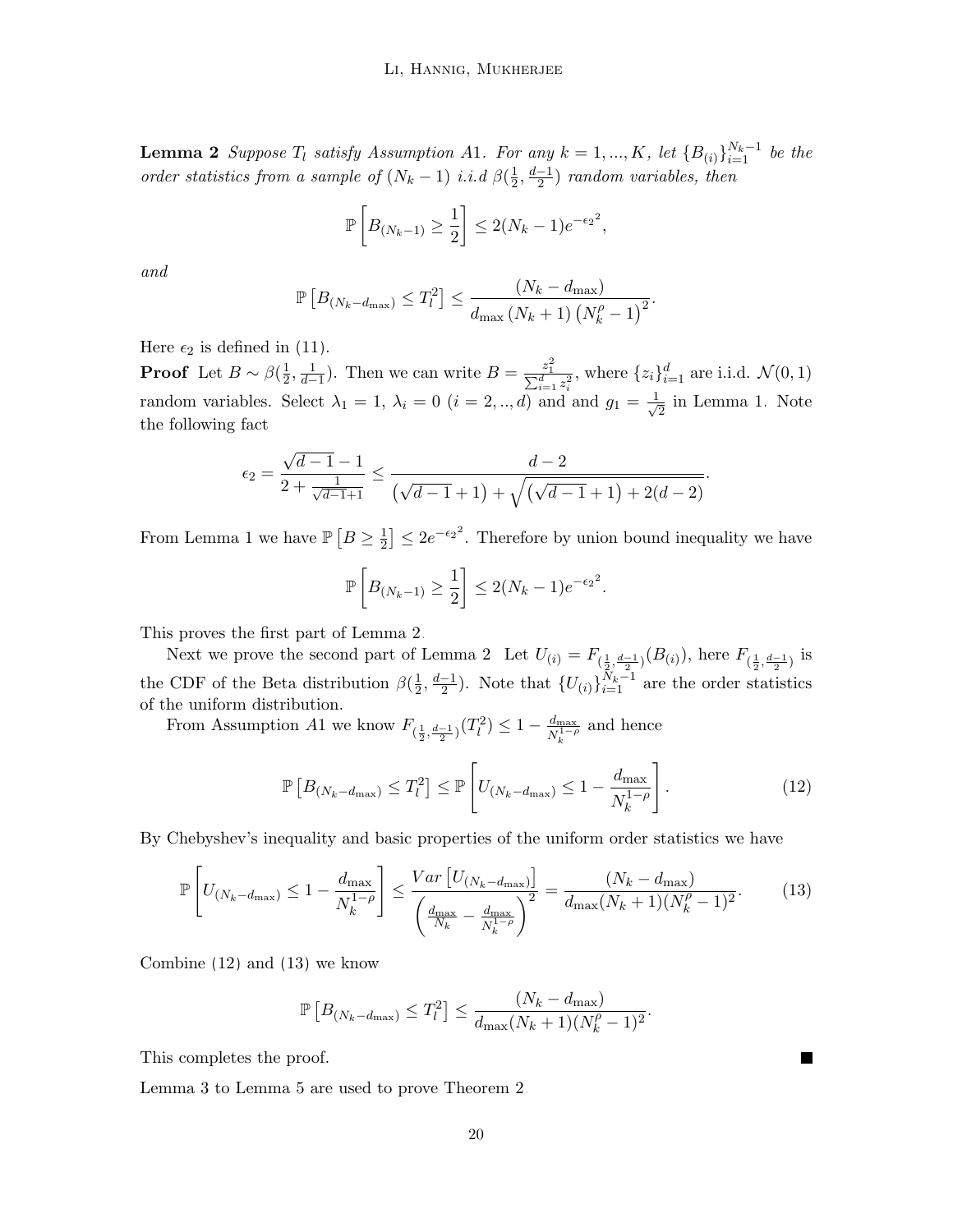**Lemma 2** *Suppose $T_l$ satisfy Assumption A1. For any $k = 1, ..., K$, let $\{B_{(i)}\}_{i=1}^{N_k-1}$ be the order statistics from a sample of $(N_k - 1)$ i.i.d $\beta(\frac{1}{2}, \frac{d-1}{2})$ random variables, then*

$$\mathbb{P}\left[B_{(N_k-1)} \geq \frac{1}{2}\right] \leq 2(N_k - 1)e^{-\epsilon_2{}^2},$$

*and*

$$\mathbb{P}\left[B_{(N_k-d_{\max})} \leq T_l^2\right] \leq \frac{(N_k - d_{\max})}{d_{\max}\left(N_k+1\right)\left(N_k^{\rho}-1\right)^2}.$$

Here $\epsilon_2$ is defined in (11).

**Proof** Let $B \sim \beta(\frac{1}{2}, \frac{1}{d-1})$. Then we can write $B = \frac{z_1^2}{\sum_{i=1}^d z_i^2}$, where $\{z_i\}_{i=1}^d$ are i.i.d. $\mathcal{N}(0,1)$ random variables. Select $\lambda_1 = 1$, $\lambda_i = 0$ $(i = 2, .., d)$ and and $g_1 = \frac{1}{\sqrt{2}}$ in Lemma 1. Note the following fact

$$\epsilon_2 = \frac{\sqrt{d-1}-1}{2+\frac{1}{\sqrt{d-1}+1}} \leq \frac{d-2}{\left(\sqrt{d-1}+1\right)+\sqrt{\left(\sqrt{d-1}+1\right)+2(d-2)}}.$$

From Lemma 1 we have $\mathbb{P}\left[B \geq \frac{1}{2}\right] \leq 2e^{-\epsilon_2{}^2}$. Therefore by union bound inequality we have

$$\mathbb{P}\left[B_{(N_k-1)} \geq \frac{1}{2}\right] \leq 2(N_k - 1)e^{-\epsilon_2{}^2}.$$

This proves the first part of Lemma 2.

Next we prove the second part of Lemma 2 Let $U_{(i)} = F_{(\frac{1}{2},\frac{d-1}{2})}(B_{(i)})$, here $F_{(\frac{1}{2},\frac{d-1}{2})}$ is the CDF of the Beta distribution $\beta(\frac{1}{2}, \frac{d-1}{2})$. Note that $\{U_{(i)}\}_{i=1}^{N_k-1}$ are the order statistics of the uniform distribution.

From Assumption A1 we know $F_{(\frac{1}{2},\frac{d-1}{2})}(T_l^2) \leq 1 - \frac{d_{\max}}{N_k^{1-\rho}}$ and hence

$$\mathbb{P}\left[B_{(N_k-d_{\max})} \leq T_l^2\right] \leq \mathbb{P}\left[U_{(N_k-d_{\max})} \leq 1 - \frac{d_{\max}}{N_k^{1-\rho}}\right]. \tag{12}$$

By Chebyshev's inequality and basic properties of the uniform order statistics we have

$$\mathbb{P}\left[U_{(N_k-d_{\max})} \leq 1 - \frac{d_{\max}}{N_k^{1-\rho}}\right] \leq \frac{Var\left[U_{(N_k-d_{\max})}\right]}{\left(\frac{d_{\max}}{N_k} - \frac{d_{\max}}{N_k^{1-\rho}}\right)^2} = \frac{(N_k - d_{\max})}{d_{\max}(N_k+1)(N_k^{\rho}-1)^2}. \tag{13}$$

Combine (12) and (13) we know

$$\mathbb{P}\left[B_{(N_k-d_{\max})} \leq T_l^2\right] \leq \frac{(N_k - d_{\max})}{d_{\max}(N_k+1)(N_k^{\rho}-1)^2}.$$

This completes the proof. ∎

Lemma 3 to Lemma 5 are used to prove Theorem 2.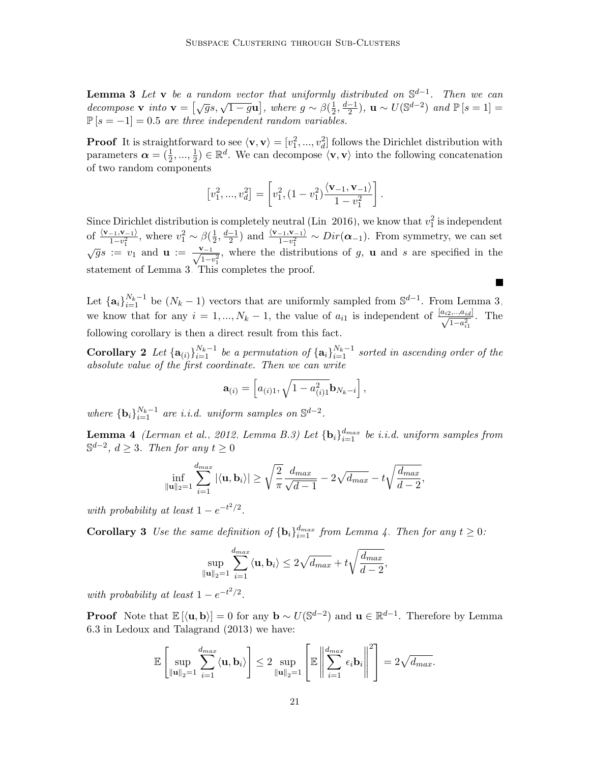**Lemma 3** *Let $\mathbf{v}$ be a random vector that uniformly distributed on $\mathbb{S}^{d-1}$. Then we can decompose $\mathbf{v}$ into $\mathbf{v} = \left[\sqrt{g}s, \sqrt{1-g}\mathbf{u}\right]$, where $g \sim \beta(\frac{1}{2}, \frac{d-1}{2})$, $\mathbf{u} \sim U(\mathbb{S}^{d-2})$ and $\mathbb{P}[s=1] = \mathbb{P}[s=-1] = 0.5$ are three independent random variables.*

**Proof** It is straightforward to see $\langle \mathbf{v}, \mathbf{v} \rangle = [v_1^2, ..., v_d^2]$ follows the Dirichlet distribution with parameters $\boldsymbol{\alpha} = (\frac{1}{2}, ..., \frac{1}{2}) \in \mathbb{R}^d$. We can decompose $\langle \mathbf{v}, \mathbf{v} \rangle$ into the following concatenation of two random components

$$\left[v_1^2, ..., v_d^2\right] = \left[v_1^2, (1-v_1^2)\frac{\langle \mathbf{v}_{-1}, \mathbf{v}_{-1} \rangle}{1-v_1^2}\right].$$

Since Dirichlet distribution is completely neutral (Lin 2016), we know that $v_1^2$ is independent of $\frac{\langle \mathbf{v}_{-1}, \mathbf{v}_{-1} \rangle}{1-v_1^2}$, where $v_1^2 \sim \beta(\frac{1}{2}, \frac{d-1}{2})$ and $\frac{\langle \mathbf{v}_{-1}, \mathbf{v}_{-1} \rangle}{1-v_1^2} \sim Dir(\boldsymbol{\alpha}_{-1})$. From symmetry, we can set $\sqrt{g}s := v_1$ and $\mathbf{u} := \frac{\mathbf{v}_{-1}}{\sqrt{1-v_1^2}}$, where the distributions of $g$, $\mathbf{u}$ and $s$ are specified in the statement of Lemma 3. This completes the proof. ■

Let $\{\mathbf{a}_i\}_{i=1}^{N_k-1}$ be $(N_k-1)$ vectors that are uniformly sampled from $\mathbb{S}^{d-1}$. From Lemma 3, we know that for any $i = 1, ..., N_k-1$, the value of $a_{i1}$ is independent of $\frac{[a_{i2}, .., a_{id}]}{\sqrt{1-a_{i1}^2}}$. The following corollary is then a direct result from this fact.

**Corollary 2** *Let $\{\mathbf{a}_{(i)}\}_{i=1}^{N_k-1}$ be a permutation of $\{\mathbf{a}_i\}_{i=1}^{N_k-1}$ sorted in ascending order of the absolute value of the first coordinate. Then we can write*

$$\mathbf{a}_{(i)} = \left[a_{(i)1}, \sqrt{1-a_{(i)1}^2}\mathbf{b}_{N_k-i}\right],$$

*where $\{\mathbf{b}_i\}_{i=1}^{N_k-1}$ are i.i.d. uniform samples on $\mathbb{S}^{d-2}$.*

**Lemma 4** *(Lerman et al., 2012, Lemma B.3) Let $\{\mathbf{b}_i\}_{i=1}^{d_{max}}$ be i.i.d. uniform samples from $\mathbb{S}^{d-2}$, $d \geq 3$. Then for any $t \geq 0$*

$$\inf_{\|\mathbf{u}\|_2=1} \sum_{i=1}^{d_{max}} |\langle \mathbf{u}, \mathbf{b}_i \rangle| \geq \sqrt{\frac{2}{\pi}} \frac{d_{max}}{\sqrt{d-1}} - 2\sqrt{d_{max}} - t\sqrt{\frac{d_{max}}{d-2}},$$

*with probability at least $1 - e^{-t^2/2}$.*

**Corollary 3** *Use the same definition of $\{\mathbf{b}_i\}_{i=1}^{d_{max}}$ from Lemma 4. Then for any $t \geq 0$:*

$$\sup_{\|\mathbf{u}\|_2=1} \sum_{i=1}^{d_{max}} \langle \mathbf{u}, \mathbf{b}_i \rangle \leq 2\sqrt{d_{max}} + t\sqrt{\frac{d_{max}}{d-2}},$$

*with probability at least $1 - e^{-t^2/2}$.*

**Proof** Note that $\mathbb{E}[\langle \mathbf{u}, \mathbf{b} \rangle] = 0$ for any $\mathbf{b} \sim U(\mathbb{S}^{d-2})$ and $\mathbf{u} \in \mathbb{R}^{d-1}$. Therefore by Lemma 6.3 in Ledoux and Talagrand (2013) we have:

$$\mathbb{E}\left[\sup_{\|\mathbf{u}\|_2=1} \sum_{i=1}^{d_{max}} \langle \mathbf{u}, \mathbf{b}_i \rangle\right] \leq 2 \sup_{\|\mathbf{u}\|_2=1} \left[\mathbb{E}\left\|\sum_{i=1}^{d_{max}} \epsilon_i \mathbf{b}_i\right\|^2\right] = 2\sqrt{d_{max}}.$$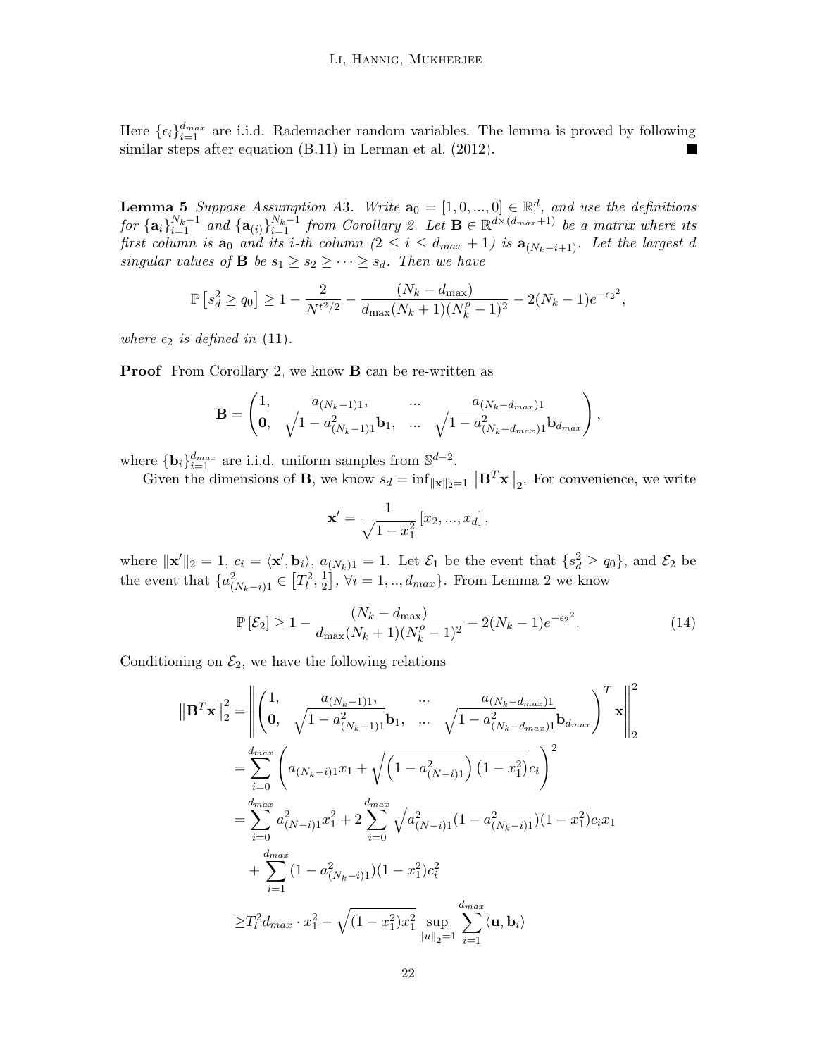Here $\{\epsilon_i\}_{i=1}^{d_{max}}$ are i.i.d. Rademacher random variables. The lemma is proved by following similar steps after equation (B.11) in Lerman et al. (2012). ∎

**Lemma 5** *Suppose Assumption A3. Write $\mathbf{a}_0 = [1, 0, ..., 0] \in \mathbb{R}^d$, and use the definitions for $\{\mathbf{a}_i\}_{i=1}^{N_k-1}$ and $\{\mathbf{a}_{(i)}\}_{i=1}^{N_k-1}$ from Corollary 2. Let $\mathbf{B} \in \mathbb{R}^{d\times(d_{max}+1)}$ be a matrix where its first column is $\mathbf{a}_0$ and its i-th column ($2 \le i \le d_{max}+1$) is $\mathbf{a}_{(N_k-i+1)}$. Let the largest d singular values of $\mathbf{B}$ be $s_1 \ge s_2 \ge \cdots \ge s_d$. Then we have*

$$\mathbb{P}\left[s_d^2 \ge q_0\right] \ge 1 - \frac{2}{N^{t^2/2}} - \frac{(N_k - d_{\max})}{d_{\max}(N_k+1)(N_k^\rho - 1)^2} - 2(N_k-1)e^{-\epsilon_2{}^2},$$

*where $\epsilon_2$ is defined in* (11).

**Proof** From Corollary 2, we know $\mathbf{B}$ can be re-written as

$$\mathbf{B} = \begin{pmatrix} 1, & a_{(N_k-1)1}, & ... & a_{(N_k-d_{max})1} \\ \mathbf{0}, & \sqrt{1-a_{(N_k-1)1}^2}\mathbf{b}_1, & ... & \sqrt{1-a_{(N_k-d_{max})1}^2}\mathbf{b}_{d_{max}} \end{pmatrix},$$

where $\{\mathbf{b}_i\}_{i=1}^{d_{max}}$ are i.i.d. uniform samples from $\mathbb{S}^{d-2}$.

Given the dimensions of $\mathbf{B}$, we know $s_d = \inf_{\|\mathbf{x}\|_2=1} \left\|\mathbf{B}^T\mathbf{x}\right\|_2$. For convenience, we write

$$\mathbf{x}' = \frac{1}{\sqrt{1-x_1^2}}\left[x_2, ..., x_d\right],$$

where $\|\mathbf{x}'\|_2 = 1$, $c_i = \langle \mathbf{x}', \mathbf{b}_i\rangle$, $a_{(N_k)1} = 1$. Let $\mathcal{E}_1$ be the event that $\{s_d^2 \ge q_0\}$, and $\mathcal{E}_2$ be the event that $\{a_{(N_k-i)1}^2 \in \left[T_l^2, \frac{1}{2}\right], \forall i = 1, .., d_{max}\}$. From Lemma 2 we know

$$\mathbb{P}\left[\mathcal{E}_2\right] \ge 1 - \frac{(N_k - d_{\max})}{d_{\max}(N_k+1)(N_k^\rho-1)^2} - 2(N_k-1)e^{-\epsilon_2{}^2}. \tag{14}$$

Conditioning on $\mathcal{E}_2$, we have the following relations

$$\begin{aligned}
\left\|\mathbf{B}^T\mathbf{x}\right\|_2^2 &= \left\| \begin{pmatrix} 1, & a_{(N_k-1)1}, & ... & a_{(N_k-d_{max})1} \\ \mathbf{0}, & \sqrt{1-a_{(N_k-1)1}^2}\mathbf{b}_1, & ... & \sqrt{1-a_{(N_k-d_{max})1}^2}\mathbf{b}_{d_{max}} \end{pmatrix}^T \mathbf{x} \right\|_2^2 \\
&= \sum_{i=0}^{d_{max}} \left( a_{(N_k-i)1}x_1 + \sqrt{\left(1-a_{(N-i)1}^2\right)\left(1-x_1^2\right)}c_i \right)^2 \\
&= \sum_{i=0}^{d_{max}} a_{(N-i)1}^2 x_1^2 + 2\sum_{i=0}^{d_{max}} \sqrt{a_{(N-i)1}^2(1-a_{(N_k-i)1}^2)(1-x_1^2)}c_i x_1 \\
&\quad + \sum_{i=1}^{d_{max}} (1-a_{(N_k-i)1}^2)(1-x_1^2)c_i^2 \\
&\ge T_l^2 d_{max} \cdot x_1^2 - \sqrt{(1-x_1^2)x_1^2} \sup_{\|u\|_2=1} \sum_{i=1}^{d_{max}} \langle \mathbf{u}, \mathbf{b}_i \rangle
\end{aligned}$$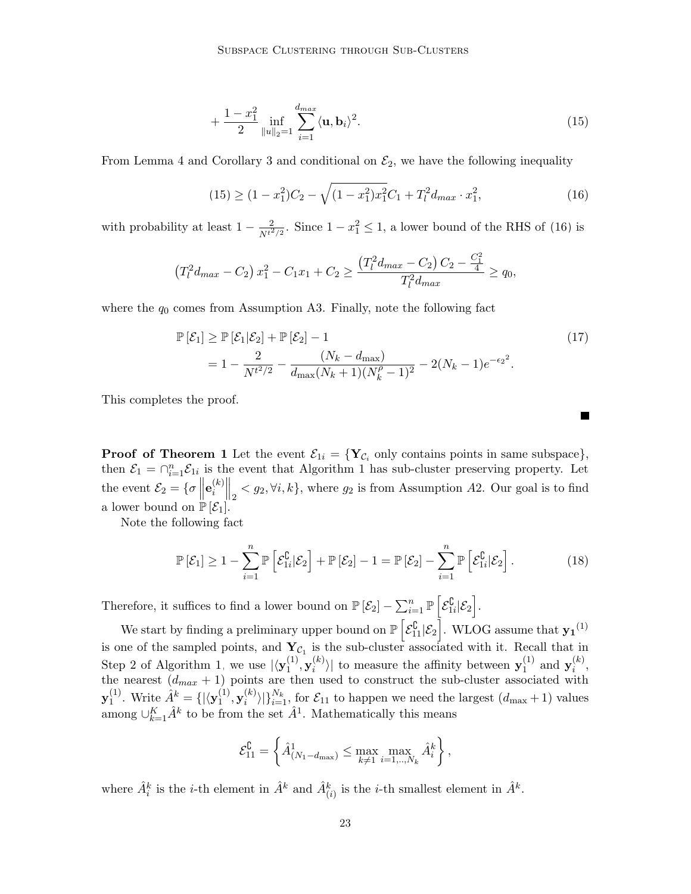$$
+ \frac{1-x_1^2}{2} \inf_{\|u\|_2=1} \sum_{i=1}^{d_{max}} \langle \mathbf{u}, \mathbf{b}_i \rangle^2. \tag{15}
$$

From Lemma 4 and Corollary 3 and conditional on $\mathcal{E}_2$, we have the following inequality

$$
(15) \geq (1-x_1^2)C_2 - \sqrt{(1-x_1^2)x_1^2}C_1 + T_l^2 d_{max} \cdot x_1^2, \tag{16}
$$

with probability at least $1 - \frac{2}{N^{t^2/2}}$. Since $1 - x_1^2 \leq 1$, a lower bound of the RHS of (16) is

$$
\left(T_l^2 d_{max} - C_2\right) x_1^2 - C_1 x_1 + C_2 \geq \frac{\left(T_l^2 d_{max} - C_2\right) C_2 - \frac{C_1^2}{4}}{T_l^2 d_{max}} \geq q_0,
$$

where the $q_0$ comes from Assumption A3. Finally, note the following fact

$$
\begin{aligned}
\mathbb{P}\left[\mathcal{E}_1\right] &\geq \mathbb{P}\left[\mathcal{E}_1 | \mathcal{E}_2\right] + \mathbb{P}\left[\mathcal{E}_2\right] - 1 \\
&= 1 - \frac{2}{N^{t^2/2}} - \frac{(N_k - d_{\max})}{d_{\max}(N_k+1)(N_k^{\rho}-1)^2} - 2(N_k-1)e^{-\epsilon_2{}^2}.
\end{aligned} \tag{17}
$$

This completes the proof. ■

**Proof of Theorem 1** Let the event $\mathcal{E}_{1i} = \{\mathbf{Y}_{\mathcal{C}_i} \text{ only contains points in same subspace}\}$, then $\mathcal{E}_1 = \cap_{i=1}^n \mathcal{E}_{1i}$ is the event that Algorithm 1 has sub-cluster preserving property. Let the event $\mathcal{E}_2 = \{\sigma \left\|\mathbf{e}_i^{(k)}\right\|_2 < g_2, \forall i, k\}$, where $g_2$ is from Assumption $A2$. Our goal is to find a lower bound on $\mathbb{P}\left[\mathcal{E}_1\right]$.

Note the following fact

$$
\mathbb{P}\left[\mathcal{E}_1\right] \geq 1 - \sum_{i=1}^n \mathbb{P}\left[\mathcal{E}_{1i}^{\complement} | \mathcal{E}_2\right] + \mathbb{P}\left[\mathcal{E}_2\right] - 1 = \mathbb{P}\left[\mathcal{E}_2\right] - \sum_{i=1}^n \mathbb{P}\left[\mathcal{E}_{1i}^{\complement} | \mathcal{E}_2\right]. \tag{18}
$$

Therefore, it suffices to find a lower bound on $\mathbb{P}\left[\mathcal{E}_2\right] - \sum_{i=1}^n \mathbb{P}\left[\mathcal{E}_{1i}^{\complement} | \mathcal{E}_2\right]$.

We start by finding a preliminary upper bound on $\mathbb{P}\left[\mathcal{E}_{11}^{\complement} | \mathcal{E}_2\right]$. WLOG assume that $\mathbf{y_1}^{(1)}$ is one of the sampled points, and $\mathbf{Y}_{\mathcal{C}_1}$ is the sub-cluster associated with it. Recall that in Step 2 of Algorithm 1, we use $|\langle \mathbf{y}_1^{(1)}, \mathbf{y}_i^{(k)} \rangle|$ to measure the affinity between $\mathbf{y}_1^{(1)}$ and $\mathbf{y}_i^{(k)}$, the nearest $(d_{max}+1)$ points are then used to construct the sub-cluster associated with $\mathbf{y}_1^{(1)}$. Write $\hat{A}^k = \{|\langle \mathbf{y}_1^{(1)}, \mathbf{y}_i^{(k)} \rangle|\}_{i=1}^{N_k}$, for $\mathcal{E}_{11}$ to happen we need the largest $(d_{\max}+1)$ values among $\cup_{k=1}^K \hat{A}^k$ to be from the set $\hat{A}^1$. Mathematically this means

$$
\mathcal{E}_{11}^{\complement} = \left\{ \hat{A}^1_{(N_1 - d_{\max})} \leq \max_{k \neq 1} \max_{i=1,..,N_k} \hat{A}^k_i \right\},
$$

where $\hat{A}^k_i$ is the $i$-th element in $\hat{A}^k$ and $\hat{A}^k_{(i)}$ is the $i$-th smallest element in $\hat{A}^k$.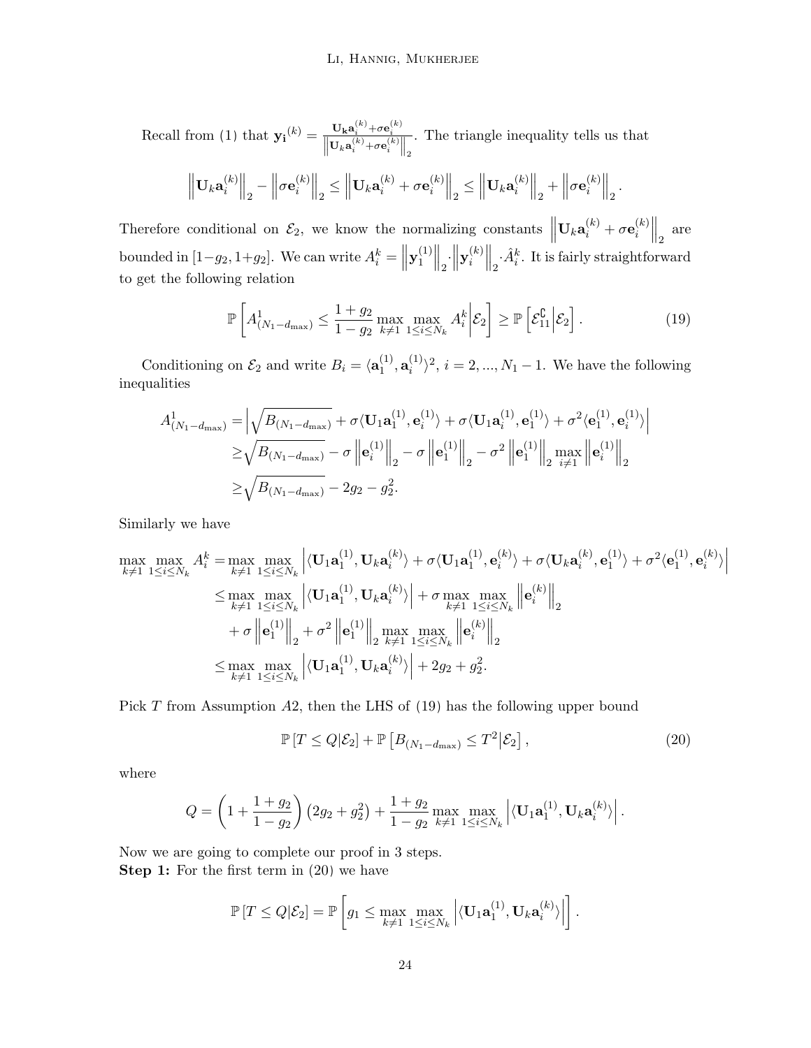Recall from (1) that $\mathbf{y_i}^{(k)} = \frac{\mathbf{U_k a}_i^{(k)} + \sigma \mathbf{e}_i^{(k)}}{\left\|\mathbf{U}_k \mathbf{a}_i^{(k)} + \sigma \mathbf{e}_i^{(k)}\right\|_2}$. The triangle inequality tells us that

$$\left| \left\| \mathbf{U}_k \mathbf{a}_i^{(k)} \right\|_2 - \left\| \sigma \mathbf{e}_i^{(k)} \right\|_2 \right| \leq \left\| \mathbf{U}_k \mathbf{a}_i^{(k)} + \sigma \mathbf{e}_i^{(k)} \right\|_2 \leq \left\| \mathbf{U}_k \mathbf{a}_i^{(k)} \right\|_2 + \left\| \sigma \mathbf{e}_i^{(k)} \right\|_2.$$

Therefore conditional on $\mathcal{E}_2$, we know the normalizing constants $\left\| \mathbf{U}_k \mathbf{a}_i^{(k)} + \sigma \mathbf{e}_i^{(k)} \right\|_2$ are bounded in $[1-g_2, 1+g_2]$. We can write $A_i^k = \left\|\mathbf{y}_1^{(1)}\right\|_2 \cdot \left\|\mathbf{y}_i^{(k)}\right\|_2 \cdot \hat{A}_i^k$. It is fairly straightforward to get the following relation

$$\mathbb{P}\left[ A^1_{(N_1 - d_{\max})} \leq \frac{1+g_2}{1-g_2} \max_{k \neq 1} \max_{1 \leq i \leq N_k} A_i^k \middle| \mathcal{E}_2 \right] \geq \mathbb{P}\left[ \mathcal{E}_{11}^{\complement} \middle| \mathcal{E}_2 \right]. \tag{19}$$

Conditioning on $\mathcal{E}_2$ and write $B_i = \langle \mathbf{a}_1^{(1)}, \mathbf{a}_i^{(1)} \rangle^2$, $i = 2, ..., N_1 - 1$. We have the following inequalities

$$\begin{aligned}
A^1_{(N_1-d_{\max})} =& \left| \sqrt{B_{(N_1 - d_{\max})}} + \sigma \langle \mathbf{U}_1 \mathbf{a}_1^{(1)}, \mathbf{e}_i^{(1)} \rangle + \sigma \langle \mathbf{U}_1 \mathbf{a}_i^{(1)}, \mathbf{e}_1^{(1)} \rangle + \sigma^2 \langle \mathbf{e}_1^{(1)}, \mathbf{e}_i^{(1)} \rangle \right| \\
\geq& \sqrt{B_{(N_1 - d_{\max})}} - \sigma \left\| \mathbf{e}_i^{(1)} \right\|_2 - \sigma \left\| \mathbf{e}_1^{(1)} \right\|_2 - \sigma^2 \left\| \mathbf{e}_1^{(1)} \right\|_2 \max_{i \neq 1} \left\| \mathbf{e}_i^{(1)} \right\|_2 \\
\geq& \sqrt{B_{(N_1 - d_{\max})}} - 2g_2 - g_2^2.
\end{aligned}$$

Similarly we have

$$\begin{aligned}
\max_{k \neq 1} \max_{1 \leq i \leq N_k} A_i^k =& \max_{k \neq 1} \max_{1 \leq i \leq N_k} \left| \langle \mathbf{U}_1 \mathbf{a}_1^{(1)}, \mathbf{U}_k \mathbf{a}_i^{(k)} \rangle + \sigma \langle \mathbf{U}_1 \mathbf{a}_1^{(1)}, \mathbf{e}_i^{(k)} \rangle + \sigma \langle \mathbf{U}_k \mathbf{a}_i^{(k)}, \mathbf{e}_1^{(1)} \rangle + \sigma^2 \langle \mathbf{e}_1^{(1)}, \mathbf{e}_i^{(k)} \rangle \right| \\
\leq& \max_{k \neq 1} \max_{1 \leq i \leq N_k} \left| \langle \mathbf{U}_1 \mathbf{a}_1^{(1)}, \mathbf{U}_k \mathbf{a}_i^{(k)} \rangle \right| + \sigma \max_{k \neq 1} \max_{1 \leq i \leq N_k} \left\| \mathbf{e}_i^{(k)} \right\|_2 \\
&+ \sigma \left\| \mathbf{e}_1^{(1)} \right\|_2 + \sigma^2 \left\| \mathbf{e}_1^{(1)} \right\|_2 \max_{k \neq 1} \max_{1 \leq i \leq N_k} \left\| \mathbf{e}_i^{(k)} \right\|_2 \\
\leq& \max_{k \neq 1} \max_{1 \leq i \leq N_k} \left| \langle \mathbf{U}_1 \mathbf{a}_1^{(1)}, \mathbf{U}_k \mathbf{a}_i^{(k)} \rangle \right| + 2g_2 + g_2^2.
\end{aligned}$$

Pick $T$ from Assumption $A2$, then the LHS of (19) has the following upper bound

$$\mathbb{P}\left[T \leq Q | \mathcal{E}_2\right] + \mathbb{P}\left[B_{(N_1 - d_{\max})} \leq T^2 \middle| \mathcal{E}_2\right], \tag{20}$$

where

$$Q = \left(1 + \frac{1+g_2}{1-g_2}\right)\left(2g_2 + g_2^2\right) + \frac{1+g_2}{1-g_2} \max_{k \neq 1} \max_{1 \leq i \leq N_k} \left| \langle \mathbf{U}_1 \mathbf{a}_1^{(1)}, \mathbf{U}_k \mathbf{a}_i^{(k)} \rangle \right|.$$

Now we are going to complete our proof in 3 steps.
**Step 1:** For the first term in (20) we have

$$\mathbb{P}\left[T \leq Q | \mathcal{E}_2\right] = \mathbb{P}\left[ g_1 \leq \max_{k \neq 1} \max_{1 \leq i \leq N_k} \left| \langle \mathbf{U}_1 \mathbf{a}_1^{(1)}, \mathbf{U}_k \mathbf{a}_i^{(k)} \rangle \right| \right].$$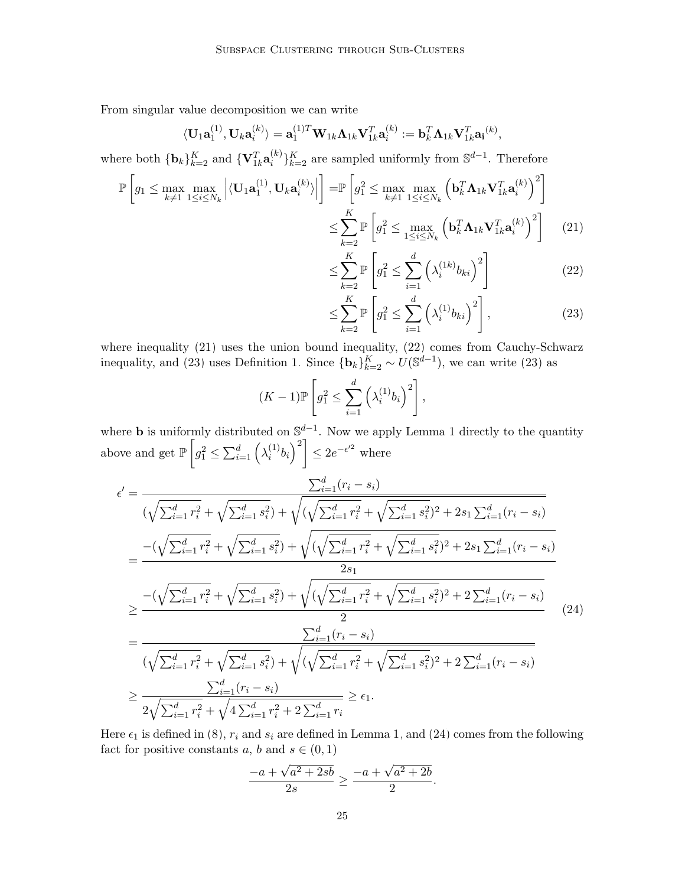From singular value decomposition we can write

$$\langle \mathbf{U}_1 \mathbf{a}_1^{(1)}, \mathbf{U}_k \mathbf{a}_i^{(k)} \rangle = \mathbf{a}_1^{(1)T} \mathbf{W}_{1k} \mathbf{\Lambda}_{1k} \mathbf{V}_{1k}^T \mathbf{a}_i^{(k)} := \mathbf{b}_k^T \mathbf{\Lambda}_{1k} \mathbf{V}_{1k}^T \mathbf{a_i}^{(k)},$$

where both $\{\mathbf{b}_k\}_{k=2}^K$ and $\{\mathbf{V}_{1k}^T \mathbf{a}_i^{(k)}\}_{k=2}^K$ are sampled uniformly from $\mathbb{S}^{d-1}$. Therefore

$$\begin{aligned}
\mathbb{P}\left[g_1 \leq \max_{k\neq 1} \max_{1\leq i \leq N_k} \left|\langle \mathbf{U}_1 \mathbf{a}_1^{(1)}, \mathbf{U}_k \mathbf{a}_i^{(k)} \rangle\right|\right] &= \mathbb{P}\left[g_1^2 \leq \max_{k\neq 1} \max_{1\leq i \leq N_k} \left(\mathbf{b}_k^T \mathbf{\Lambda}_{1k} \mathbf{V}_{1k}^T \mathbf{a}_i^{(k)}\right)^2\right] \\
&\leq \sum_{k=2}^K \mathbb{P}\left[g_1^2 \leq \max_{1\leq i \leq N_k} \left(\mathbf{b}_k^T \mathbf{\Lambda}_{1k} \mathbf{V}_{1k}^T \mathbf{a}_i^{(k)}\right)^2\right] \qquad (21) \\
&\leq \sum_{k=2}^K \mathbb{P}\left[g_1^2 \leq \sum_{i=1}^d \left(\lambda_i^{(1k)} b_{ki}\right)^2\right] \qquad (22) \\
&\leq \sum_{k=2}^K \mathbb{P}\left[g_1^2 \leq \sum_{i=1}^d \left(\lambda_i^{(1)} b_{ki}\right)^2\right], \qquad (23)
\end{aligned}$$

where inequality (21) uses the union bound inequality, (22) comes from Cauchy-Schwarz inequality, and (23) uses Definition 1. Since $\{\mathbf{b}_k\}_{k=2}^K \sim U(\mathbb{S}^{d-1})$, we can write (23) as

$$(K-1)\mathbb{P}\left[g_1^2 \leq \sum_{i=1}^d \left(\lambda_i^{(1)} b_i\right)^2\right],$$

where $\mathbf{b}$ is uniformly distributed on $\mathbb{S}^{d-1}$. Now we apply Lemma 1 directly to the quantity above and get $\mathbb{P}\left[g_1^2 \leq \sum_{i=1}^d \left(\lambda_i^{(1)} b_i\right)^2\right] \leq 2e^{-\epsilon'^2}$ where

$$\begin{aligned}
\epsilon' &= \frac{\sum_{i=1}^d (r_i - s_i)}{(\sqrt{\sum_{i=1}^d r_i^2} + \sqrt{\sum_{i=1}^d s_i^2}) + \sqrt{(\sqrt{\sum_{i=1}^d r_i^2} + \sqrt{\sum_{i=1}^d s_i^2})^2 + 2s_1 \sum_{i=1}^d (r_i - s_i)}} \\
&= \frac{-(\sqrt{\sum_{i=1}^d r_i^2} + \sqrt{\sum_{i=1}^d s_i^2}) + \sqrt{(\sqrt{\sum_{i=1}^d r_i^2} + \sqrt{\sum_{i=1}^d s_i^2})^2 + 2s_1 \sum_{i=1}^d (r_i - s_i)}}{2s_1} \\
&\geq \frac{-(\sqrt{\sum_{i=1}^d r_i^2} + \sqrt{\sum_{i=1}^d s_i^2}) + \sqrt{(\sqrt{\sum_{i=1}^d r_i^2} + \sqrt{\sum_{i=1}^d s_i^2})^2 + 2 \sum_{i=1}^d (r_i - s_i)}}{2} \qquad (24) \\
&= \frac{\sum_{i=1}^d (r_i - s_i)}{(\sqrt{\sum_{i=1}^d r_i^2} + \sqrt{\sum_{i=1}^d s_i^2}) + \sqrt{(\sqrt{\sum_{i=1}^d r_i^2} + \sqrt{\sum_{i=1}^d s_i^2})^2 + 2 \sum_{i=1}^d (r_i - s_i)}} \\
&\geq \frac{\sum_{i=1}^d (r_i - s_i)}{2\sqrt{\sum_{i=1}^d r_i^2} + \sqrt{4\sum_{i=1}^d r_i^2 + 2\sum_{i=1}^d r_i}} \geq \epsilon_1.
\end{aligned}$$

Here $\epsilon_1$ is defined in (8), $r_i$ and $s_i$ are defined in Lemma 1, and (24) comes from the following fact for positive constants $a$, $b$ and $s \in (0,1)$

$$\frac{-a + \sqrt{a^2 + 2sb}}{2s} \geq \frac{-a + \sqrt{a^2 + 2b}}{2}.$$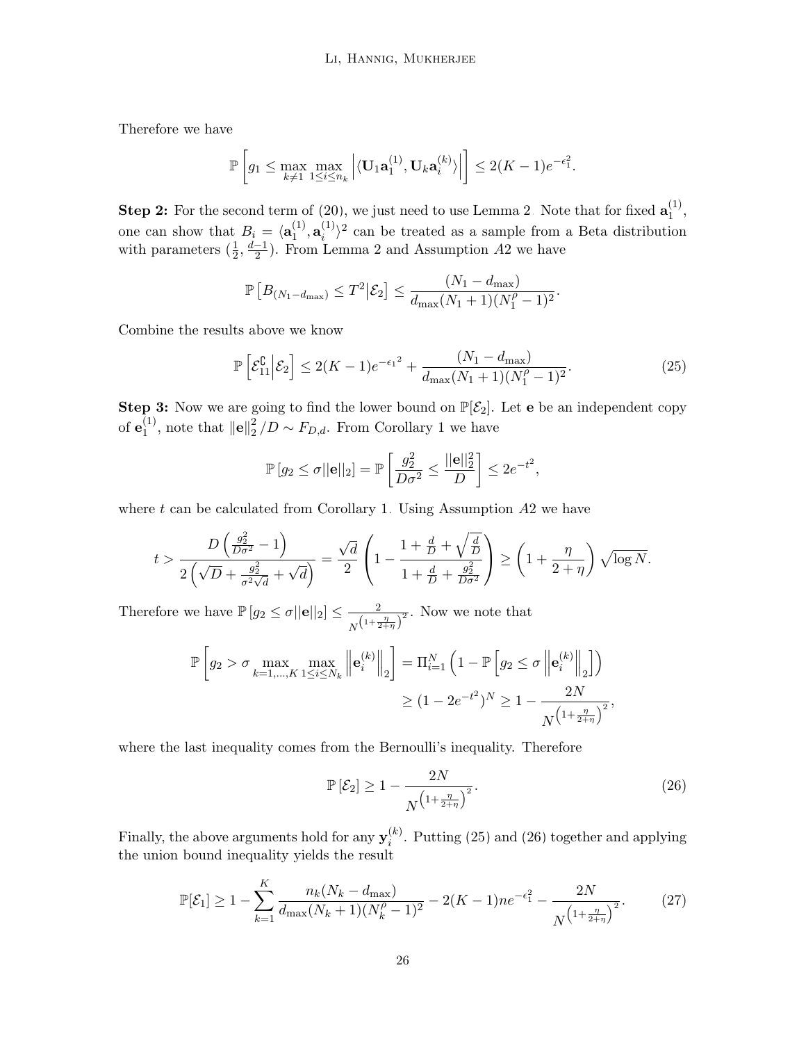Therefore we have

$$\mathbb{P}\left[g_1 \le \max_{k\neq 1}\max_{1\le i\le n_k}\left|\langle \mathbf{U}_1\mathbf{a}_1^{(1)}, \mathbf{U}_k\mathbf{a}_i^{(k)}\rangle\right|\right] \le 2(K-1)e^{-\epsilon_1^2}.$$

**Step 2:** For the second term of (20), we just need to use Lemma 2. Note that for fixed $\mathbf{a}_1^{(1)}$, one can show that $B_i = \langle \mathbf{a}_1^{(1)}, \mathbf{a}_i^{(1)}\rangle^2$ can be treated as a sample from a Beta distribution with parameters $(\frac{1}{2}, \frac{d-1}{2})$. From Lemma 2 and Assumption $A2$ we have

$$\mathbb{P}\left[B_{(N_1-d_{\max})} \le T^2 \middle| \mathcal{E}_2\right] \le \frac{(N_1 - d_{\max})}{d_{\max}(N_1+1)(N_1^{\rho}-1)^2}.$$

Combine the results above we know

$$\mathbb{P}\left[\mathcal{E}_{11}^{\complement}\middle|\mathcal{E}_2\right] \le 2(K-1)e^{-{\epsilon_1}^2} + \frac{(N_1 - d_{\max})}{d_{\max}(N_1+1)(N_1^{\rho}-1)^2}. \tag{25}$$

**Step 3:** Now we are going to find the lower bound on $\mathbb{P}[\mathcal{E}_2]$. Let $\mathbf{e}$ be an independent copy of $\mathbf{e}_1^{(1)}$, note that $\|\mathbf{e}\|_2^2/D \sim F_{D,d}$. From Corollary 1 we have

$$\mathbb{P}\left[g_2 \le \sigma||\mathbf{e}||_2\right] = \mathbb{P}\left[\frac{g_2^2}{D\sigma^2} \le \frac{||\mathbf{e}||_2^2}{D}\right] \le 2e^{-t^2},$$

where $t$ can be calculated from Corollary 1. Using Assumption $A2$ we have

$$t > \frac{D\left(\frac{g_2^2}{D\sigma^2}-1\right)}{2\left(\sqrt{D}+\frac{g_2^2}{\sigma^2\sqrt{d}}+\sqrt{d}\right)} = \frac{\sqrt{d}}{2}\left(1 - \frac{1+\frac{d}{D}+\sqrt{\frac{d}{D}}}{1+\frac{d}{D}+\frac{g_2^2}{D\sigma^2}}\right) \ge \left(1+\frac{\eta}{2+\eta}\right)\sqrt{\log N}.$$

Therefore we have $\mathbb{P}\left[g_2 \le \sigma||\mathbf{e}||_2\right] \le \frac{2}{N^{\left(1+\frac{\eta}{2+\eta}\right)^2}}$. Now we note that

$$\begin{aligned}\mathbb{P}\left[g_2 > \sigma\max_{k=1,\ldots,K}\max_{1\le i\le N_k}\left\|\mathbf{e}_i^{(k)}\right\|_2\right] &= \Pi_{i=1}^N\left(1-\mathbb{P}\left[g_2 \le \sigma\left\|\mathbf{e}_i^{(k)}\right\|_2\right]\right)\\ &\ge (1-2e^{-t^2})^N \ge 1 - \frac{2N}{N^{\left(1+\frac{\eta}{2+\eta}\right)^2}},\end{aligned}$$

where the last inequality comes from the Bernoulli's inequality. Therefore

$$\mathbb{P}\left[\mathcal{E}_2\right] \ge 1 - \frac{2N}{N^{\left(1+\frac{\eta}{2+\eta}\right)^2}}. \tag{26}$$

Finally, the above arguments hold for any $\mathbf{y}_i^{(k)}$. Putting (25) and (26) together and applying the union bound inequality yields the result

$$\mathbb{P}[\mathcal{E}_1] \ge 1 - \sum_{k=1}^{K}\frac{n_k(N_k - d_{\max})}{d_{\max}(N_k+1)(N_k^{\rho}-1)^2} - 2(K-1)ne^{-\epsilon_1^2} - \frac{2N}{N^{\left(1+\frac{\eta}{2+\eta}\right)^2}}. \tag{27}$$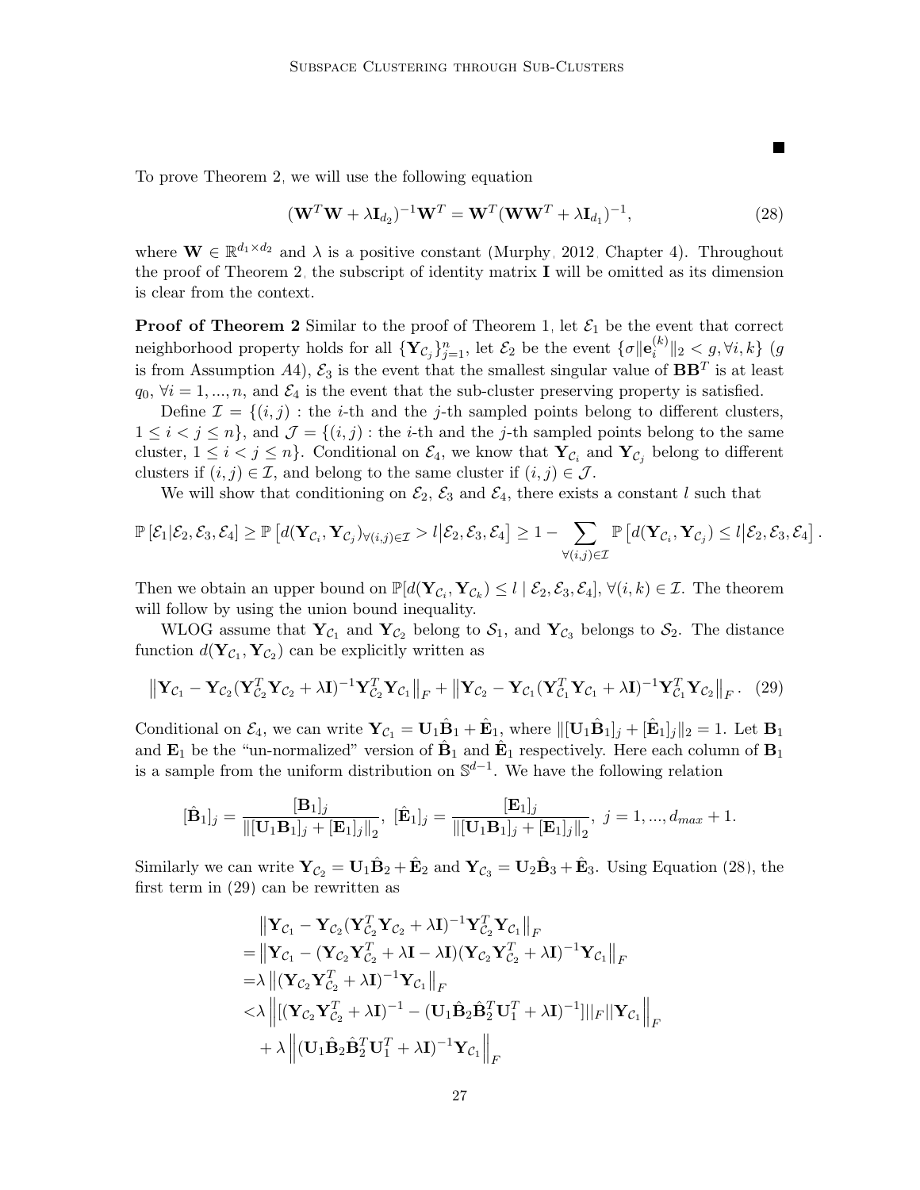■

To prove Theorem 2, we will use the following equation

$$(\mathbf{W}^T\mathbf{W} + \lambda \mathbf{I}_{d_2})^{-1}\mathbf{W}^T = \mathbf{W}^T(\mathbf{W}\mathbf{W}^T + \lambda \mathbf{I}_{d_1})^{-1}, \tag{28}$$

where $\mathbf{W} \in \mathbb{R}^{d_1 \times d_2}$ and $\lambda$ is a positive constant (Murphy, 2012, Chapter 4). Throughout the proof of Theorem 2, the subscript of identity matrix $\mathbf{I}$ will be omitted as its dimension is clear from the context.

**Proof of Theorem 2** Similar to the proof of Theorem 1, let $\mathcal{E}_1$ be the event that correct neighborhood property holds for all $\{\mathbf{Y}_{\mathcal{C}_j}\}_{j=1}^n$, let $\mathcal{E}_2$ be the event $\{\sigma\|\mathbf{e}_i^{(k)}\|_2 < g, \forall i, k\}$ ($g$ is from Assumption $A4$), $\mathcal{E}_3$ is the event that the smallest singular value of $\mathbf{B}\mathbf{B}^T$ is at least $q_0$, $\forall i = 1, ..., n$, and $\mathcal{E}_4$ is the event that the sub-cluster preserving property is satisfied.

Define $\mathcal{I} = \{(i,j)$ : the $i$-th and the $j$-th sampled points belong to different clusters, $1 \le i < j \le n\}$, and $\mathcal{J} = \{(i,j)$ : the $i$-th and the $j$-th sampled points belong to the same cluster, $1 \le i < j \le n\}$. Conditional on $\mathcal{E}_4$, we know that $\mathbf{Y}_{\mathcal{C}_i}$ and $\mathbf{Y}_{\mathcal{C}_j}$ belong to different clusters if $(i,j) \in \mathcal{I}$, and belong to the same cluster if $(i,j) \in \mathcal{J}$.

We will show that conditioning on $\mathcal{E}_2$, $\mathcal{E}_3$ and $\mathcal{E}_4$, there exists a constant $l$ such that

$$\mathbb{P}\left[\mathcal{E}_1 | \mathcal{E}_2, \mathcal{E}_3, \mathcal{E}_4\right] \ge \mathbb{P}\left[d(\mathbf{Y}_{\mathcal{C}_i}, \mathbf{Y}_{\mathcal{C}_j})_{\forall (i,j) \in \mathcal{I}} > l \big| \mathcal{E}_2, \mathcal{E}_3, \mathcal{E}_4\right] \ge 1 - \sum_{\forall (i,j) \in \mathcal{I}} \mathbb{P}\left[d(\mathbf{Y}_{\mathcal{C}_i}, \mathbf{Y}_{\mathcal{C}_j}) \le l \big| \mathcal{E}_2, \mathcal{E}_3, \mathcal{E}_4\right].$$

Then we obtain an upper bound on $\mathbb{P}[d(\mathbf{Y}_{\mathcal{C}_i}, \mathbf{Y}_{\mathcal{C}_k}) \le l \mid \mathcal{E}_2, \mathcal{E}_3, \mathcal{E}_4]$, $\forall (i,k) \in \mathcal{I}$. The theorem will follow by using the union bound inequality.

WLOG assume that $\mathbf{Y}_{\mathcal{C}_1}$ and $\mathbf{Y}_{\mathcal{C}_2}$ belong to $\mathcal{S}_1$, and $\mathbf{Y}_{\mathcal{C}_3}$ belongs to $\mathcal{S}_2$. The distance function $d(\mathbf{Y}_{\mathcal{C}_1}, \mathbf{Y}_{\mathcal{C}_2})$ can be explicitly written as

$$\left\|\mathbf{Y}_{\mathcal{C}_1} - \mathbf{Y}_{\mathcal{C}_2}(\mathbf{Y}_{\mathcal{C}_2}^T\mathbf{Y}_{\mathcal{C}_2} + \lambda\mathbf{I})^{-1}\mathbf{Y}_{\mathcal{C}_2}^T\mathbf{Y}_{\mathcal{C}_1}\right\|_F + \left\|\mathbf{Y}_{\mathcal{C}_2} - \mathbf{Y}_{\mathcal{C}_1}(\mathbf{Y}_{\mathcal{C}_1}^T\mathbf{Y}_{\mathcal{C}_1} + \lambda\mathbf{I})^{-1}\mathbf{Y}_{\mathcal{C}_1}^T\mathbf{Y}_{\mathcal{C}_2}\right\|_F. \tag{29}$$

Conditional on $\mathcal{E}_4$, we can write $\mathbf{Y}_{\mathcal{C}_1} = \mathbf{U}_1\hat{\mathbf{B}}_1 + \hat{\mathbf{E}}_1$, where $\|[\mathbf{U}_1\hat{\mathbf{B}}_1]_j + [\hat{\mathbf{E}}_1]_j\|_2 = 1$. Let $\mathbf{B}_1$ and $\mathbf{E}_1$ be the "un-normalized" version of $\hat{\mathbf{B}}_1$ and $\hat{\mathbf{E}}_1$ respectively. Here each column of $\mathbf{B}_1$ is a sample from the uniform distribution on $\mathbb{S}^{d-1}$. We have the following relation

$$[\hat{\mathbf{B}}_1]_j = \frac{[\mathbf{B}_1]_j}{\|[\mathbf{U}_1\mathbf{B}_1]_j + [\mathbf{E}_1]_j\|_2}, \ [\hat{\mathbf{E}}_1]_j = \frac{[\mathbf{E}_1]_j}{\|[\mathbf{U}_1\mathbf{B}_1]_j + [\mathbf{E}_1]_j\|_2}, \ j = 1, ..., d_{max} + 1.$$

Similarly we can write $\mathbf{Y}_{\mathcal{C}_2} = \mathbf{U}_1\hat{\mathbf{B}}_2 + \hat{\mathbf{E}}_2$ and $\mathbf{Y}_{\mathcal{C}_3} = \mathbf{U}_2\hat{\mathbf{B}}_3 + \hat{\mathbf{E}}_3$. Using Equation (28), the first term in (29) can be rewritten as

$$\begin{aligned}
&\left\|\mathbf{Y}_{\mathcal{C}_1} - \mathbf{Y}_{\mathcal{C}_2}(\mathbf{Y}_{\mathcal{C}_2}^T\mathbf{Y}_{\mathcal{C}_2} + \lambda\mathbf{I})^{-1}\mathbf{Y}_{\mathcal{C}_2}^T\mathbf{Y}_{\mathcal{C}_1}\right\|_F \\
=&\left\|\mathbf{Y}_{\mathcal{C}_1} - (\mathbf{Y}_{\mathcal{C}_2}\mathbf{Y}_{\mathcal{C}_2}^T + \lambda\mathbf{I} - \lambda\mathbf{I})(\mathbf{Y}_{\mathcal{C}_2}\mathbf{Y}_{\mathcal{C}_2}^T + \lambda\mathbf{I})^{-1}\mathbf{Y}_{\mathcal{C}_1}\right\|_F \\
=&\lambda\left\|(\mathbf{Y}_{\mathcal{C}_2}\mathbf{Y}_{\mathcal{C}_2}^T + \lambda\mathbf{I})^{-1}\mathbf{Y}_{\mathcal{C}_1}\right\|_F \\
<&\lambda\left\|[(\mathbf{Y}_{\mathcal{C}_2}\mathbf{Y}_{\mathcal{C}_2}^T + \lambda\mathbf{I})^{-1} - (\mathbf{U}_1\hat{\mathbf{B}}_2\hat{\mathbf{B}}_2^T\mathbf{U}_1^T + \lambda\mathbf{I})^{-1}]\|_F\|\mathbf{Y}_{\mathcal{C}_1}\right\|_F \\
&+ \lambda\left\|(\mathbf{U}_1\hat{\mathbf{B}}_2\hat{\mathbf{B}}_2^T\mathbf{U}_1^T + \lambda\mathbf{I})^{-1}\mathbf{Y}_{\mathcal{C}_1}\right\|_F
\end{aligned}$$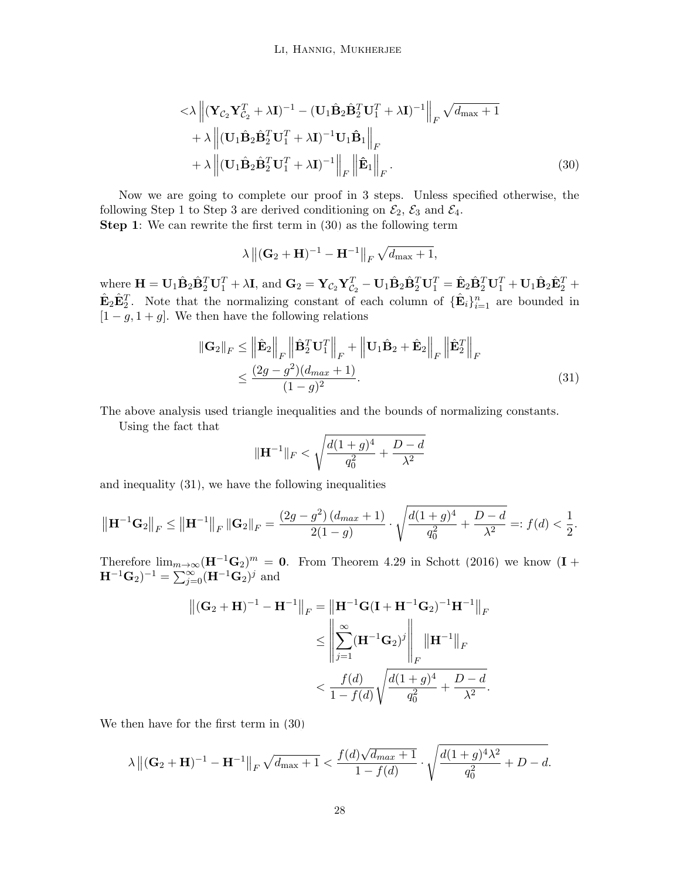$$
\begin{aligned}
<&\lambda \left\| (\mathbf{Y}_{\mathcal{C}_2}\mathbf{Y}_{\mathcal{C}_2}^T + \lambda\mathbf{I})^{-1} - (\mathbf{U}_1\hat{\mathbf{B}}_2\hat{\mathbf{B}}_2^T\mathbf{U}_1^T + \lambda\mathbf{I})^{-1} \right\|_F \sqrt{d_{\max}+1} \\
&+ \lambda \left\| (\mathbf{U}_1\hat{\mathbf{B}}_2\hat{\mathbf{B}}_2^T\mathbf{U}_1^T + \lambda\mathbf{I})^{-1}\mathbf{U}_1\hat{\mathbf{B}}_1 \right\|_F \\
&+ \lambda \left\| (\mathbf{U}_1\hat{\mathbf{B}}_2\hat{\mathbf{B}}_2^T\mathbf{U}_1^T + \lambda\mathbf{I})^{-1} \right\|_F \left\| \hat{\mathbf{E}}_1 \right\|_F. \qquad (30)
\end{aligned}
$$

Now we are going to complete our proof in 3 steps. Unless specified otherwise, the following Step 1 to Step 3 are derived conditioning on $\mathcal{E}_2$, $\mathcal{E}_3$ and $\mathcal{E}_4$.

**Step 1**: We can rewrite the first term in (30) as the following term

$$
\lambda \left\| (\mathbf{G}_2 + \mathbf{H})^{-1} - \mathbf{H}^{-1} \right\|_F \sqrt{d_{\max}+1},
$$

where $\mathbf{H} = \mathbf{U}_1\hat{\mathbf{B}}_2\hat{\mathbf{B}}_2^T\mathbf{U}_1^T + \lambda\mathbf{I}$, and $\mathbf{G}_2 = \mathbf{Y}_{\mathcal{C}_2}\mathbf{Y}_{\mathcal{C}_2}^T - \mathbf{U}_1\hat{\mathbf{B}}_2\hat{\mathbf{B}}_2^T\mathbf{U}_1^T = \hat{\mathbf{E}}_2\hat{\mathbf{B}}_2^T\mathbf{U}_1^T + \mathbf{U}_1\hat{\mathbf{B}}_2\hat{\mathbf{E}}_2^T + \hat{\mathbf{E}}_2\hat{\mathbf{E}}_2^T$. Note that the normalizing constant of each column of $\{\hat{\mathbf{E}}_i\}_{i=1}^n$ are bounded in $[1-g, 1+g]$. We then have the following relations

$$
\begin{aligned}
\|\mathbf{G}_2\|_F &\leq \left\|\hat{\mathbf{E}}_2\right\|_F \left\|\hat{\mathbf{B}}_2^T\mathbf{U}_1^T\right\|_F + \left\|\mathbf{U}_1\hat{\mathbf{B}}_2 + \hat{\mathbf{E}}_2\right\|_F \left\|\hat{\mathbf{E}}_2^T\right\|_F \\
&\leq \frac{(2g-g^2)(d_{max}+1)}{(1-g)^2}. \qquad (31)
\end{aligned}
$$

The above analysis used triangle inequalities and the bounds of normalizing constants.

Using the fact that

$$
\|\mathbf{H}^{-1}\|_F < \sqrt{\frac{d(1+g)^4}{q_0^2} + \frac{D-d}{\lambda^2}}
$$

and inequality (31), we have the following inequalities

$$
\left\|\mathbf{H}^{-1}\mathbf{G}_2\right\|_F \leq \left\|\mathbf{H}^{-1}\right\|_F \|\mathbf{G}_2\|_F = \frac{(2g-g^2)(d_{max}+1)}{2(1-g)} \cdot \sqrt{\frac{d(1+g)^4}{q_0^2} + \frac{D-d}{\lambda^2}} =: f(d) < \frac{1}{2}.
$$

Therefore $\lim_{m\to\infty}(\mathbf{H}^{-1}\mathbf{G}_2)^m = \mathbf{0}$. From Theorem 4.29 in Schott (2016) we know $(\mathbf{I} + \mathbf{H}^{-1}\mathbf{G}_2)^{-1} = \sum_{j=0}^{\infty}(\mathbf{H}^{-1}\mathbf{G}_2)^j$ and

$$
\begin{aligned}
\left\|(\mathbf{G}_2 + \mathbf{H})^{-1} - \mathbf{H}^{-1}\right\|_F &= \left\|\mathbf{H}^{-1}\mathbf{G}(\mathbf{I} + \mathbf{H}^{-1}\mathbf{G}_2)^{-1}\mathbf{H}^{-1}\right\|_F \\
&\leq \left\|\sum_{j=1}^{\infty}(\mathbf{H}^{-1}\mathbf{G}_2)^j\right\|_F \left\|\mathbf{H}^{-1}\right\|_F \\
&< \frac{f(d)}{1-f(d)}\sqrt{\frac{d(1+g)^4}{q_0^2} + \frac{D-d}{\lambda^2}}.
\end{aligned}
$$

We then have for the first term in (30)

$$
\lambda \left\|(\mathbf{G}_2 + \mathbf{H})^{-1} - \mathbf{H}^{-1}\right\|_F \sqrt{d_{\max}+1} < \frac{f(d)\sqrt{d_{max}+1}}{1-f(d)} \cdot \sqrt{\frac{d(1+g)^4\lambda^2}{q_0^2} + D - d}.
$$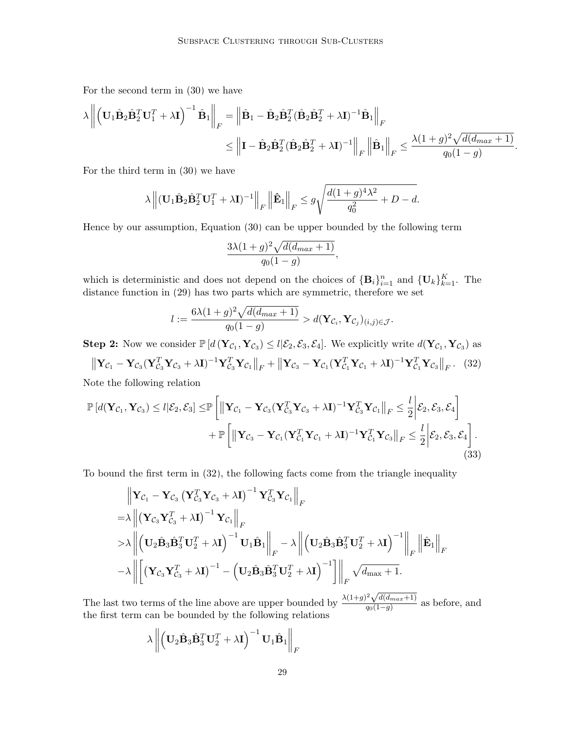For the second term in (30) we have

$$\lambda \left\| \left( \mathbf{U}_1 \hat{\mathbf{B}}_2 \hat{\mathbf{B}}_2^T \mathbf{U}_1^T + \lambda \mathbf{I} \right)^{-1} \hat{\mathbf{B}}_1 \right\|_F = \left\| \hat{\mathbf{B}}_1 - \hat{\mathbf{B}}_2 \hat{\mathbf{B}}_2^T (\hat{\mathbf{B}}_2 \hat{\mathbf{B}}_2^T + \lambda \mathbf{I})^{-1} \hat{\mathbf{B}}_1 \right\|_F$$
$$\leq \left\| \mathbf{I} - \hat{\mathbf{B}}_2 \hat{\mathbf{B}}_2^T (\hat{\mathbf{B}}_2 \hat{\mathbf{B}}_2^T + \lambda \mathbf{I})^{-1} \right\|_F \left\| \hat{\mathbf{B}}_1 \right\|_F \leq \frac{\lambda (1+g)^2 \sqrt{d(d_{max}+1)}}{q_0 (1-g)}.$$

For the third term in (30) we have

$$\lambda \left\| (\mathbf{U}_1 \hat{\mathbf{B}}_2 \hat{\mathbf{B}}_2^T \mathbf{U}_1^T + \lambda \mathbf{I})^{-1} \right\|_F \left\| \hat{\mathbf{E}}_1 \right\|_F \leq g \sqrt{\frac{d(1+g)^4 \lambda^2}{q_0^2} + D - d}.$$

Hence by our assumption, Equation (30) can be upper bounded by the following term

$$\frac{3\lambda (1+g)^2 \sqrt{d(d_{max}+1)}}{q_0 (1-g)},$$

which is deterministic and does not depend on the choices of $\{\mathbf{B}_i\}_{i=1}^n$ and $\{\mathbf{U}_k\}_{k=1}^K$. The distance function in (29) has two parts which are symmetric, therefore we set

$$l := \frac{6\lambda (1+g)^2 \sqrt{d(d_{max}+1)}}{q_0 (1-g)} > d(\mathbf{Y}_{\mathcal{C}_i}, \mathbf{Y}_{\mathcal{C}_j})_{(i,j) \in \mathcal{J}}.$$

**Step 2:** Now we consider $\mathbb{P}\left[d\left(\mathbf{Y}_{\mathcal{C}_1}, \mathbf{Y}_{\mathcal{C}_3}\right) \leq l | \mathcal{E}_2, \mathcal{E}_3, \mathcal{E}_4\right]$. We explicitly write $d(\mathbf{Y}_{\mathcal{C}_1}, \mathbf{Y}_{\mathcal{C}_3})$ as

$$\left\| \mathbf{Y}_{\mathcal{C}_1} - \mathbf{Y}_{\mathcal{C}_3} (\mathbf{Y}_{\mathcal{C}_3}^T \mathbf{Y}_{\mathcal{C}_3} + \lambda \mathbf{I})^{-1} \mathbf{Y}_{\mathcal{C}_3}^T \mathbf{Y}_{\mathcal{C}_1} \right\|_F + \left\| \mathbf{Y}_{\mathcal{C}_3} - \mathbf{Y}_{\mathcal{C}_1} (\mathbf{Y}_{\mathcal{C}_1}^T \mathbf{Y}_{\mathcal{C}_1} + \lambda \mathbf{I})^{-1} \mathbf{Y}_{\mathcal{C}_1}^T \mathbf{Y}_{\mathcal{C}_3} \right\|_F. \quad (32)$$

Note the following relation

$$\mathbb{P}\left[d(\mathbf{Y}_{\mathcal{C}_1}, \mathbf{Y}_{\mathcal{C}_3}) \leq l | \mathcal{E}_2, \mathcal{E}_3\right] \leq \mathbb{P}\left[ \left\| \mathbf{Y}_{\mathcal{C}_1} - \mathbf{Y}_{\mathcal{C}_3} (\mathbf{Y}_{\mathcal{C}_3}^T \mathbf{Y}_{\mathcal{C}_3} + \lambda \mathbf{I})^{-1} \mathbf{Y}_{\mathcal{C}_3}^T \mathbf{Y}_{\mathcal{C}_1} \right\|_F \leq \frac{l}{2} \middle| \mathcal{E}_2, \mathcal{E}_3, \mathcal{E}_4 \right]$$
$$+ \mathbb{P}\left[ \left\| \mathbf{Y}_{\mathcal{C}_3} - \mathbf{Y}_{\mathcal{C}_1} (\mathbf{Y}_{\mathcal{C}_1}^T \mathbf{Y}_{\mathcal{C}_1} + \lambda \mathbf{I})^{-1} \mathbf{Y}_{\mathcal{C}_1}^T \mathbf{Y}_{\mathcal{C}_3} \right\|_F \leq \frac{l}{2} \middle| \mathcal{E}_2, \mathcal{E}_3, \mathcal{E}_4 \right]. \quad (33)$$

To bound the first term in (32), the following facts come from the triangle inequality

$$\begin{aligned}
&\left\| \mathbf{Y}_{\mathcal{C}_1} - \mathbf{Y}_{\mathcal{C}_3} \left( \mathbf{Y}_{\mathcal{C}_3}^T \mathbf{Y}_{\mathcal{C}_3} + \lambda \mathbf{I} \right)^{-1} \mathbf{Y}_{\mathcal{C}_3}^T \mathbf{Y}_{\mathcal{C}_1} \right\|_F \\
=& \lambda \left\| \left( \mathbf{Y}_{\mathcal{C}_3} \mathbf{Y}_{\mathcal{C}_3}^T + \lambda \mathbf{I} \right)^{-1} \mathbf{Y}_{\mathcal{C}_1} \right\|_F \\
>& \lambda \left\| \left( \mathbf{U}_2 \hat{\mathbf{B}}_3 \hat{\mathbf{B}}_3^T \mathbf{U}_2^T + \lambda \mathbf{I} \right)^{-1} \mathbf{U}_1 \hat{\mathbf{B}}_1 \right\|_F - \lambda \left\| \left( \mathbf{U}_2 \hat{\mathbf{B}}_3 \hat{\mathbf{B}}_3^T \mathbf{U}_2^T + \lambda \mathbf{I} \right)^{-1} \right\|_F \left\| \hat{\mathbf{E}}_1 \right\|_F \\
-& \lambda \left\| \left[ \left( \mathbf{Y}_{\mathcal{C}_3} \mathbf{Y}_{\mathcal{C}_3}^T + \lambda \mathbf{I} \right)^{-1} - \left( \mathbf{U}_2 \hat{\mathbf{B}}_3 \hat{\mathbf{B}}_3^T \mathbf{U}_2^T + \lambda \mathbf{I} \right)^{-1} \right] \right\|_F \sqrt{d_{\max} + 1}.
\end{aligned}$$

The last two terms of the line above are upper bounded by $\frac{\lambda(1+g)^2 \sqrt{d(d_{max}+1)}}{q_0(1-g)}$ as before, and the first term can be bounded by the following relations

$$\lambda \left\| \left( \mathbf{U}_2 \hat{\mathbf{B}}_3 \hat{\mathbf{B}}_3^T \mathbf{U}_2^T + \lambda \mathbf{I} \right)^{-1} \mathbf{U}_1 \hat{\mathbf{B}}_1 \right\|_F$$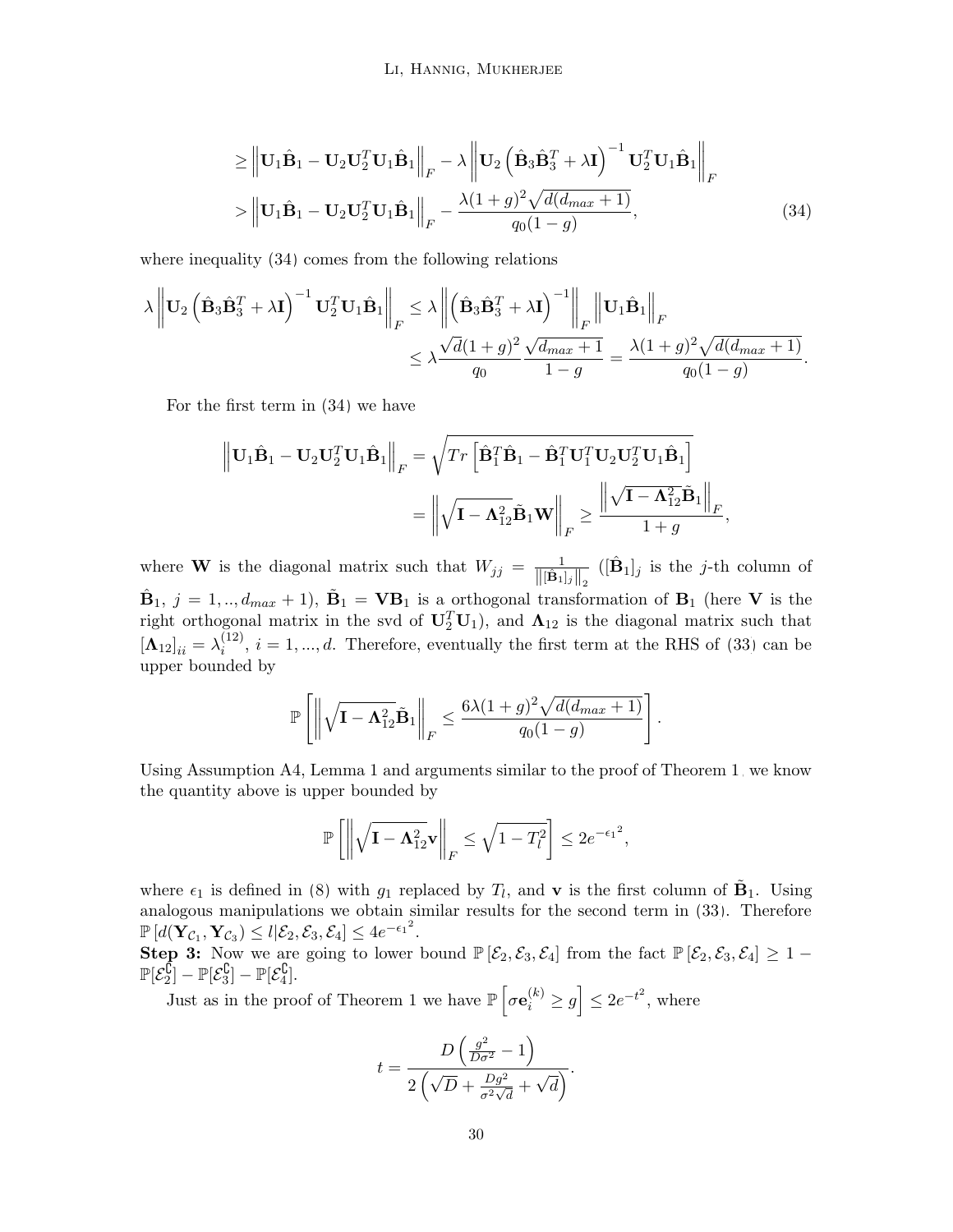$$\geq \left\| \mathbf{U}_1 \hat{\mathbf{B}}_1 - \mathbf{U}_2 \mathbf{U}_2^T \mathbf{U}_1 \hat{\mathbf{B}}_1 \right\|_F - \lambda \left\| \mathbf{U}_2 \left( \hat{\mathbf{B}}_3 \hat{\mathbf{B}}_3^T + \lambda \mathbf{I} \right)^{-1} \mathbf{U}_2^T \mathbf{U}_1 \hat{\mathbf{B}}_1 \right\|_F$$

$$> \left\| \mathbf{U}_1 \hat{\mathbf{B}}_1 - \mathbf{U}_2 \mathbf{U}_2^T \mathbf{U}_1 \hat{\mathbf{B}}_1 \right\|_F - \frac{\lambda (1+g)^2 \sqrt{d(d_{max}+1)}}{q_0 (1-g)}, \tag{34}$$

where inequality (34) comes from the following relations

$$\lambda \left\| \mathbf{U}_2 \left( \hat{\mathbf{B}}_3 \hat{\mathbf{B}}_3^T + \lambda \mathbf{I} \right)^{-1} \mathbf{U}_2^T \mathbf{U}_1 \hat{\mathbf{B}}_1 \right\|_F \leq \lambda \left\| \left( \hat{\mathbf{B}}_3 \hat{\mathbf{B}}_3^T + \lambda \mathbf{I} \right)^{-1} \right\|_F \left\| \mathbf{U}_1 \hat{\mathbf{B}}_1 \right\|_F$$

$$\leq \lambda \frac{\sqrt{d}(1+g)^2}{q_0} \frac{\sqrt{d_{max}+1}}{1-g} = \frac{\lambda (1+g)^2 \sqrt{d(d_{max}+1)}}{q_0 (1-g)}.$$

For the first term in (34) we have

$$\left\| \mathbf{U}_1 \hat{\mathbf{B}}_1 - \mathbf{U}_2 \mathbf{U}_2^T \mathbf{U}_1 \hat{\mathbf{B}}_1 \right\|_F = \sqrt{Tr \left[ \hat{\mathbf{B}}_1^T \hat{\mathbf{B}}_1 - \hat{\mathbf{B}}_1^T \mathbf{U}_1^T \mathbf{U}_2 \mathbf{U}_2^T \mathbf{U}_1 \hat{\mathbf{B}}_1 \right]}$$

$$= \left\| \sqrt{\mathbf{I} - \mathbf{\Lambda}_{12}^2} \tilde{\mathbf{B}}_1 \mathbf{W} \right\|_F \geq \frac{\left\| \sqrt{\mathbf{I} - \mathbf{\Lambda}_{12}^2} \tilde{\mathbf{B}}_1 \right\|_F}{1+g},$$

where $\mathbf{W}$ is the diagonal matrix such that $W_{jj} = \frac{1}{\left\| [\hat{\mathbf{B}}_1]_j \right\|_2}$ ($[\hat{\mathbf{B}}_1]_j$ is the $j$-th column of $\hat{\mathbf{B}}_1$, $j = 1, .., d_{max}+1$), $\tilde{\mathbf{B}}_1 = \mathbf{V}\mathbf{B}_1$ is a orthogonal transformation of $\mathbf{B}_1$ (here $\mathbf{V}$ is the right orthogonal matrix in the svd of $\mathbf{U}_2^T \mathbf{U}_1$), and $\mathbf{\Lambda}_{12}$ is the diagonal matrix such that $[\mathbf{\Lambda}_{12}]_{ii} = \lambda_i^{(12)}$, $i = 1, ..., d$. Therefore, eventually the first term at the RHS of (33) can be upper bounded by

$$\mathbb{P} \left[ \left\| \sqrt{\mathbf{I} - \mathbf{\Lambda}_{12}^2} \tilde{\mathbf{B}}_1 \right\|_F \leq \frac{6 \lambda (1+g)^2 \sqrt{d(d_{max}+1)}}{q_0 (1-g)} \right].$$

Using Assumption A4, Lemma 1 and arguments similar to the proof of Theorem 1, we know the quantity above is upper bounded by

$$\mathbb{P} \left[ \left\| \sqrt{\mathbf{I} - \mathbf{\Lambda}_{12}^2} \mathbf{v} \right\|_F \leq \sqrt{1 - T_l^2} \right] \leq 2 e^{-\epsilon_1{}^2},$$

where $\epsilon_1$ is defined in (8) with $g_1$ replaced by $T_l$, and $\mathbf{v}$ is the first column of $\tilde{\mathbf{B}}_1$. Using analogous manipulations we obtain similar results for the second term in (33). Therefore $\mathbb{P} \left[ d(\mathbf{Y}_{\mathcal{C}_1}, \mathbf{Y}_{\mathcal{C}_3}) \leq l | \mathcal{E}_2, \mathcal{E}_3, \mathcal{E}_4 \right] \leq 4 e^{-\epsilon_1{}^2}$.

**Step 3:** Now we are going to lower bound $\mathbb{P} \left[ \mathcal{E}_2, \mathcal{E}_3, \mathcal{E}_4 \right]$ from the fact $\mathbb{P} \left[ \mathcal{E}_2, \mathcal{E}_3, \mathcal{E}_4 \right] \geq 1 - \mathbb{P}[\mathcal{E}_2^\complement] - \mathbb{P}[\mathcal{E}_3^\complement] - \mathbb{P}[\mathcal{E}_4^\complement]$.

Just as in the proof of Theorem 1 we have $\mathbb{P} \left[ \sigma \mathbf{e}_i^{(k)} \geq g \right] \leq 2 e^{-t^2}$, where

$$t = \frac{D \left( \frac{g^2}{D \sigma^2} - 1 \right)}{2 \left( \sqrt{D} + \frac{D g^2}{\sigma^2 \sqrt{d}} + \sqrt{d} \right)}.$$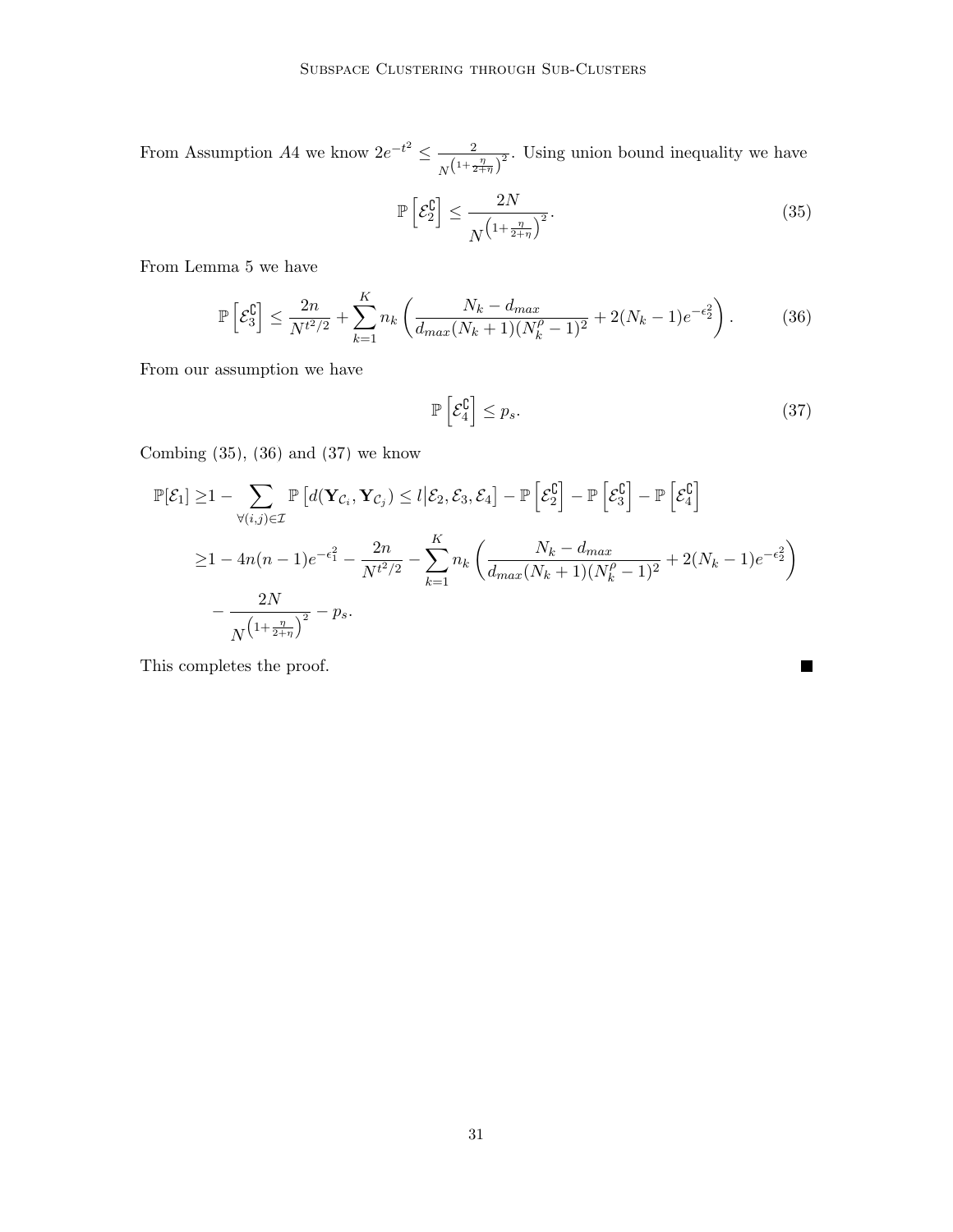From Assumption $A4$ we know $2e^{-t^2} \leq \frac{2}{N^{\left(1+\frac{\eta}{2+\eta}\right)^2}}$. Using union bound inequality we have

$$
\mathbb{P}\left[\mathcal{E}_2^{\complement}\right] \leq \frac{2N}{N^{\left(1+\frac{\eta}{2+\eta}\right)^2}}. \tag{35}
$$

From Lemma 5 we have

$$
\mathbb{P}\left[\mathcal{E}_3^{\complement}\right] \leq \frac{2n}{N^{t^2/2}} + \sum_{k=1}^{K} n_k \left( \frac{N_k - d_{max}}{d_{max}(N_k+1)(N_k^{\rho}-1)^2} + 2(N_k-1)e^{-\epsilon_2^2} \right). \tag{36}
$$

From our assumption we have

$$
\mathbb{P}\left[\mathcal{E}_4^{\complement}\right] \leq p_s. \tag{37}
$$

Combing (35), (36) and (37) we know

$$
\begin{aligned}
\mathbb{P}[\mathcal{E}_1] \geq & 1 - \sum_{\forall (i,j)\in\mathcal{I}} \mathbb{P}\left[d(\mathbf{Y}_{\mathcal{C}_i}, \mathbf{Y}_{\mathcal{C}_j}) \leq l \middle| \mathcal{E}_2, \mathcal{E}_3, \mathcal{E}_4\right] - \mathbb{P}\left[\mathcal{E}_2^{\complement}\right] - \mathbb{P}\left[\mathcal{E}_3^{\complement}\right] - \mathbb{P}\left[\mathcal{E}_4^{\complement}\right] \\
\geq & 1 - 4n(n-1)e^{-\epsilon_1^2} - \frac{2n}{N^{t^2/2}} - \sum_{k=1}^{K} n_k \left( \frac{N_k - d_{max}}{d_{max}(N_k+1)(N_k^{\rho}-1)^2} + 2(N_k-1)e^{-\epsilon_2^2} \right) \\
& - \frac{2N}{N^{\left(1+\frac{\eta}{2+\eta}\right)^2}} - p_s.
\end{aligned}
$$

This completes the proof. ■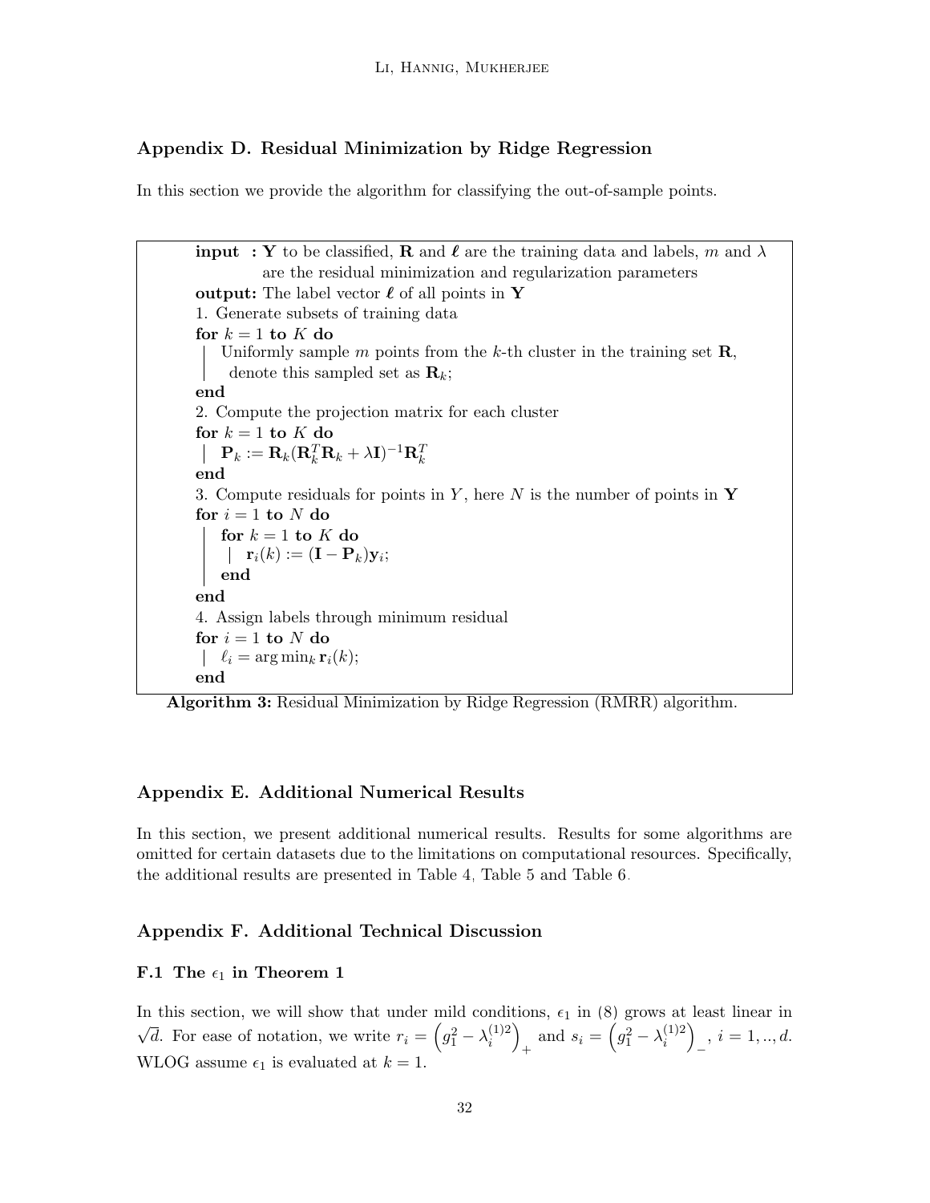## Appendix D. Residual Minimization by Ridge Regression

In this section we provide the algorithm for classifying the out-of-sample points.

```
input  : Y to be classified, R and ℓ are the training data and labels, m and λ
         are the residual minimization and regularization parameters
output: The label vector ℓ of all points in Y
1. Generate subsets of training data
for k = 1 to K do
    Uniformly sample m points from the k-th cluster in the training set R,
      denote this sampled set as R_k;
end
2. Compute the projection matrix for each cluster
for k = 1 to K do
    P_k := R_k(R_k^T R_k + λI)^{-1} R_k^T
end
3. Compute residuals for points in Y, here N is the number of points in Y
for i = 1 to N do
    for k = 1 to K do
        r_i(k) := (I − P_k) y_i;
    end
end
4. Assign labels through minimum residual
for i = 1 to N do
    ℓ_i = arg min_k r_i(k);
end
```

**Algorithm 3:** Residual Minimization by Ridge Regression (RMRR) algorithm.

## Appendix E. Additional Numerical Results

In this section, we present additional numerical results. Results for some algorithms are omitted for certain datasets due to the limitations on computational resources. Specifically, the additional results are presented in Table 4, Table 5 and Table 6.

## Appendix F. Additional Technical Discussion

### F.1 The $\epsilon_1$ in Theorem 1

In this section, we will show that under mild conditions, $\epsilon_1$ in (8) grows at least linear in $\sqrt{d}$. For ease of notation, we write $r_i = \left(g_1^2 - \lambda_i^{(1)2}\right)_+$ and $s_i = \left(g_1^2 - \lambda_i^{(1)2}\right)_-$, $i = 1, .., d$. WLOG assume $\epsilon_1$ is evaluated at $k = 1$.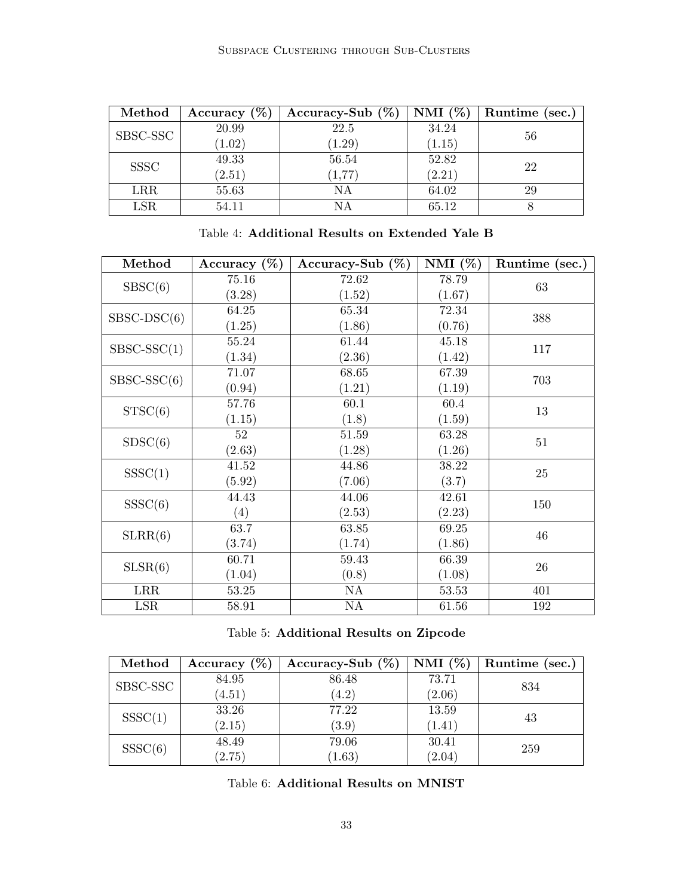| Method | Accuracy (%) | Accuracy-Sub (%) | NMI (%) | Runtime (sec.) |
|---|---|---|---|---|
| SBSC-SSC | 20.99 (1.02) | 22.5 (1.29) | 34.24 (1.15) | 56 |
| SSSC | 49.33 (2.51) | 56.54 (1,77) | 52.82 (2.21) | 22 |
| LRR | 55.63 | NA | 64.02 | 29 |
| LSR | 54.11 | NA | 65.12 | 8 |

Table 4: **Additional Results on Extended Yale B**

| Method | Accuracy (%) | Accuracy-Sub (%) | NMI (%) | Runtime (sec.) |
|---|---|---|---|---|
| SBSC(6) | 75.16 (3.28) | 72.62 (1.52) | 78.79 (1.67) | 63 |
| SBSC-DSC(6) | 64.25 (1.25) | 65.34 (1.86) | 72.34 (0.76) | 388 |
| SBSC-SSC(1) | 55.24 (1.34) | 61.44 (2.36) | 45.18 (1.42) | 117 |
| SBSC-SSC(6) | 71.07 (0.94) | 68.65 (1.21) | 67.39 (1.19) | 703 |
| STSC(6) | 57.76 (1.15) | 60.1 (1.8) | 60.4 (1.59) | 13 |
| SDSC(6) | 52 (2.63) | 51.59 (1.28) | 63.28 (1.26) | 51 |
| SSSC(1) | 41.52 (5.92) | 44.86 (7.06) | 38.22 (3.7) | 25 |
| SSSC(6) | 44.43 (4) | 44.06 (2.53) | 42.61 (2.23) | 150 |
| SLRR(6) | 63.7 (3.74) | 63.85 (1.74) | 69.25 (1.86) | 46 |
| SLSR(6) | 60.71 (1.04) | 59.43 (0.8) | 66.39 (1.08) | 26 |
| LRR | 53.25 | NA | 53.53 | 401 |
| LSR | 58.91 | NA | 61.56 | 192 |

Table 5: **Additional Results on Zipcode**

| Method | Accuracy (%) | Accuracy-Sub (%) | NMI (%) | Runtime (sec.) |
|---|---|---|---|---|
| SBSC-SSC | 84.95 (4.51) | 86.48 (4.2) | 73.71 (2.06) | 834 |
| SSSC(1) | 33.26 (2.15) | 77.22 (3.9) | 13.59 (1.41) | 43 |
| SSSC(6) | 48.49 (2.75) | 79.06 (1.63) | 30.41 (2.04) | 259 |

Table 6: **Additional Results on MNIST**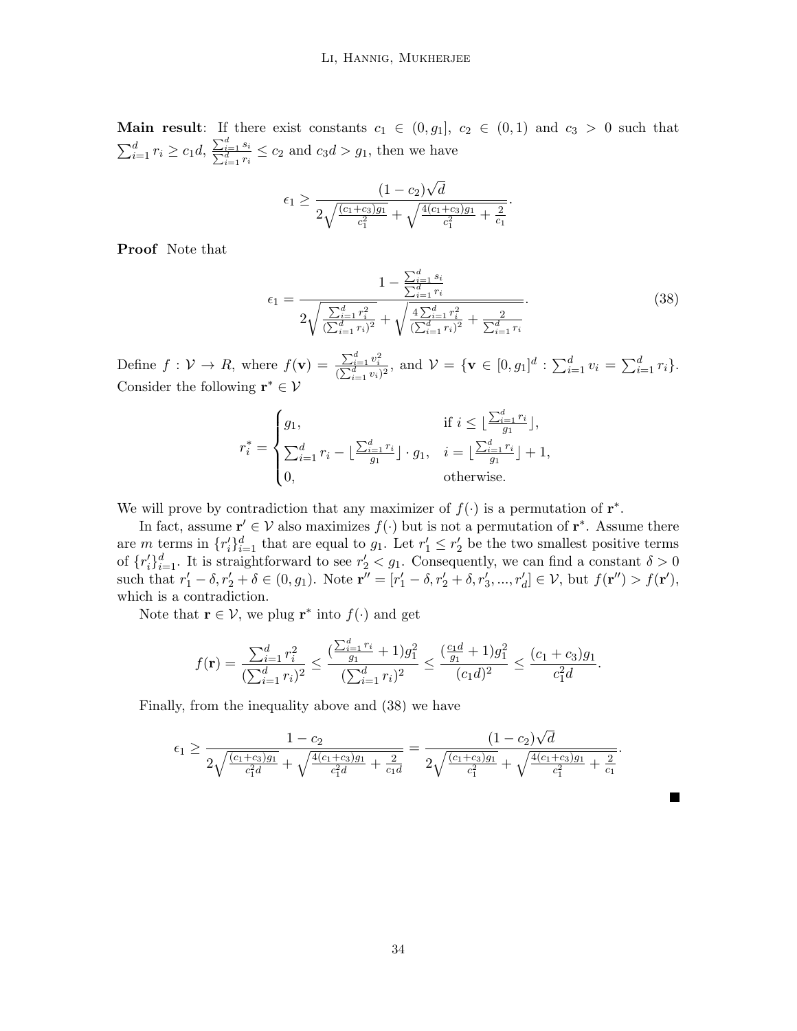**Main result**: If there exist constants $c_1 \in (0, g_1]$, $c_2 \in (0, 1)$ and $c_3 > 0$ such that $\sum_{i=1}^d r_i \geq c_1 d$, $\frac{\sum_{i=1}^d s_i}{\sum_{i=1}^d r_i} \leq c_2$ and $c_3 d > g_1$, then we have

$$\epsilon_1 \geq \frac{(1-c_2)\sqrt{d}}{2\sqrt{\frac{(c_1+c_3)g_1}{c_1^2}} + \sqrt{\frac{4(c_1+c_3)g_1}{c_1^2} + \frac{2}{c_1}}}.$$

**Proof** Note that

$$\epsilon_1 = \frac{1 - \frac{\sum_{i=1}^d s_i}{\sum_{i=1}^d r_i}}{2\sqrt{\frac{\sum_{i=1}^d r_i^2}{(\sum_{i=1}^d r_i)^2}} + \sqrt{\frac{4\sum_{i=1}^d r_i^2}{(\sum_{i=1}^d r_i)^2} + \frac{2}{\sum_{i=1}^d r_i}}}. \tag{38}$$

Define $f : \mathcal{V} \to R$, where $f(\mathbf{v}) = \frac{\sum_{i=1}^d v_i^2}{(\sum_{i=1}^d v_i)^2}$, and $\mathcal{V} = \{\mathbf{v} \in [0, g_1]^d : \sum_{i=1}^d v_i = \sum_{i=1}^d r_i\}$. Consider the following $\mathbf{r}^* \in \mathcal{V}$

$$r_i^* = \begin{cases} g_1, & \text{if } i \leq \lfloor \frac{\sum_{i=1}^d r_i}{g_1} \rfloor, \\ \sum_{i=1}^d r_i - \lfloor \frac{\sum_{i=1}^d r_i}{g_1} \rfloor \cdot g_1, & i = \lfloor \frac{\sum_{i=1}^d r_i}{g_1} \rfloor + 1, \\ 0, & \text{otherwise.} \end{cases}$$

We will prove by contradiction that any maximizer of $f(\cdot)$ is a permutation of $\mathbf{r}^*$.

In fact, assume $\mathbf{r}' \in \mathcal{V}$ also maximizes $f(\cdot)$ but is not a permutation of $\mathbf{r}^*$. Assume there are $m$ terms in $\{r_i'\}_{i=1}^d$ that are equal to $g_1$. Let $r_1' \leq r_2'$ be the two smallest positive terms of $\{r_i'\}_{i=1}^d$. It is straightforward to see $r_2' < g_1$. Consequently, we can find a constant $\delta > 0$ such that $r_1' - \delta, r_2' + \delta \in (0, g_1)$. Note $\mathbf{r}'' = [r_1' - \delta, r_2' + \delta, r_3', ..., r_d'] \in \mathcal{V}$, but $f(\mathbf{r}'') > f(\mathbf{r}')$, which is a contradiction.

Note that $\mathbf{r} \in \mathcal{V}$, we plug $\mathbf{r}^*$ into $f(\cdot)$ and get

$$f(\mathbf{r}) = \frac{\sum_{i=1}^d r_i^2}{(\sum_{i=1}^d r_i)^2} \leq \frac{(\frac{\sum_{i=1}^d r_i}{g_1} + 1)g_1^2}{(\sum_{i=1}^d r_i)^2} \leq \frac{(\frac{c_1 d}{g_1} + 1)g_1^2}{(c_1 d)^2} \leq \frac{(c_1 + c_3)g_1}{c_1^2 d}.$$

Finally, from the inequality above and (38) we have

$$\epsilon_1 \geq \frac{1 - c_2}{2\sqrt{\frac{(c_1+c_3)g_1}{c_1^2 d}} + \sqrt{\frac{4(c_1+c_3)g_1}{c_1^2 d} + \frac{2}{c_1 d}}} = \frac{(1-c_2)\sqrt{d}}{2\sqrt{\frac{(c_1+c_3)g_1}{c_1^2}} + \sqrt{\frac{4(c_1+c_3)g_1}{c_1^2} + \frac{2}{c_1}}}.$$

∎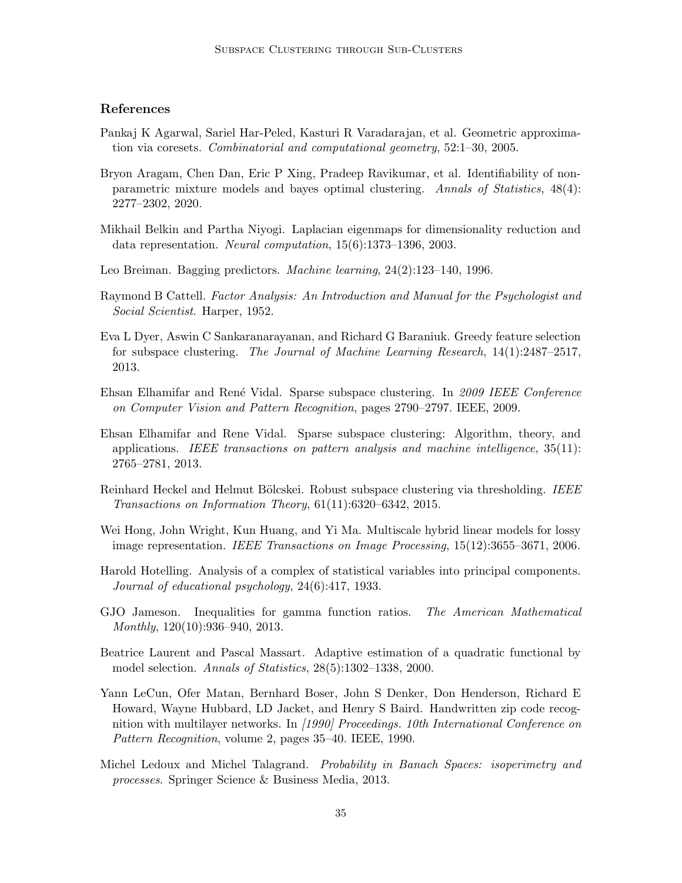## References

Pankaj K Agarwal, Sariel Har-Peled, Kasturi R Varadarajan, et al. Geometric approximation via coresets. *Combinatorial and computational geometry*, 52:1–30, 2005.

Bryon Aragam, Chen Dan, Eric P Xing, Pradeep Ravikumar, et al. Identifiability of nonparametric mixture models and bayes optimal clustering. *Annals of Statistics*, 48(4): 2277–2302, 2020.

Mikhail Belkin and Partha Niyogi. Laplacian eigenmaps for dimensionality reduction and data representation. *Neural computation*, 15(6):1373–1396, 2003.

Leo Breiman. Bagging predictors. *Machine learning*, 24(2):123–140, 1996.

Raymond B Cattell. *Factor Analysis: An Introduction and Manual for the Psychologist and Social Scientist*. Harper, 1952.

Eva L Dyer, Aswin C Sankaranarayanan, and Richard G Baraniuk. Greedy feature selection for subspace clustering. *The Journal of Machine Learning Research*, 14(1):2487–2517, 2013.

Ehsan Elhamifar and René Vidal. Sparse subspace clustering. In *2009 IEEE Conference on Computer Vision and Pattern Recognition*, pages 2790–2797. IEEE, 2009.

Ehsan Elhamifar and Rene Vidal. Sparse subspace clustering: Algorithm, theory, and applications. *IEEE transactions on pattern analysis and machine intelligence*, 35(11): 2765–2781, 2013.

Reinhard Heckel and Helmut Bölcskei. Robust subspace clustering via thresholding. *IEEE Transactions on Information Theory*, 61(11):6320–6342, 2015.

Wei Hong, John Wright, Kun Huang, and Yi Ma. Multiscale hybrid linear models for lossy image representation. *IEEE Transactions on Image Processing*, 15(12):3655–3671, 2006.

Harold Hotelling. Analysis of a complex of statistical variables into principal components. *Journal of educational psychology*, 24(6):417, 1933.

GJO Jameson. Inequalities for gamma function ratios. *The American Mathematical Monthly*, 120(10):936–940, 2013.

Beatrice Laurent and Pascal Massart. Adaptive estimation of a quadratic functional by model selection. *Annals of Statistics*, 28(5):1302–1338, 2000.

Yann LeCun, Ofer Matan, Bernhard Boser, John S Denker, Don Henderson, Richard E Howard, Wayne Hubbard, LD Jacket, and Henry S Baird. Handwritten zip code recognition with multilayer networks. In *[1990] Proceedings. 10th International Conference on Pattern Recognition*, volume 2, pages 35–40. IEEE, 1990.

Michel Ledoux and Michel Talagrand. *Probability in Banach Spaces: isoperimetry and processes*. Springer Science & Business Media, 2013.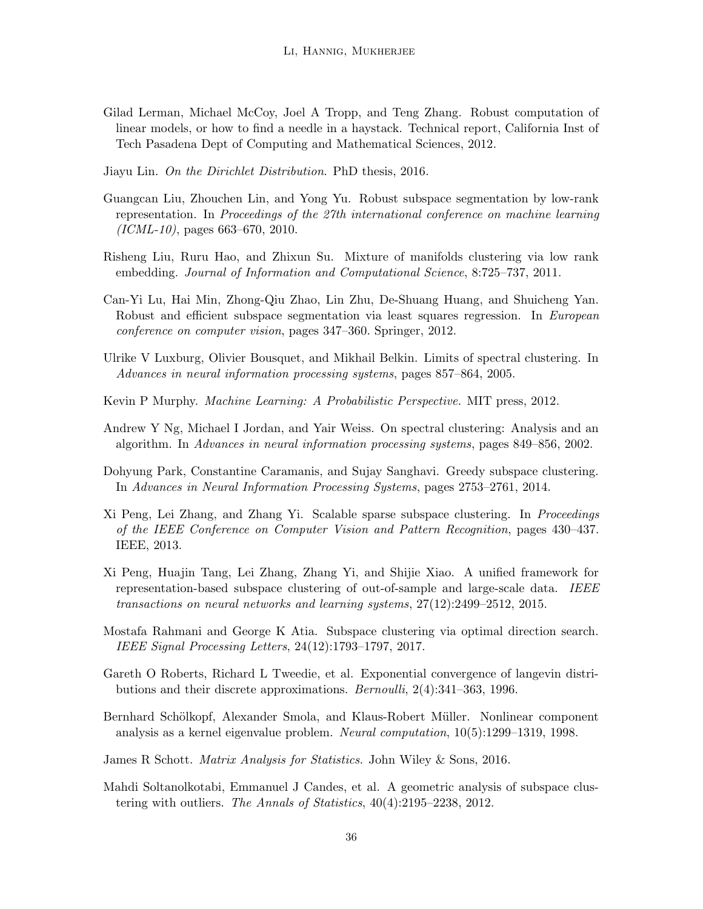Gilad Lerman, Michael McCoy, Joel A Tropp, and Teng Zhang. Robust computation of linear models, or how to find a needle in a haystack. Technical report, California Inst of Tech Pasadena Dept of Computing and Mathematical Sciences, 2012.

Jiayu Lin. *On the Dirichlet Distribution*. PhD thesis, 2016.

Guangcan Liu, Zhouchen Lin, and Yong Yu. Robust subspace segmentation by low-rank representation. In *Proceedings of the 27th international conference on machine learning (ICML-10)*, pages 663–670, 2010.

Risheng Liu, Ruru Hao, and Zhixun Su. Mixture of manifolds clustering via low rank embedding. *Journal of Information and Computational Science*, 8:725–737, 2011.

Can-Yi Lu, Hai Min, Zhong-Qiu Zhao, Lin Zhu, De-Shuang Huang, and Shuicheng Yan. Robust and efficient subspace segmentation via least squares regression. In *European conference on computer vision*, pages 347–360. Springer, 2012.

Ulrike V Luxburg, Olivier Bousquet, and Mikhail Belkin. Limits of spectral clustering. In *Advances in neural information processing systems*, pages 857–864, 2005.

Kevin P Murphy. *Machine Learning: A Probabilistic Perspective*. MIT press, 2012.

Andrew Y Ng, Michael I Jordan, and Yair Weiss. On spectral clustering: Analysis and an algorithm. In *Advances in neural information processing systems*, pages 849–856, 2002.

Dohyung Park, Constantine Caramanis, and Sujay Sanghavi. Greedy subspace clustering. In *Advances in Neural Information Processing Systems*, pages 2753–2761, 2014.

Xi Peng, Lei Zhang, and Zhang Yi. Scalable sparse subspace clustering. In *Proceedings of the IEEE Conference on Computer Vision and Pattern Recognition*, pages 430–437. IEEE, 2013.

Xi Peng, Huajin Tang, Lei Zhang, Zhang Yi, and Shijie Xiao. A unified framework for representation-based subspace clustering of out-of-sample and large-scale data. *IEEE transactions on neural networks and learning systems*, 27(12):2499–2512, 2015.

Mostafa Rahmani and George K Atia. Subspace clustering via optimal direction search. *IEEE Signal Processing Letters*, 24(12):1793–1797, 2017.

Gareth O Roberts, Richard L Tweedie, et al. Exponential convergence of langevin distributions and their discrete approximations. *Bernoulli*, 2(4):341–363, 1996.

Bernhard Schölkopf, Alexander Smola, and Klaus-Robert Müller. Nonlinear component analysis as a kernel eigenvalue problem. *Neural computation*, 10(5):1299–1319, 1998.

James R Schott. *Matrix Analysis for Statistics*. John Wiley & Sons, 2016.

Mahdi Soltanolkotabi, Emmanuel J Candes, et al. A geometric analysis of subspace clustering with outliers. *The Annals of Statistics*, 40(4):2195–2238, 2012.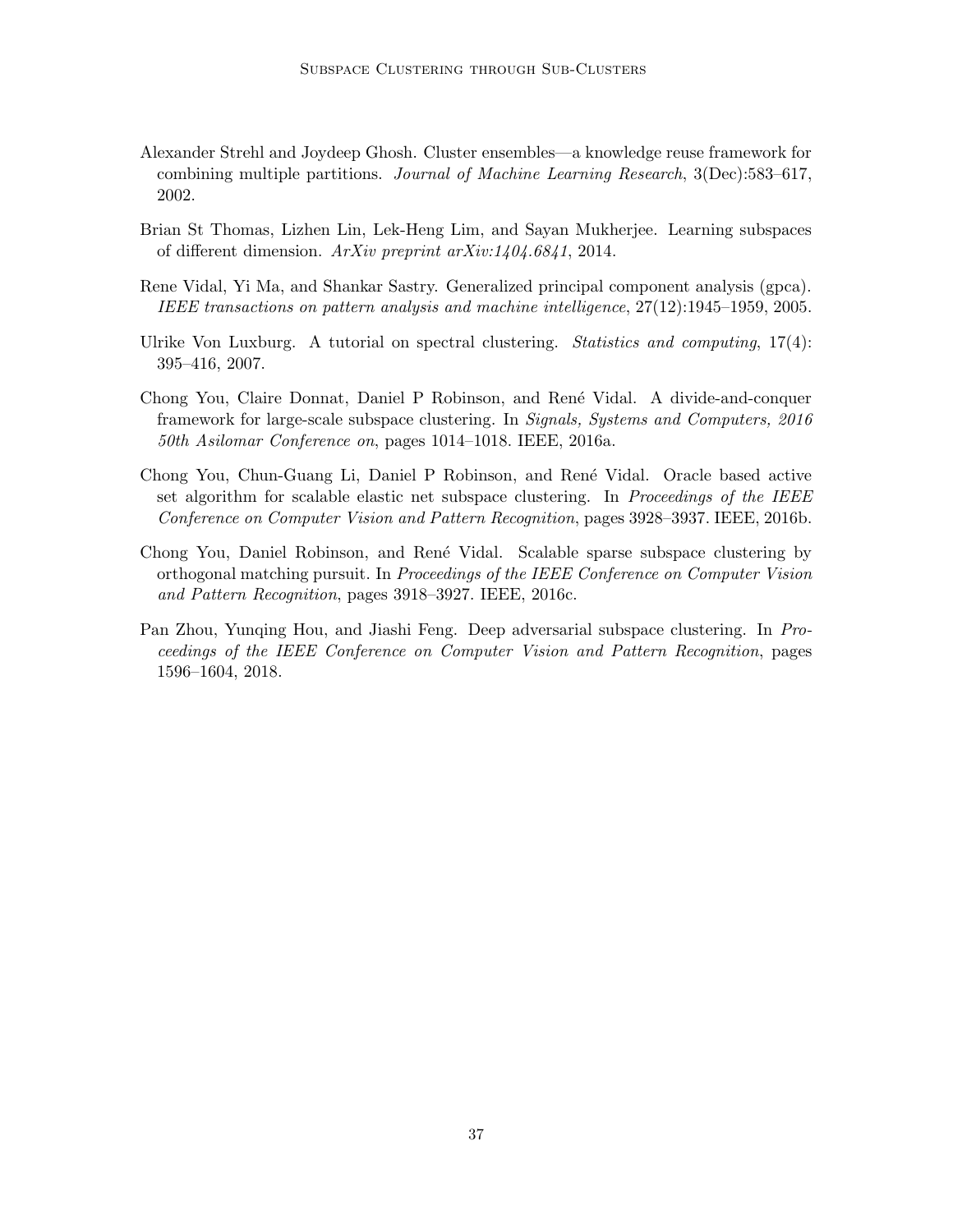Alexander Strehl and Joydeep Ghosh. Cluster ensembles—a knowledge reuse framework for combining multiple partitions. *Journal of Machine Learning Research*, 3(Dec):583–617, 2002.

Brian St Thomas, Lizhen Lin, Lek-Heng Lim, and Sayan Mukherjee. Learning subspaces of different dimension. *ArXiv preprint arXiv:1404.6841*, 2014.

Rene Vidal, Yi Ma, and Shankar Sastry. Generalized principal component analysis (gpca). *IEEE transactions on pattern analysis and machine intelligence*, 27(12):1945–1959, 2005.

Ulrike Von Luxburg. A tutorial on spectral clustering. *Statistics and computing*, 17(4): 395–416, 2007.

Chong You, Claire Donnat, Daniel P Robinson, and René Vidal. A divide-and-conquer framework for large-scale subspace clustering. In *Signals, Systems and Computers, 2016 50th Asilomar Conference on*, pages 1014–1018. IEEE, 2016a.

Chong You, Chun-Guang Li, Daniel P Robinson, and René Vidal. Oracle based active set algorithm for scalable elastic net subspace clustering. In *Proceedings of the IEEE Conference on Computer Vision and Pattern Recognition*, pages 3928–3937. IEEE, 2016b.

Chong You, Daniel Robinson, and René Vidal. Scalable sparse subspace clustering by orthogonal matching pursuit. In *Proceedings of the IEEE Conference on Computer Vision and Pattern Recognition*, pages 3918–3927. IEEE, 2016c.

Pan Zhou, Yunqing Hou, and Jiashi Feng. Deep adversarial subspace clustering. In *Proceedings of the IEEE Conference on Computer Vision and Pattern Recognition*, pages 1596–1604, 2018.